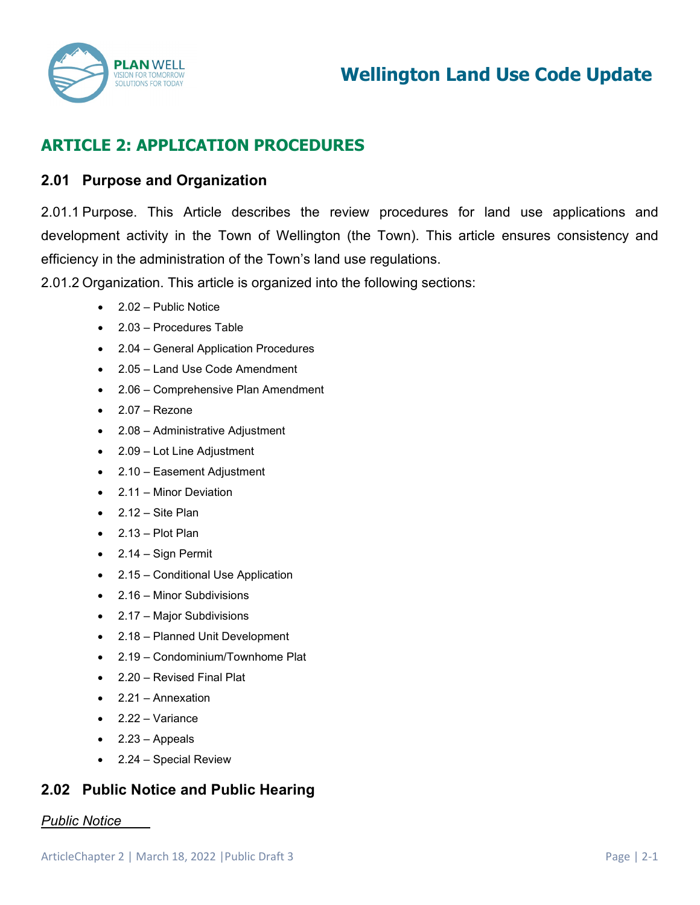# ARTICLE 2: APPLICATION PROCEDURES

## 2.01 Purpose and Organization

2.01.1 Purpose. This Article describes the review procedures for land use applications and development activity in the Town of Wellington (the Town). This article ensures consistency and efficiency in the administration of the Town's land use regulations.

2.01.2 Organization. This article is organized into the following sections:

- 2.02 – Public Notice
- 2.03 – Procedures Table
- 2.04 – General Application Procedures
- 2.05 – Land Use Code Amendment
- 2.06 – Comprehensive Plan Amendment
- 2.07 – Rezone
- 2.08 – Administrative Adjustment
- 2.09 – Lot Line Adjustment
- 2.10 – Easement Adjustment
- 2.11 – Minor Deviation
- 2.12 – Site Plan
- 2.13 – Plot Plan
- 2.14 – Sign Permit
- 2.15 – Conditional Use Application
- 2.16 – Minor Subdivisions
- 2.17 – Major Subdivisions
- 2.18 – Planned Unit Development
- 2.19 – Condominium/Townhome Plat
- 2.20 – Revised Final Plat
- 2.21 – Annexation
- 2.22 – Variance
- 2.23 – Appeals
- 2.24 – Special Review

## 2.02 Public Notice and Public Hearing

*Public Notice*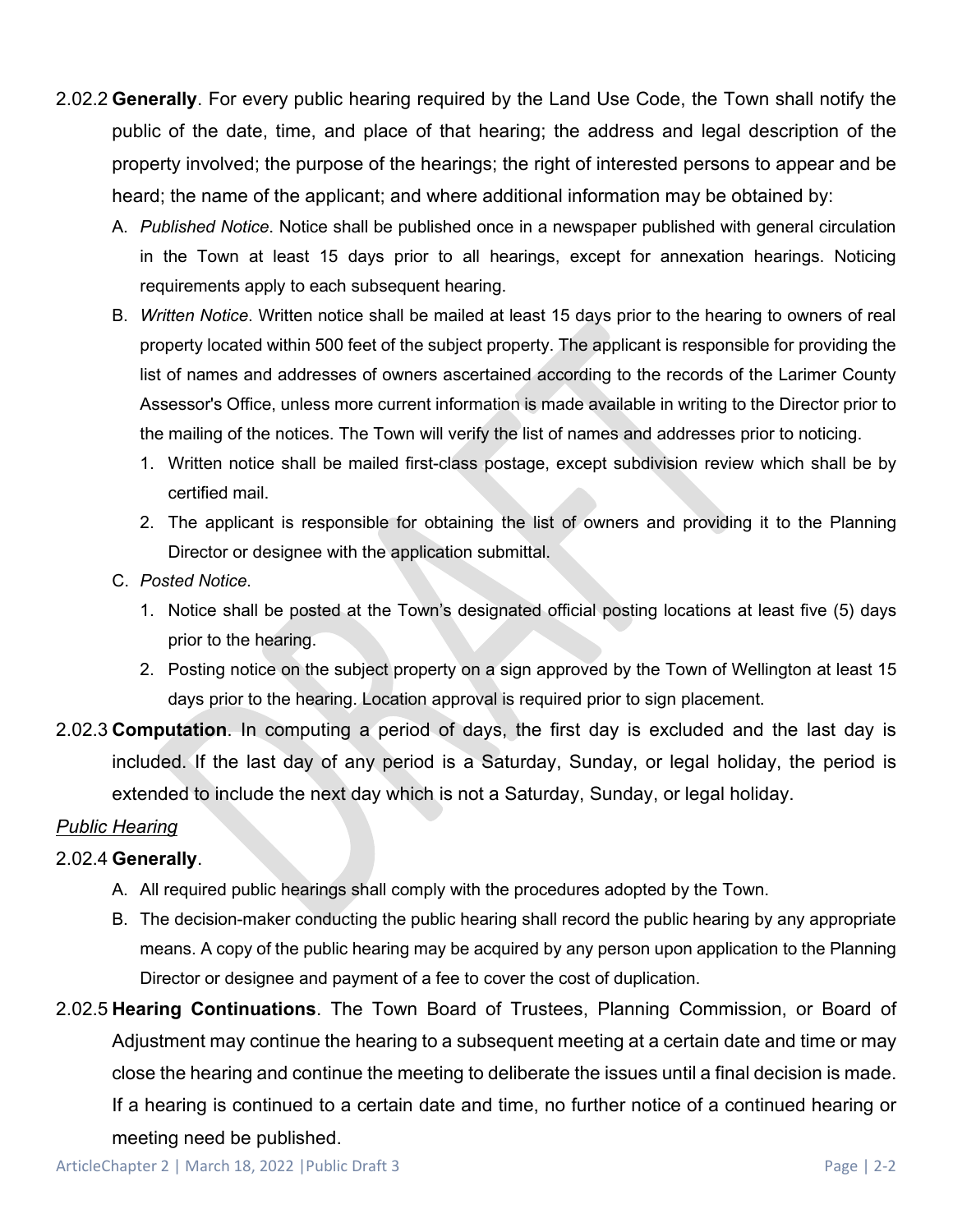2.02.2 **Generally**. For every public hearing required by the Land Use Code, the Town shall notify the public of the date, time, and place of that hearing; the address and legal description of the property involved; the purpose of the hearings; the right of interested persons to appear and be heard; the name of the applicant; and where additional information may be obtained by:

A. *Published Notice*. Notice shall be published once in a newspaper published with general circulation in the Town at least 15 days prior to all hearings, except for annexation hearings. Noticing requirements apply to each subsequent hearing.

B. *Written Notice*. Written notice shall be mailed at least 15 days prior to the hearing to owners of real property located within 500 feet of the subject property. The applicant is responsible for providing the list of names and addresses of owners ascertained according to the records of the Larimer County Assessor's Office, unless more current information is made available in writing to the Director prior to the mailing of the notices. The Town will verify the list of names and addresses prior to noticing.

   1. Written notice shall be mailed first-class postage, except subdivision review which shall be by certified mail.
   2. The applicant is responsible for obtaining the list of owners and providing it to the Planning Director or designee with the application submittal.

C. *Posted Notice.*

   1. Notice shall be posted at the Town's designated official posting locations at least five (5) days prior to the hearing.
   2. Posting notice on the subject property on a sign approved by the Town of Wellington at least 15 days prior to the hearing. Location approval is required prior to sign placement.

2.02.3 **Computation**. In computing a period of days, the first day is excluded and the last day is included. If the last day of any period is a Saturday, Sunday, or legal holiday, the period is extended to include the next day which is not a Saturday, Sunday, or legal holiday.

*Public Hearing*

2.02.4 **Generally**.

A. All required public hearings shall comply with the procedures adopted by the Town.

B. The decision-maker conducting the public hearing shall record the public hearing by any appropriate means. A copy of the public hearing may be acquired by any person upon application to the Planning Director or designee and payment of a fee to cover the cost of duplication.

2.02.5 **Hearing Continuations**. The Town Board of Trustees, Planning Commission, or Board of Adjustment may continue the hearing to a subsequent meeting at a certain date and time or may close the hearing and continue the meeting to deliberate the issues until a final decision is made. If a hearing is continued to a certain date and time, no further notice of a continued hearing or meeting need be published.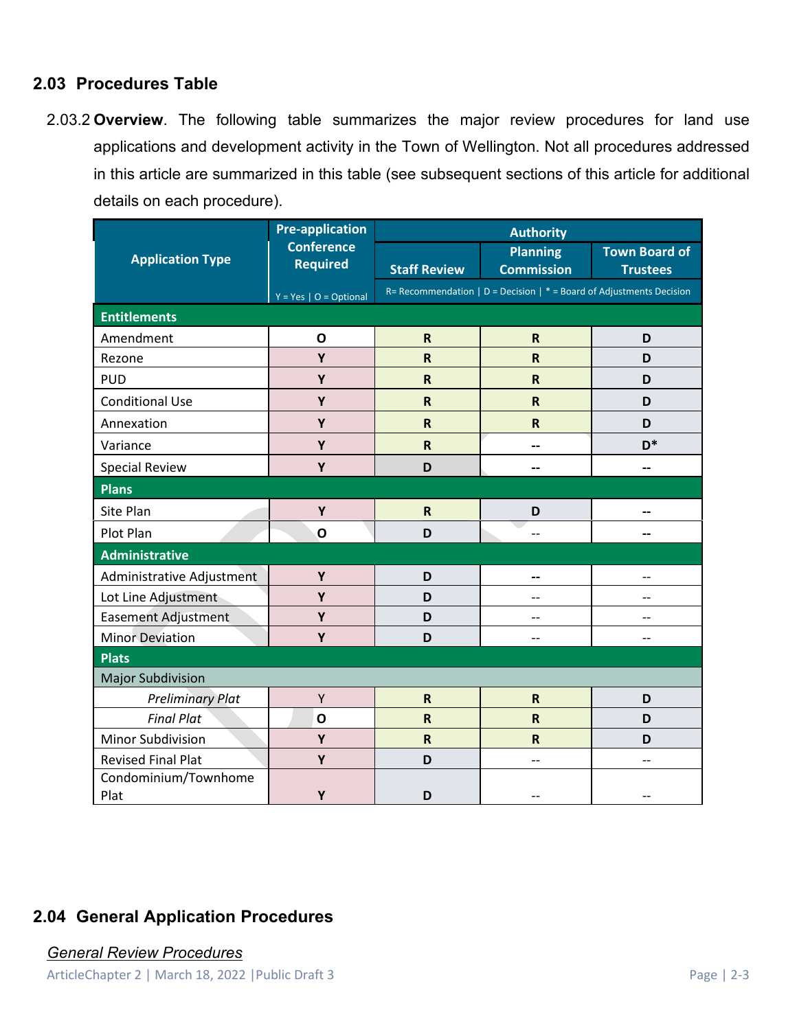## 2.03 Procedures Table

2.03.2 **Overview**. The following table summarizes the major review procedures for land use applications and development activity in the Town of Wellington. Not all procedures addressed in this article are summarized in this table (see subsequent sections of this article for additional details on each procedure).

| Application Type | Pre-application Conference Required | Authority | | |
|---|---|---|---|---|
| | | Staff Review | Planning Commission | Town Board of Trustees |
| | Y = Yes \| O = Optional | R= Recommendation \| D = Decision \| * = Board of Adjustments Decision | | |
| **Entitlements** | | | | |
| Amendment | O | R | R | D |
| Rezone | Y | R | R | D |
| PUD | Y | R | R | D |
| Conditional Use | Y | R | R | D |
| Annexation | Y | R | R | D |
| Variance | Y | R | -- | D* |
| Special Review | Y | D | -- | -- |
| **Plans** | | | | |
| Site Plan | Y | R | D | -- |
| Plot Plan | O | D | -- | -- |
| **Administrative** | | | | |
| Administrative Adjustment | Y | D | -- | -- |
| Lot Line Adjustment | Y | D | -- | -- |
| Easement Adjustment | Y | D | -- | -- |
| Minor Deviation | Y | D | -- | -- |
| **Plats** | | | | |
| Major Subdivision | | | | |
| *Preliminary Plat* | Y | R | R | D |
| *Final Plat* | O | R | R | D |
| Minor Subdivision | Y | R | R | D |
| Revised Final Plat | Y | D | -- | -- |
| Condominium/Townhome Plat | Y | D | -- | -- |

## 2.04 General Application Procedures

*General Review Procedures*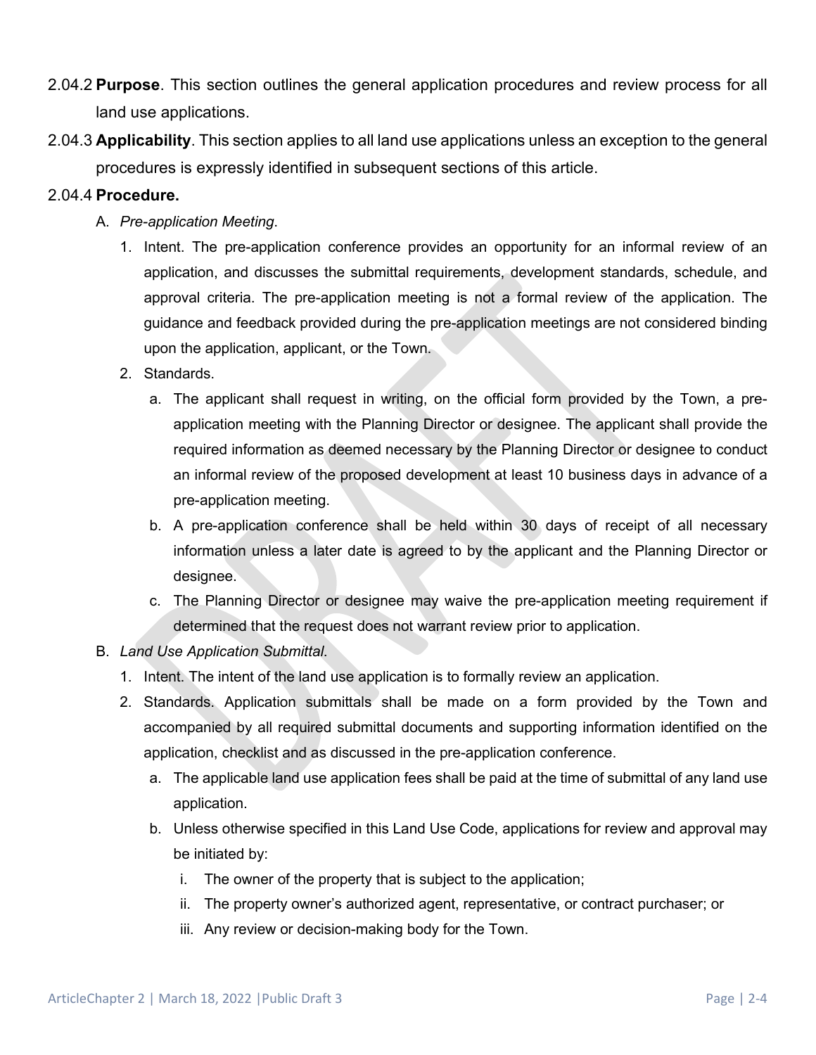2.04.2 **Purpose**. This section outlines the general application procedures and review process for all land use applications.

2.04.3 **Applicability**. This section applies to all land use applications unless an exception to the general procedures is expressly identified in subsequent sections of this article.

2.04.4 **Procedure.**

A. *Pre-application Meeting.*

1. Intent. The pre-application conference provides an opportunity for an informal review of an application, and discusses the submittal requirements, development standards, schedule, and approval criteria. The pre-application meeting is not a formal review of the application. The guidance and feedback provided during the pre-application meetings are not considered binding upon the application, applicant, or the Town.
2. Standards.
   a. The applicant shall request in writing, on the official form provided by the Town, a pre-application meeting with the Planning Director or designee. The applicant shall provide the required information as deemed necessary by the Planning Director or designee to conduct an informal review of the proposed development at least 10 business days in advance of a pre-application meeting.
   b. A pre-application conference shall be held within 30 days of receipt of all necessary information unless a later date is agreed to by the applicant and the Planning Director or designee.
   c. The Planning Director or designee may waive the pre-application meeting requirement if determined that the request does not warrant review prior to application.

B. *Land Use Application Submittal.*

1. Intent. The intent of the land use application is to formally review an application.
2. Standards. Application submittals shall be made on a form provided by the Town and accompanied by all required submittal documents and supporting information identified on the application, checklist and as discussed in the pre-application conference.
   a. The applicable land use application fees shall be paid at the time of submittal of any land use application.
   b. Unless otherwise specified in this Land Use Code, applications for review and approval may be initiated by:
      i. The owner of the property that is subject to the application;
      ii. The property owner's authorized agent, representative, or contract purchaser; or
      iii. Any review or decision-making body for the Town.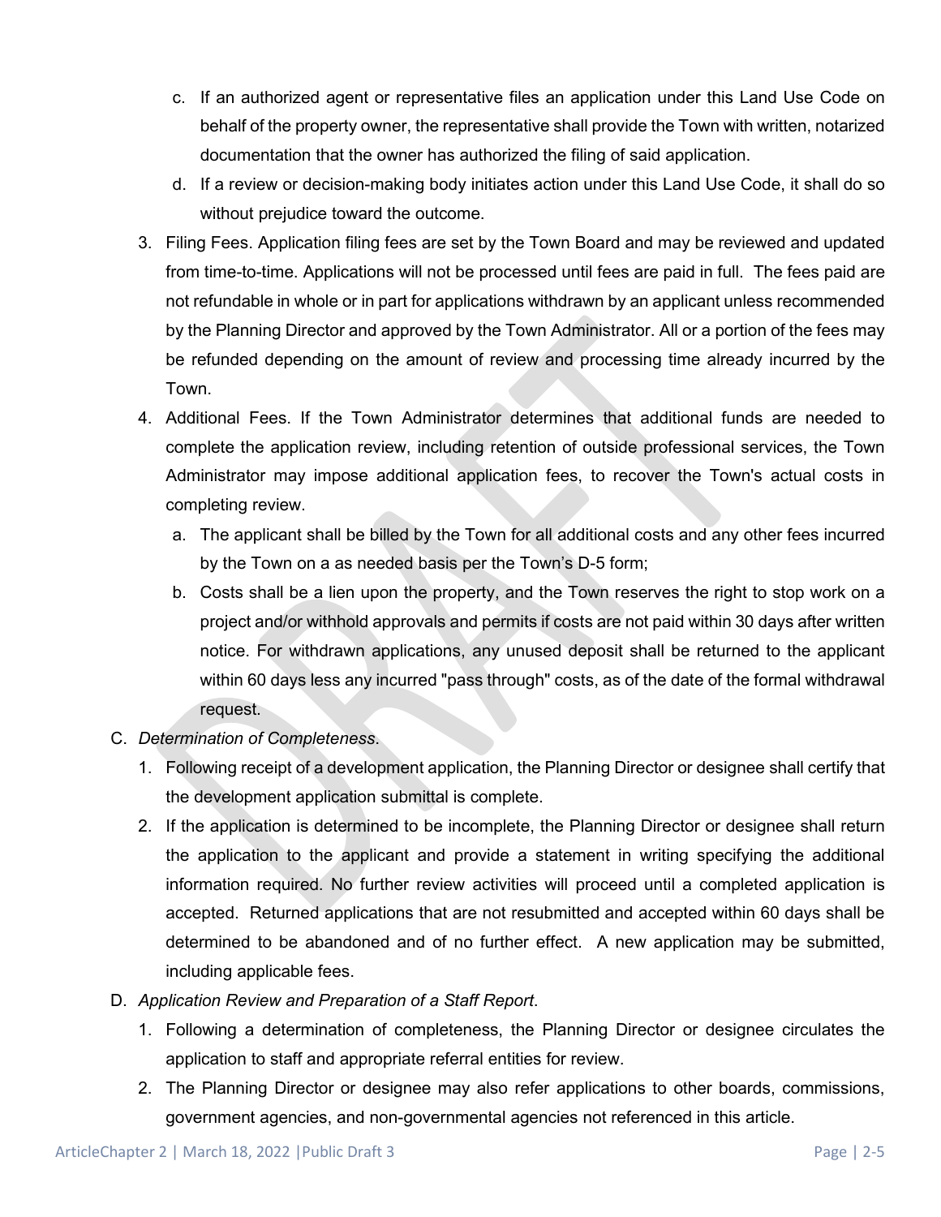c. If an authorized agent or representative files an application under this Land Use Code on behalf of the property owner, the representative shall provide the Town with written, notarized documentation that the owner has authorized the filing of said application.

d. If a review or decision-making body initiates action under this Land Use Code, it shall do so without prejudice toward the outcome.

3. Filing Fees. Application filing fees are set by the Town Board and may be reviewed and updated from time-to-time. Applications will not be processed until fees are paid in full. The fees paid are not refundable in whole or in part for applications withdrawn by an applicant unless recommended by the Planning Director and approved by the Town Administrator. All or a portion of the fees may be refunded depending on the amount of review and processing time already incurred by the Town.

4. Additional Fees. If the Town Administrator determines that additional funds are needed to complete the application review, including retention of outside professional services, the Town Administrator may impose additional application fees, to recover the Town's actual costs in completing review.

   a. The applicant shall be billed by the Town for all additional costs and any other fees incurred by the Town on a as needed basis per the Town's D-5 form;

   b. Costs shall be a lien upon the property, and the Town reserves the right to stop work on a project and/or withhold approvals and permits if costs are not paid within 30 days after written notice. For withdrawn applications, any unused deposit shall be returned to the applicant within 60 days less any incurred "pass through" costs, as of the date of the formal withdrawal request.

C. *Determination of Completeness*.

1. Following receipt of a development application, the Planning Director or designee shall certify that the development application submittal is complete.

2. If the application is determined to be incomplete, the Planning Director or designee shall return the application to the applicant and provide a statement in writing specifying the additional information required. No further review activities will proceed until a completed application is accepted. Returned applications that are not resubmitted and accepted within 60 days shall be determined to be abandoned and of no further effect. A new application may be submitted, including applicable fees.

D. *Application Review and Preparation of a Staff Report*.

1. Following a determination of completeness, the Planning Director or designee circulates the application to staff and appropriate referral entities for review.

2. The Planning Director or designee may also refer applications to other boards, commissions, government agencies, and non-governmental agencies not referenced in this article.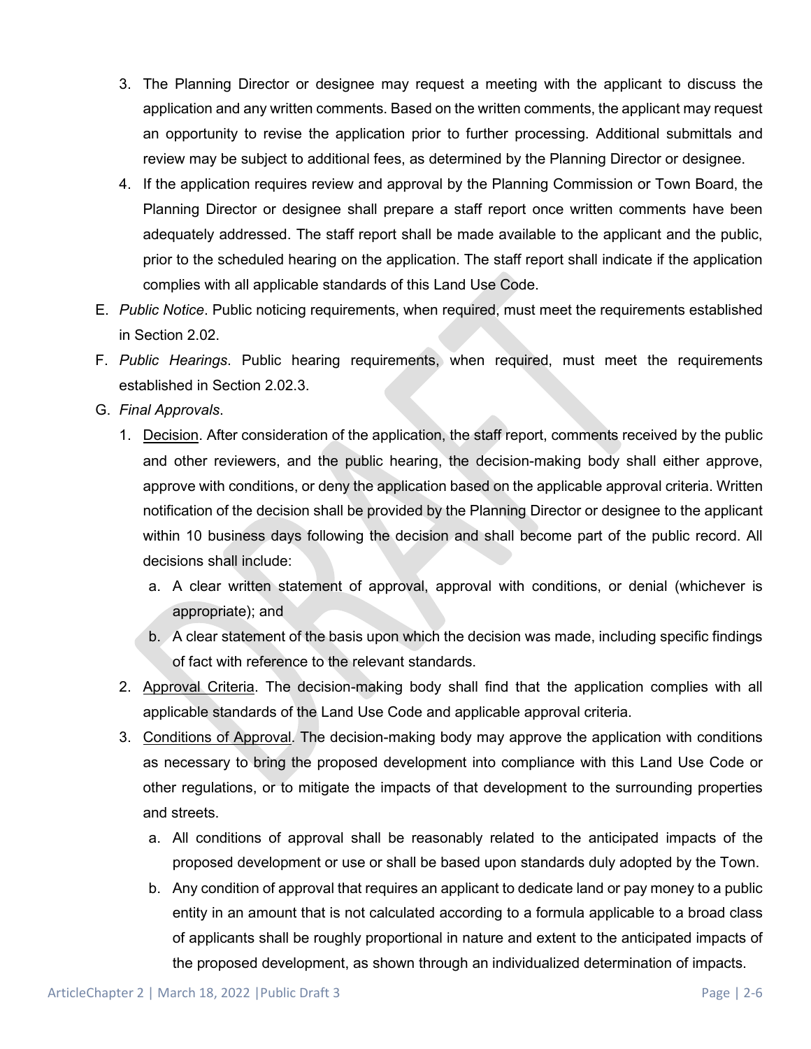3. The Planning Director or designee may request a meeting with the applicant to discuss the application and any written comments. Based on the written comments, the applicant may request an opportunity to revise the application prior to further processing. Additional submittals and review may be subject to additional fees, as determined by the Planning Director or designee.
4. If the application requires review and approval by the Planning Commission or Town Board, the Planning Director or designee shall prepare a staff report once written comments have been adequately addressed. The staff report shall be made available to the applicant and the public, prior to the scheduled hearing on the application. The staff report shall indicate if the application complies with all applicable standards of this Land Use Code.

E. *Public Notice*. Public noticing requirements, when required, must meet the requirements established in Section 2.02.

F. *Public Hearings*. Public hearing requirements, when required, must meet the requirements established in Section 2.02.3.

G. *Final Approvals*.

1. Decision. After consideration of the application, the staff report, comments received by the public and other reviewers, and the public hearing, the decision-making body shall either approve, approve with conditions, or deny the application based on the applicable approval criteria. Written notification of the decision shall be provided by the Planning Director or designee to the applicant within 10 business days following the decision and shall become part of the public record. All decisions shall include:
   a. A clear written statement of approval, approval with conditions, or denial (whichever is appropriate); and
   b. A clear statement of the basis upon which the decision was made, including specific findings of fact with reference to the relevant standards.
2. Approval Criteria. The decision-making body shall find that the application complies with all applicable standards of the Land Use Code and applicable approval criteria.
3. Conditions of Approval. The decision-making body may approve the application with conditions as necessary to bring the proposed development into compliance with this Land Use Code or other regulations, or to mitigate the impacts of that development to the surrounding properties and streets.
   a. All conditions of approval shall be reasonably related to the anticipated impacts of the proposed development or use or shall be based upon standards duly adopted by the Town.
   b. Any condition of approval that requires an applicant to dedicate land or pay money to a public entity in an amount that is not calculated according to a formula applicable to a broad class of applicants shall be roughly proportional in nature and extent to the anticipated impacts of the proposed development, as shown through an individualized determination of impacts.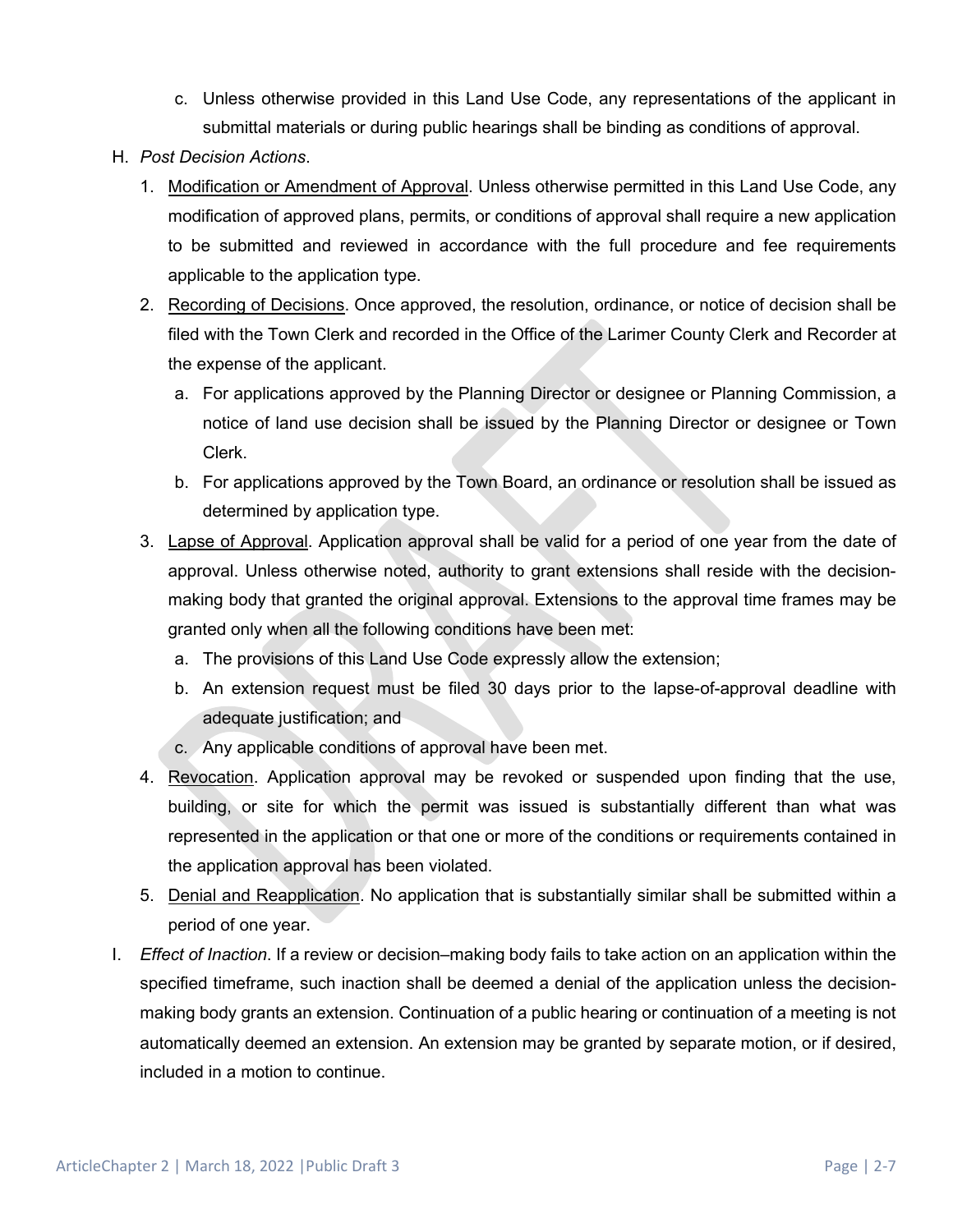c. Unless otherwise provided in this Land Use Code, any representations of the applicant in submittal materials or during public hearings shall be binding as conditions of approval.

H. *Post Decision Actions*.

1. Modification or Amendment of Approval. Unless otherwise permitted in this Land Use Code, any modification of approved plans, permits, or conditions of approval shall require a new application to be submitted and reviewed in accordance with the full procedure and fee requirements applicable to the application type.

2. Recording of Decisions. Once approved, the resolution, ordinance, or notice of decision shall be filed with the Town Clerk and recorded in the Office of the Larimer County Clerk and Recorder at the expense of the applicant.

   a. For applications approved by the Planning Director or designee or Planning Commission, a notice of land use decision shall be issued by the Planning Director or designee or Town Clerk.

   b. For applications approved by the Town Board, an ordinance or resolution shall be issued as determined by application type.

3. Lapse of Approval. Application approval shall be valid for a period of one year from the date of approval. Unless otherwise noted, authority to grant extensions shall reside with the decision-making body that granted the original approval. Extensions to the approval time frames may be granted only when all the following conditions have been met:

   a. The provisions of this Land Use Code expressly allow the extension;

   b. An extension request must be filed 30 days prior to the lapse-of-approval deadline with adequate justification; and

   c. Any applicable conditions of approval have been met.

4. Revocation. Application approval may be revoked or suspended upon finding that the use, building, or site for which the permit was issued is substantially different than what was represented in the application or that one or more of the conditions or requirements contained in the application approval has been violated.

5. Denial and Reapplication. No application that is substantially similar shall be submitted within a period of one year.

I. *Effect of Inaction*. If a review or decision–making body fails to take action on an application within the specified timeframe, such inaction shall be deemed a denial of the application unless the decision-making body grants an extension. Continuation of a public hearing or continuation of a meeting is not automatically deemed an extension. An extension may be granted by separate motion, or if desired, included in a motion to continue.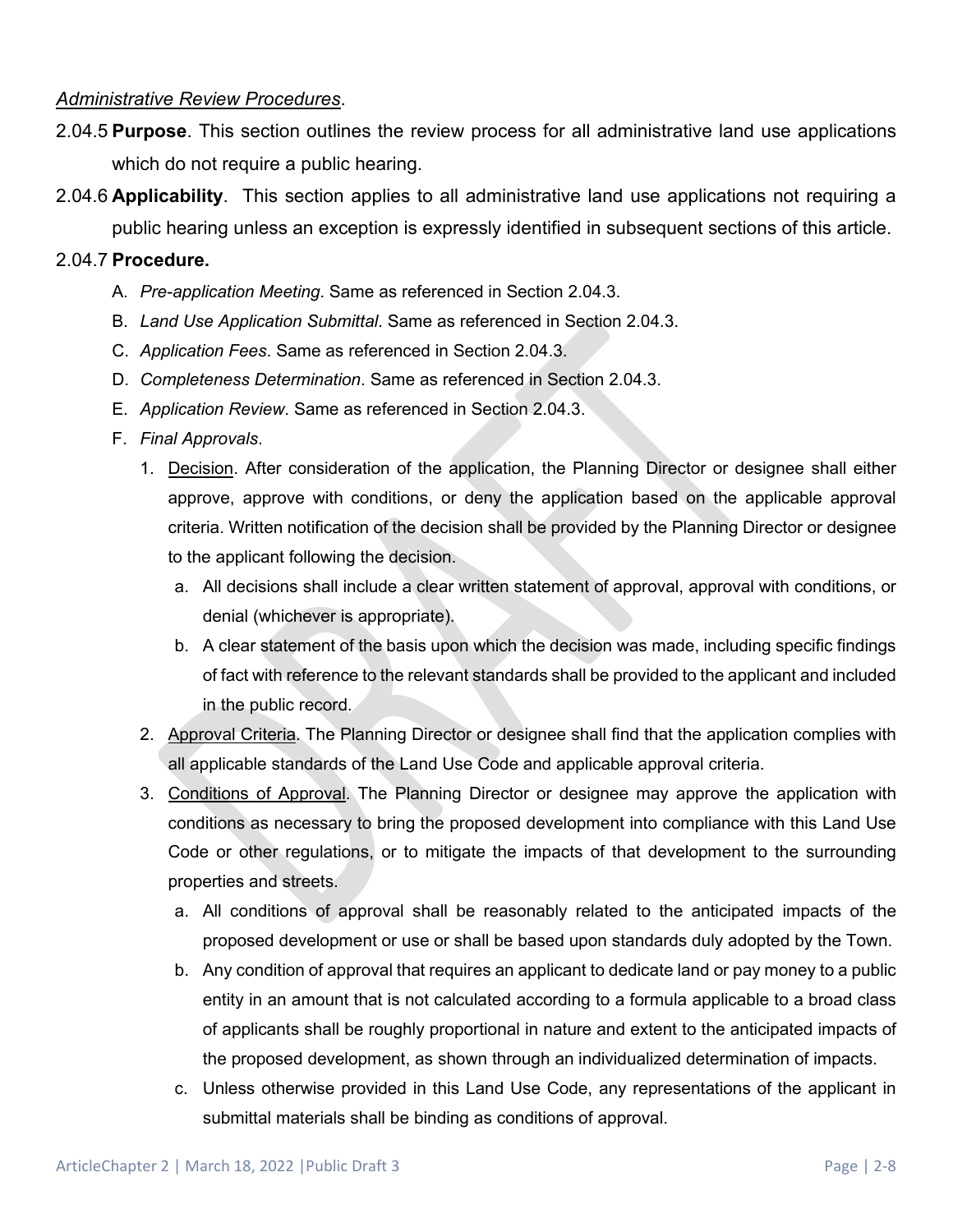*Administrative Review Procedures*.

2.04.5 **Purpose**. This section outlines the review process for all administrative land use applications which do not require a public hearing.

2.04.6 **Applicability**. This section applies to all administrative land use applications not requiring a public hearing unless an exception is expressly identified in subsequent sections of this article.

2.04.7 **Procedure.**

A. *Pre-application Meeting*. Same as referenced in Section 2.04.3.

B. *Land Use Application Submittal*. Same as referenced in Section 2.04.3.

C. *Application Fees*. Same as referenced in Section 2.04.3.

D. *Completeness Determination*. Same as referenced in Section 2.04.3.

E. *Application Review*. Same as referenced in Section 2.04.3.

F. *Final Approvals*.

1. Decision. After consideration of the application, the Planning Director or designee shall either approve, approve with conditions, or deny the application based on the applicable approval criteria. Written notification of the decision shall be provided by the Planning Director or designee to the applicant following the decision.
   a. All decisions shall include a clear written statement of approval, approval with conditions, or denial (whichever is appropriate).
   b. A clear statement of the basis upon which the decision was made, including specific findings of fact with reference to the relevant standards shall be provided to the applicant and included in the public record.
2. Approval Criteria. The Planning Director or designee shall find that the application complies with all applicable standards of the Land Use Code and applicable approval criteria.
3. Conditions of Approval. The Planning Director or designee may approve the application with conditions as necessary to bring the proposed development into compliance with this Land Use Code or other regulations, or to mitigate the impacts of that development to the surrounding properties and streets.
   a. All conditions of approval shall be reasonably related to the anticipated impacts of the proposed development or use or shall be based upon standards duly adopted by the Town.
   b. Any condition of approval that requires an applicant to dedicate land or pay money to a public entity in an amount that is not calculated according to a formula applicable to a broad class of applicants shall be roughly proportional in nature and extent to the anticipated impacts of the proposed development, as shown through an individualized determination of impacts.
   c. Unless otherwise provided in this Land Use Code, any representations of the applicant in submittal materials shall be binding as conditions of approval.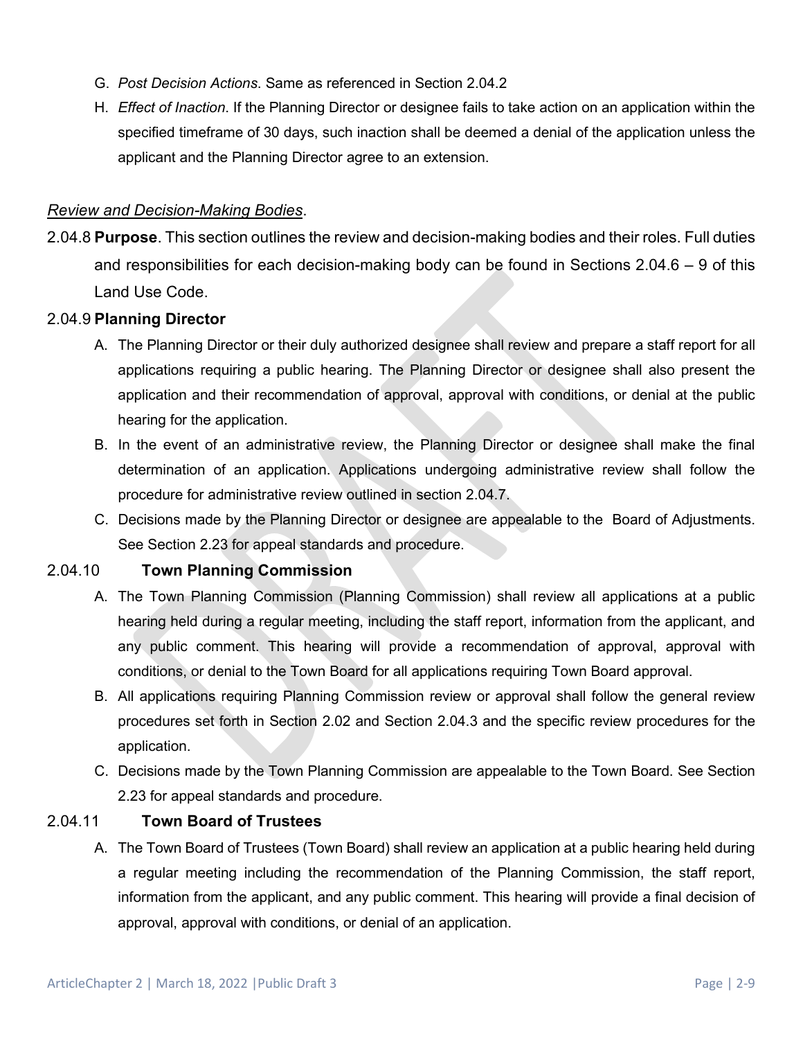G. *Post Decision Actions*. Same as referenced in Section 2.04.2

H. *Effect of Inaction*. If the Planning Director or designee fails to take action on an application within the specified timeframe of 30 days, such inaction shall be deemed a denial of the application unless the applicant and the Planning Director agree to an extension.

*Review and Decision-Making Bodies*.

2.04.8 **Purpose**. This section outlines the review and decision-making bodies and their roles. Full duties and responsibilities for each decision-making body can be found in Sections 2.04.6 – 9 of this Land Use Code.

2.04.9 **Planning Director**

A. The Planning Director or their duly authorized designee shall review and prepare a staff report for all applications requiring a public hearing. The Planning Director or designee shall also present the application and their recommendation of approval, approval with conditions, or denial at the public hearing for the application.

B. In the event of an administrative review, the Planning Director or designee shall make the final determination of an application. Applications undergoing administrative review shall follow the procedure for administrative review outlined in section 2.04.7.

C. Decisions made by the Planning Director or designee are appealable to the Board of Adjustments. See Section 2.23 for appeal standards and procedure.

2.04.10 **Town Planning Commission**

A. The Town Planning Commission (Planning Commission) shall review all applications at a public hearing held during a regular meeting, including the staff report, information from the applicant, and any public comment. This hearing will provide a recommendation of approval, approval with conditions, or denial to the Town Board for all applications requiring Town Board approval.

B. All applications requiring Planning Commission review or approval shall follow the general review procedures set forth in Section 2.02 and Section 2.04.3 and the specific review procedures for the application.

C. Decisions made by the Town Planning Commission are appealable to the Town Board. See Section 2.23 for appeal standards and procedure.

2.04.11 **Town Board of Trustees**

A. The Town Board of Trustees (Town Board) shall review an application at a public hearing held during a regular meeting including the recommendation of the Planning Commission, the staff report, information from the applicant, and any public comment. This hearing will provide a final decision of approval, approval with conditions, or denial of an application.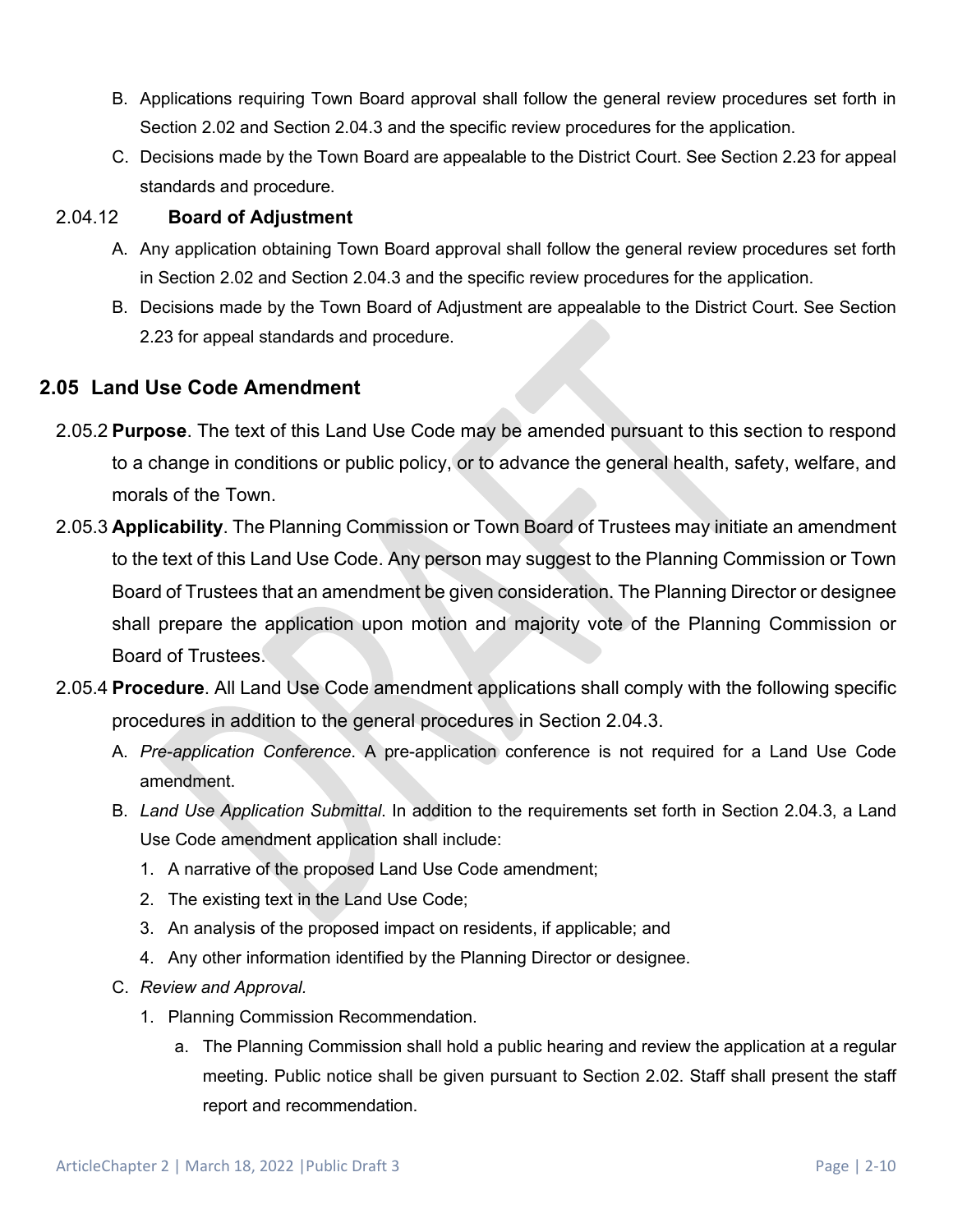B. Applications requiring Town Board approval shall follow the general review procedures set forth in Section 2.02 and Section 2.04.3 and the specific review procedures for the application.

C. Decisions made by the Town Board are appealable to the District Court. See Section 2.23 for appeal standards and procedure.

### 2.04.12 Board of Adjustment

A. Any application obtaining Town Board approval shall follow the general review procedures set forth in Section 2.02 and Section 2.04.3 and the specific review procedures for the application.

B. Decisions made by the Town Board of Adjustment are appealable to the District Court. See Section 2.23 for appeal standards and procedure.

## 2.05 Land Use Code Amendment

2.05.2 **Purpose**. The text of this Land Use Code may be amended pursuant to this section to respond to a change in conditions or public policy, or to advance the general health, safety, welfare, and morals of the Town.

2.05.3 **Applicability**. The Planning Commission or Town Board of Trustees may initiate an amendment to the text of this Land Use Code. Any person may suggest to the Planning Commission or Town Board of Trustees that an amendment be given consideration. The Planning Director or designee shall prepare the application upon motion and majority vote of the Planning Commission or Board of Trustees.

2.05.4 **Procedure**. All Land Use Code amendment applications shall comply with the following specific procedures in addition to the general procedures in Section 2.04.3.

A. *Pre-application Conference*. A pre-application conference is not required for a Land Use Code amendment.

B. *Land Use Application Submittal*. In addition to the requirements set forth in Section 2.04.3, a Land Use Code amendment application shall include:

1. A narrative of the proposed Land Use Code amendment;
2. The existing text in the Land Use Code;
3. An analysis of the proposed impact on residents, if applicable; and
4. Any other information identified by the Planning Director or designee.

C. *Review and Approval.*

1. Planning Commission Recommendation.
   a. The Planning Commission shall hold a public hearing and review the application at a regular meeting. Public notice shall be given pursuant to Section 2.02. Staff shall present the staff report and recommendation.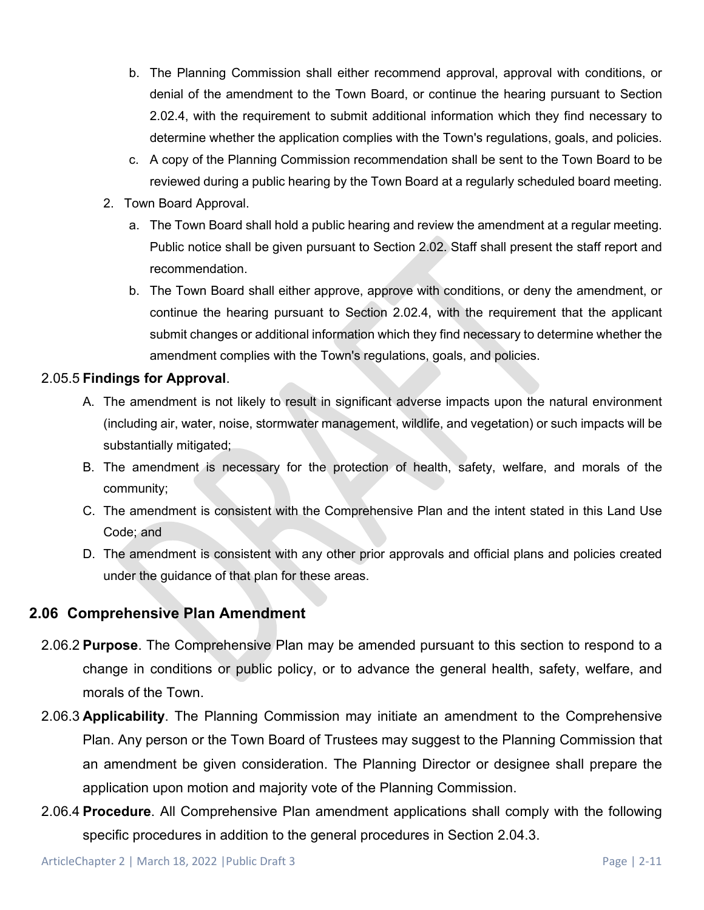b. The Planning Commission shall either recommend approval, approval with conditions, or denial of the amendment to the Town Board, or continue the hearing pursuant to Section 2.02.4, with the requirement to submit additional information which they find necessary to determine whether the application complies with the Town's regulations, goals, and policies.

c. A copy of the Planning Commission recommendation shall be sent to the Town Board to be reviewed during a public hearing by the Town Board at a regularly scheduled board meeting.

2. Town Board Approval.

   a. The Town Board shall hold a public hearing and review the amendment at a regular meeting. Public notice shall be given pursuant to Section 2.02. Staff shall present the staff report and recommendation.

   b. The Town Board shall either approve, approve with conditions, or deny the amendment, or continue the hearing pursuant to Section 2.02.4, with the requirement that the applicant submit changes or additional information which they find necessary to determine whether the amendment complies with the Town's regulations, goals, and policies.

2.05.5 **Findings for Approval**.

A. The amendment is not likely to result in significant adverse impacts upon the natural environment (including air, water, noise, stormwater management, wildlife, and vegetation) or such impacts will be substantially mitigated;

B. The amendment is necessary for the protection of health, safety, welfare, and morals of the community;

C. The amendment is consistent with the Comprehensive Plan and the intent stated in this Land Use Code; and

D. The amendment is consistent with any other prior approvals and official plans and policies created under the guidance of that plan for these areas.

## 2.06 Comprehensive Plan Amendment

2.06.2 **Purpose**. The Comprehensive Plan may be amended pursuant to this section to respond to a change in conditions or public policy, or to advance the general health, safety, welfare, and morals of the Town.

2.06.3 **Applicability**. The Planning Commission may initiate an amendment to the Comprehensive Plan. Any person or the Town Board of Trustees may suggest to the Planning Commission that an amendment be given consideration. The Planning Director or designee shall prepare the application upon motion and majority vote of the Planning Commission.

2.06.4 **Procedure**. All Comprehensive Plan amendment applications shall comply with the following specific procedures in addition to the general procedures in Section 2.04.3.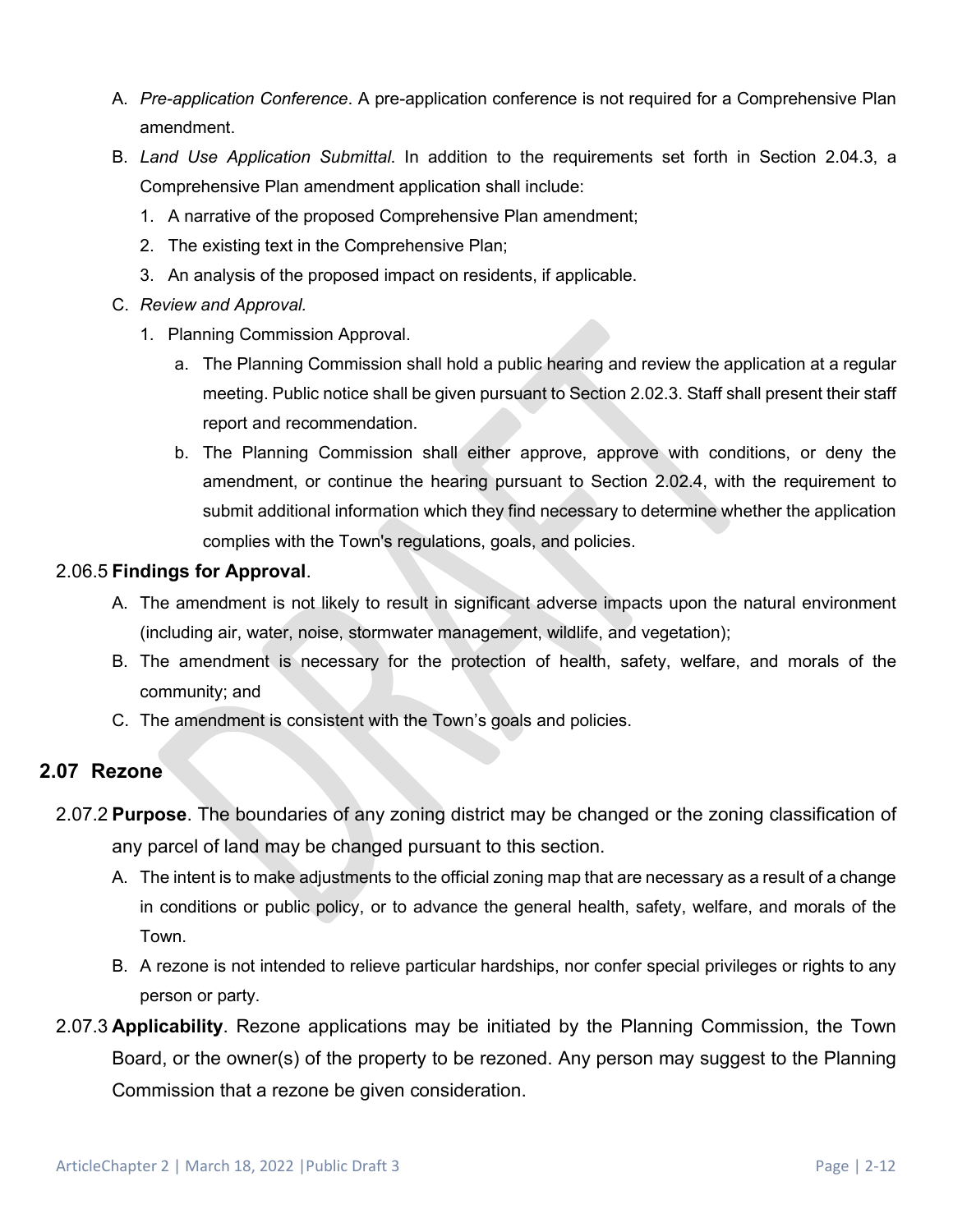A. *Pre-application Conference*. A pre-application conference is not required for a Comprehensive Plan amendment.

B. *Land Use Application Submittal*. In addition to the requirements set forth in Section 2.04.3, a Comprehensive Plan amendment application shall include:

   1. A narrative of the proposed Comprehensive Plan amendment;
   2. The existing text in the Comprehensive Plan;
   3. An analysis of the proposed impact on residents, if applicable.

C. *Review and Approval.*

   1. Planning Commission Approval.

      a. The Planning Commission shall hold a public hearing and review the application at a regular meeting. Public notice shall be given pursuant to Section 2.02.3. Staff shall present their staff report and recommendation.

      b. The Planning Commission shall either approve, approve with conditions, or deny the amendment, or continue the hearing pursuant to Section 2.02.4, with the requirement to submit additional information which they find necessary to determine whether the application complies with the Town's regulations, goals, and policies.

2.06.5 **Findings for Approval**.

A. The amendment is not likely to result in significant adverse impacts upon the natural environment (including air, water, noise, stormwater management, wildlife, and vegetation);

B. The amendment is necessary for the protection of health, safety, welfare, and morals of the community; and

C. The amendment is consistent with the Town's goals and policies.

## 2.07 Rezone

2.07.2 **Purpose**. The boundaries of any zoning district may be changed or the zoning classification of any parcel of land may be changed pursuant to this section.

A. The intent is to make adjustments to the official zoning map that are necessary as a result of a change in conditions or public policy, or to advance the general health, safety, welfare, and morals of the Town.

B. A rezone is not intended to relieve particular hardships, nor confer special privileges or rights to any person or party.

2.07.3 **Applicability**. Rezone applications may be initiated by the Planning Commission, the Town Board, or the owner(s) of the property to be rezoned. Any person may suggest to the Planning Commission that a rezone be given consideration.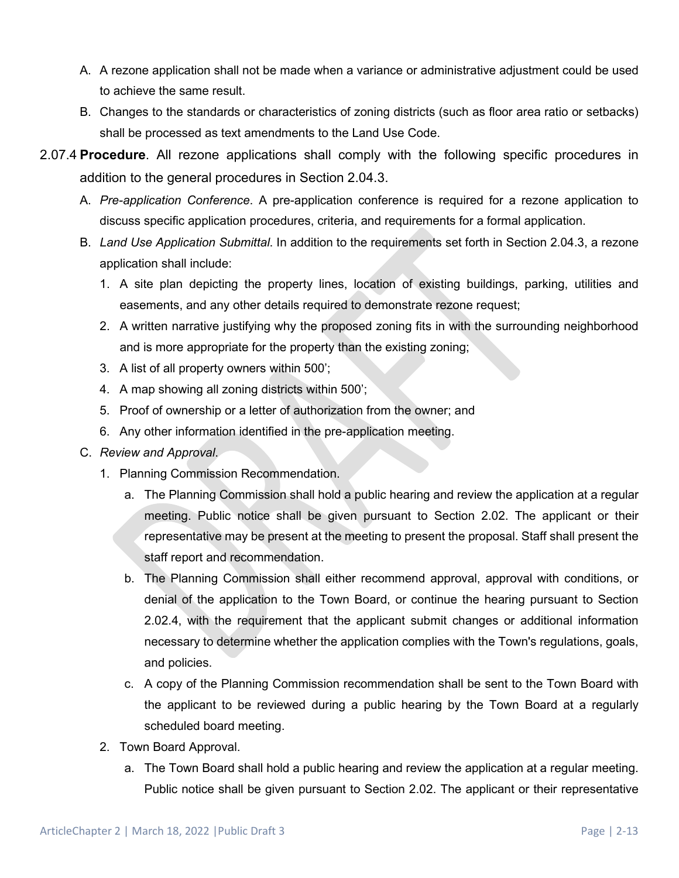A. A rezone application shall not be made when a variance or administrative adjustment could be used to achieve the same result.

B. Changes to the standards or characteristics of zoning districts (such as floor area ratio or setbacks) shall be processed as text amendments to the Land Use Code.

2.07.4 **Procedure**. All rezone applications shall comply with the following specific procedures in addition to the general procedures in Section 2.04.3.

A. *Pre-application Conference*. A pre-application conference is required for a rezone application to discuss specific application procedures, criteria, and requirements for a formal application.

B. *Land Use Application Submittal*. In addition to the requirements set forth in Section 2.04.3, a rezone application shall include:

1. A site plan depicting the property lines, location of existing buildings, parking, utilities and easements, and any other details required to demonstrate rezone request;
2. A written narrative justifying why the proposed zoning fits in with the surrounding neighborhood and is more appropriate for the property than the existing zoning;
3. A list of all property owners within 500';
4. A map showing all zoning districts within 500';
5. Proof of ownership or a letter of authorization from the owner; and
6. Any other information identified in the pre-application meeting.

C. *Review and Approval*.

1. Planning Commission Recommendation.
   a. The Planning Commission shall hold a public hearing and review the application at a regular meeting. Public notice shall be given pursuant to Section 2.02. The applicant or their representative may be present at the meeting to present the proposal. Staff shall present the staff report and recommendation.
   b. The Planning Commission shall either recommend approval, approval with conditions, or denial of the application to the Town Board, or continue the hearing pursuant to Section 2.02.4, with the requirement that the applicant submit changes or additional information necessary to determine whether the application complies with the Town's regulations, goals, and policies.
   c. A copy of the Planning Commission recommendation shall be sent to the Town Board with the applicant to be reviewed during a public hearing by the Town Board at a regularly scheduled board meeting.
2. Town Board Approval.
   a. The Town Board shall hold a public hearing and review the application at a regular meeting. Public notice shall be given pursuant to Section 2.02. The applicant or their representative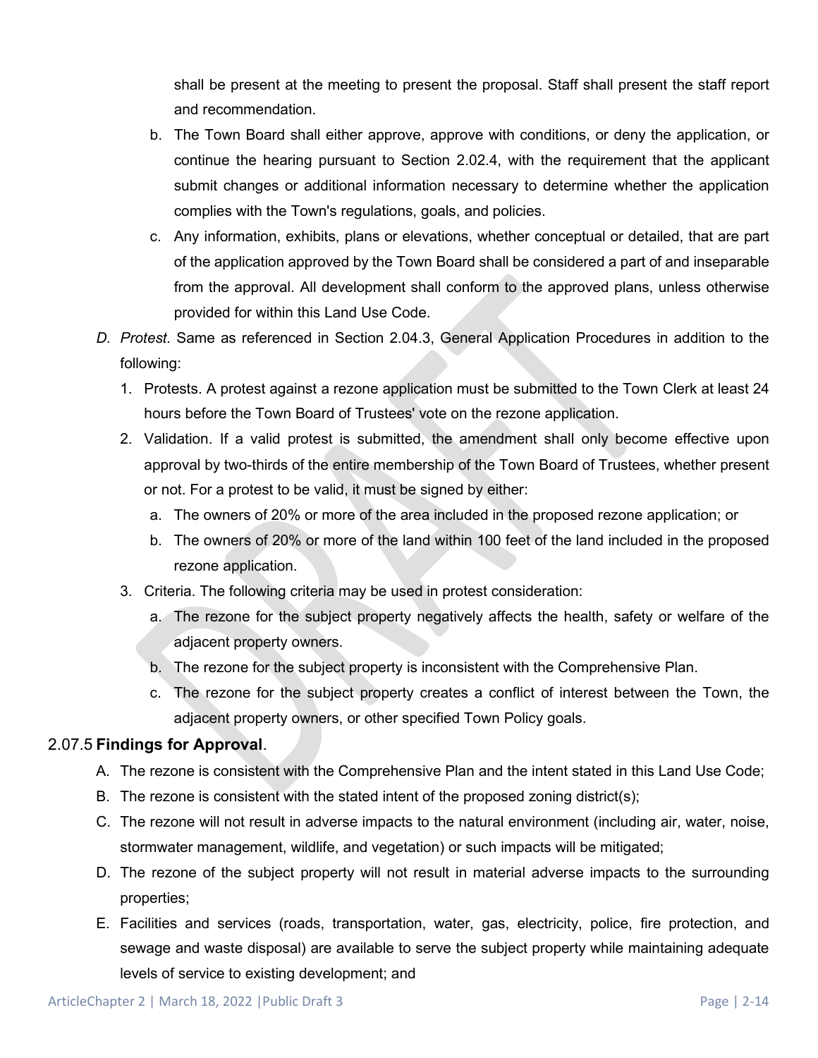shall be present at the meeting to present the proposal. Staff shall present the staff report and recommendation.

b. The Town Board shall either approve, approve with conditions, or deny the application, or continue the hearing pursuant to Section 2.02.4, with the requirement that the applicant submit changes or additional information necessary to determine whether the application complies with the Town's regulations, goals, and policies.

c. Any information, exhibits, plans or elevations, whether conceptual or detailed, that are part of the application approved by the Town Board shall be considered a part of and inseparable from the approval. All development shall conform to the approved plans, unless otherwise provided for within this Land Use Code.

D. *Protest.* Same as referenced in Section 2.04.3, General Application Procedures in addition to the following:

1. Protests. A protest against a rezone application must be submitted to the Town Clerk at least 24 hours before the Town Board of Trustees' vote on the rezone application.
2. Validation. If a valid protest is submitted, the amendment shall only become effective upon approval by two-thirds of the entire membership of the Town Board of Trustees, whether present or not. For a protest to be valid, it must be signed by either:
   a. The owners of 20% or more of the area included in the proposed rezone application; or
   b. The owners of 20% or more of the land within 100 feet of the land included in the proposed rezone application.
3. Criteria. The following criteria may be used in protest consideration:
   a. The rezone for the subject property negatively affects the health, safety or welfare of the adjacent property owners.
   b. The rezone for the subject property is inconsistent with the Comprehensive Plan.
   c. The rezone for the subject property creates a conflict of interest between the Town, the adjacent property owners, or other specified Town Policy goals.

### 2.07.5 **Findings for Approval**.

A. The rezone is consistent with the Comprehensive Plan and the intent stated in this Land Use Code;

B. The rezone is consistent with the stated intent of the proposed zoning district(s);

C. The rezone will not result in adverse impacts to the natural environment (including air, water, noise, stormwater management, wildlife, and vegetation) or such impacts will be mitigated;

D. The rezone of the subject property will not result in material adverse impacts to the surrounding properties;

E. Facilities and services (roads, transportation, water, gas, electricity, police, fire protection, and sewage and waste disposal) are available to serve the subject property while maintaining adequate levels of service to existing development; and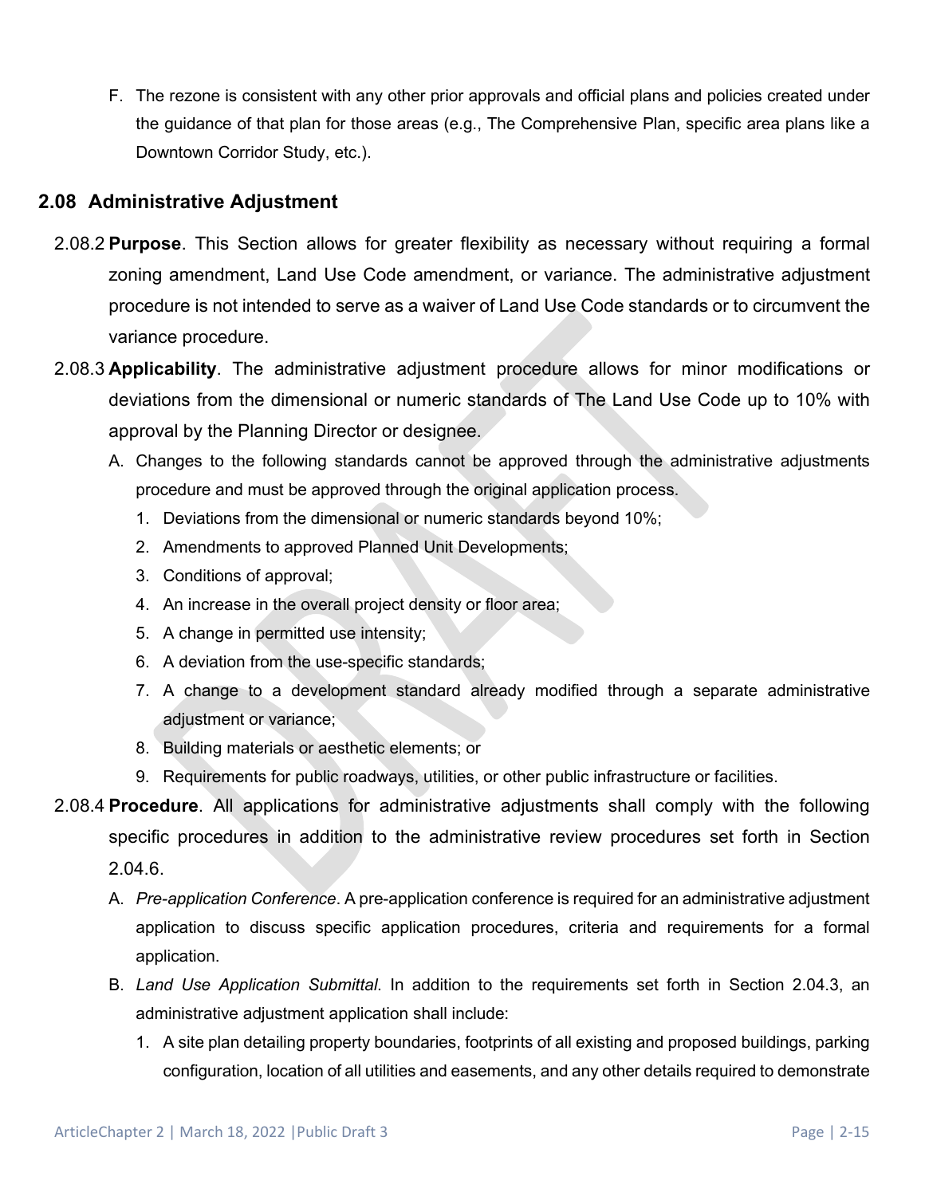F. The rezone is consistent with any other prior approvals and official plans and policies created under the guidance of that plan for those areas (e.g., The Comprehensive Plan, specific area plans like a Downtown Corridor Study, etc.).

## 2.08 Administrative Adjustment

2.08.2 **Purpose**. This Section allows for greater flexibility as necessary without requiring a formal zoning amendment, Land Use Code amendment, or variance. The administrative adjustment procedure is not intended to serve as a waiver of Land Use Code standards or to circumvent the variance procedure.

2.08.3 **Applicability**. The administrative adjustment procedure allows for minor modifications or deviations from the dimensional or numeric standards of The Land Use Code up to 10% with approval by the Planning Director or designee.

A. Changes to the following standards cannot be approved through the administrative adjustments procedure and must be approved through the original application process.

1. Deviations from the dimensional or numeric standards beyond 10%;
2. Amendments to approved Planned Unit Developments;
3. Conditions of approval;
4. An increase in the overall project density or floor area;
5. A change in permitted use intensity;
6. A deviation from the use-specific standards;
7. A change to a development standard already modified through a separate administrative adjustment or variance;
8. Building materials or aesthetic elements; or
9. Requirements for public roadways, utilities, or other public infrastructure or facilities.

2.08.4 **Procedure**. All applications for administrative adjustments shall comply with the following specific procedures in addition to the administrative review procedures set forth in Section 2.04.6.

A. *Pre-application Conference*. A pre-application conference is required for an administrative adjustment application to discuss specific application procedures, criteria and requirements for a formal application.

B. *Land Use Application Submittal*. In addition to the requirements set forth in Section 2.04.3, an administrative adjustment application shall include:

1. A site plan detailing property boundaries, footprints of all existing and proposed buildings, parking configuration, location of all utilities and easements, and any other details required to demonstrate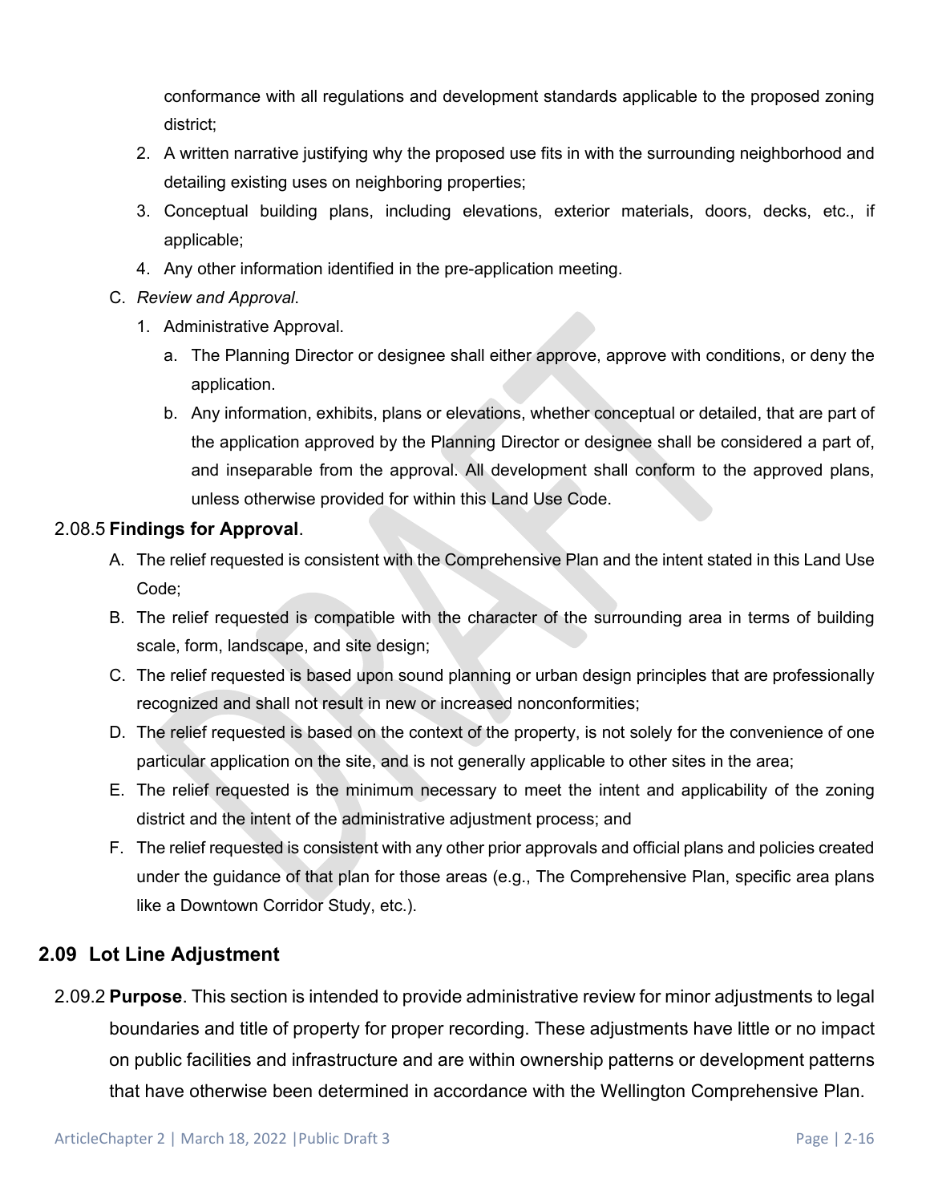conformance with all regulations and development standards applicable to the proposed zoning district;

2. A written narrative justifying why the proposed use fits in with the surrounding neighborhood and detailing existing uses on neighboring properties;
3. Conceptual building plans, including elevations, exterior materials, doors, decks, etc., if applicable;
4. Any other information identified in the pre-application meeting.

C. *Review and Approval*.

1. Administrative Approval.
   a. The Planning Director or designee shall either approve, approve with conditions, or deny the application.
   b. Any information, exhibits, plans or elevations, whether conceptual or detailed, that are part of the application approved by the Planning Director or designee shall be considered a part of, and inseparable from the approval. All development shall conform to the approved plans, unless otherwise provided for within this Land Use Code.

2.08.5 **Findings for Approval**.

A. The relief requested is consistent with the Comprehensive Plan and the intent stated in this Land Use Code;

B. The relief requested is compatible with the character of the surrounding area in terms of building scale, form, landscape, and site design;

C. The relief requested is based upon sound planning or urban design principles that are professionally recognized and shall not result in new or increased nonconformities;

D. The relief requested is based on the context of the property, is not solely for the convenience of one particular application on the site, and is not generally applicable to other sites in the area;

E. The relief requested is the minimum necessary to meet the intent and applicability of the zoning district and the intent of the administrative adjustment process; and

F. The relief requested is consistent with any other prior approvals and official plans and policies created under the guidance of that plan for those areas (e.g., The Comprehensive Plan, specific area plans like a Downtown Corridor Study, etc.).

## 2.09 Lot Line Adjustment

2.09.2 **Purpose**. This section is intended to provide administrative review for minor adjustments to legal boundaries and title of property for proper recording. These adjustments have little or no impact on public facilities and infrastructure and are within ownership patterns or development patterns that have otherwise been determined in accordance with the Wellington Comprehensive Plan.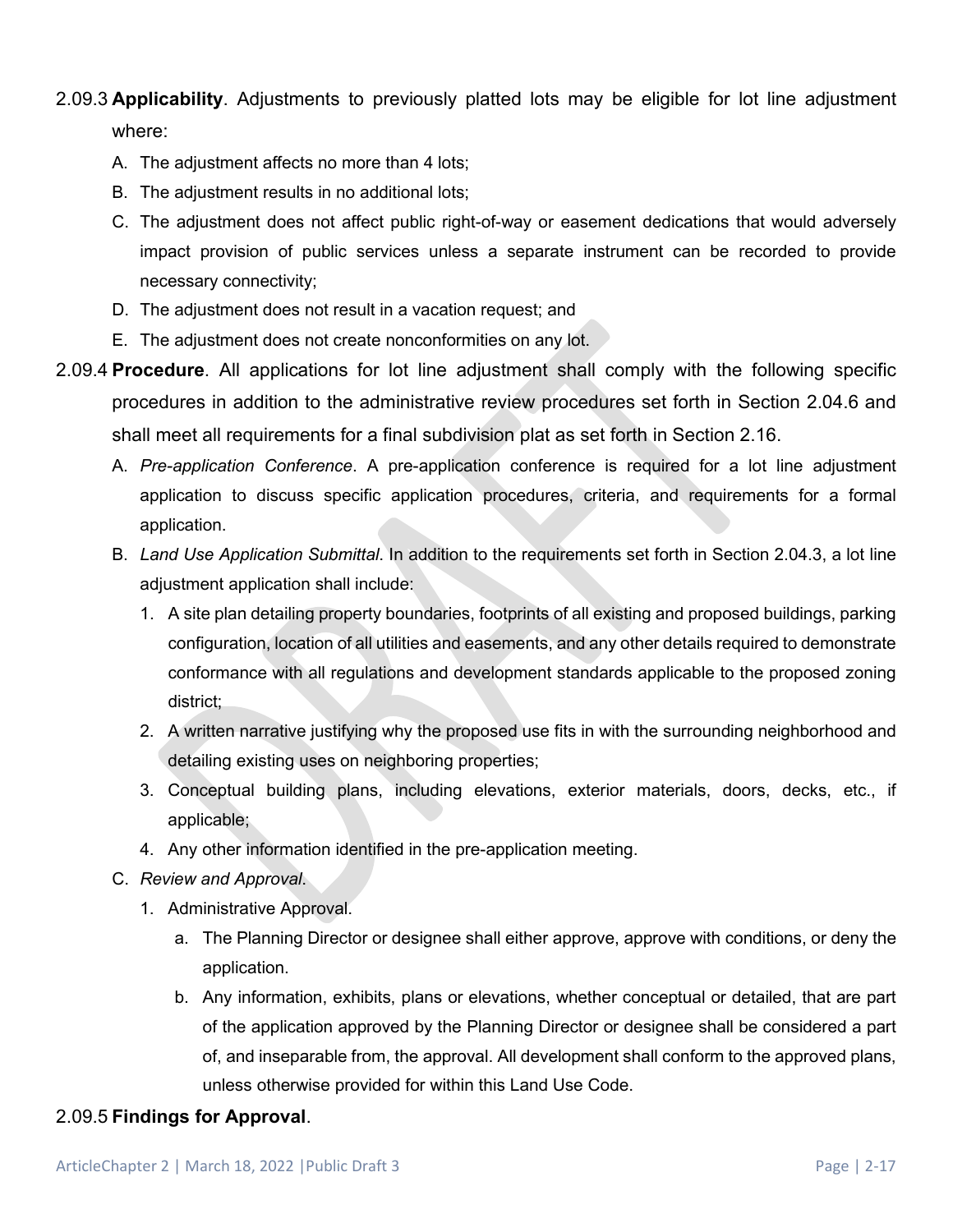2.09.3 **Applicability**. Adjustments to previously platted lots may be eligible for lot line adjustment where:

A. The adjustment affects no more than 4 lots;

B. The adjustment results in no additional lots;

C. The adjustment does not affect public right-of-way or easement dedications that would adversely impact provision of public services unless a separate instrument can be recorded to provide necessary connectivity;

D. The adjustment does not result in a vacation request; and

E. The adjustment does not create nonconformities on any lot.

2.09.4 **Procedure**. All applications for lot line adjustment shall comply with the following specific procedures in addition to the administrative review procedures set forth in Section 2.04.6 and shall meet all requirements for a final subdivision plat as set forth in Section 2.16.

A. *Pre-application Conference*. A pre-application conference is required for a lot line adjustment application to discuss specific application procedures, criteria, and requirements for a formal application.

B. *Land Use Application Submittal*. In addition to the requirements set forth in Section 2.04.3, a lot line adjustment application shall include:

1. A site plan detailing property boundaries, footprints of all existing and proposed buildings, parking configuration, location of all utilities and easements, and any other details required to demonstrate conformance with all regulations and development standards applicable to the proposed zoning district;
2. A written narrative justifying why the proposed use fits in with the surrounding neighborhood and detailing existing uses on neighboring properties;
3. Conceptual building plans, including elevations, exterior materials, doors, decks, etc., if applicable;
4. Any other information identified in the pre-application meeting.

C. *Review and Approval*.

1. Administrative Approval.
   a. The Planning Director or designee shall either approve, approve with conditions, or deny the application.
   b. Any information, exhibits, plans or elevations, whether conceptual or detailed, that are part of the application approved by the Planning Director or designee shall be considered a part of, and inseparable from, the approval. All development shall conform to the approved plans, unless otherwise provided for within this Land Use Code.

2.09.5 **Findings for Approval**.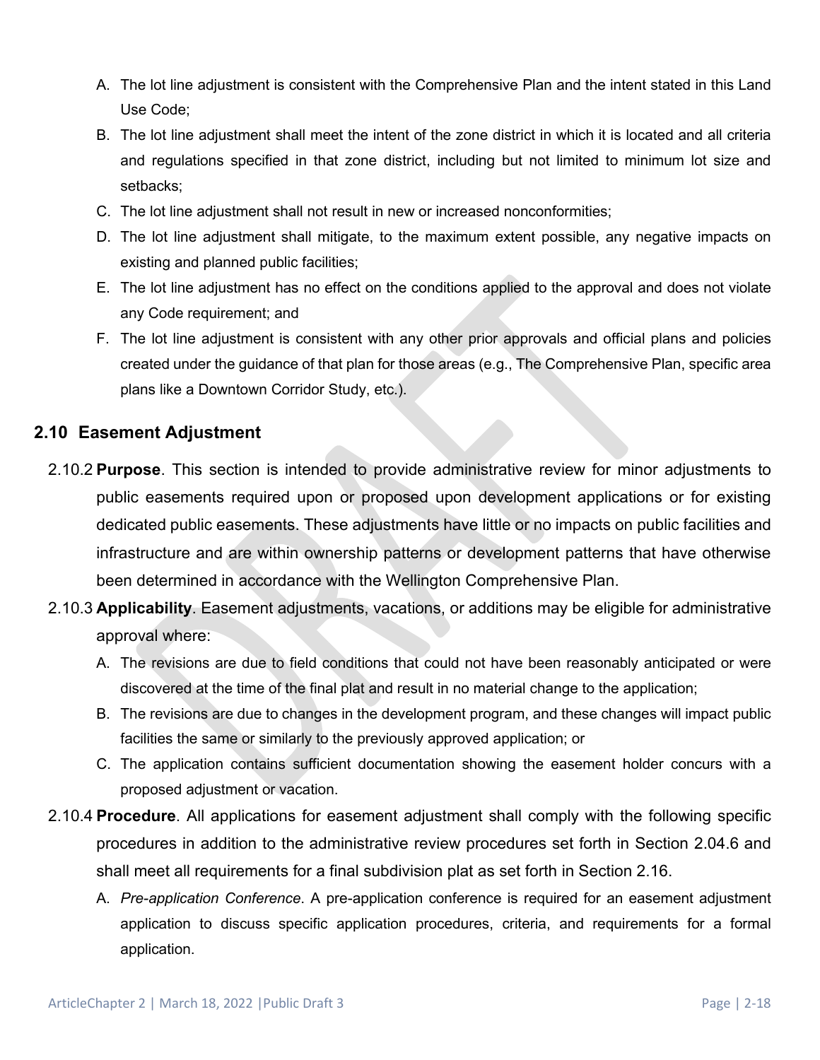A. The lot line adjustment is consistent with the Comprehensive Plan and the intent stated in this Land Use Code;

B. The lot line adjustment shall meet the intent of the zone district in which it is located and all criteria and regulations specified in that zone district, including but not limited to minimum lot size and setbacks;

C. The lot line adjustment shall not result in new or increased nonconformities;

D. The lot line adjustment shall mitigate, to the maximum extent possible, any negative impacts on existing and planned public facilities;

E. The lot line adjustment has no effect on the conditions applied to the approval and does not violate any Code requirement; and

F. The lot line adjustment is consistent with any other prior approvals and official plans and policies created under the guidance of that plan for those areas (e.g., The Comprehensive Plan, specific area plans like a Downtown Corridor Study, etc.).

## 2.10 Easement Adjustment

2.10.2 **Purpose**. This section is intended to provide administrative review for minor adjustments to public easements required upon or proposed upon development applications or for existing dedicated public easements. These adjustments have little or no impacts on public facilities and infrastructure and are within ownership patterns or development patterns that have otherwise been determined in accordance with the Wellington Comprehensive Plan.

2.10.3 **Applicability**. Easement adjustments, vacations, or additions may be eligible for administrative approval where:

A. The revisions are due to field conditions that could not have been reasonably anticipated or were discovered at the time of the final plat and result in no material change to the application;

B. The revisions are due to changes in the development program, and these changes will impact public facilities the same or similarly to the previously approved application; or

C. The application contains sufficient documentation showing the easement holder concurs with a proposed adjustment or vacation.

2.10.4 **Procedure**. All applications for easement adjustment shall comply with the following specific procedures in addition to the administrative review procedures set forth in Section 2.04.6 and shall meet all requirements for a final subdivision plat as set forth in Section 2.16.

A. *Pre-application Conference*. A pre-application conference is required for an easement adjustment application to discuss specific application procedures, criteria, and requirements for a formal application.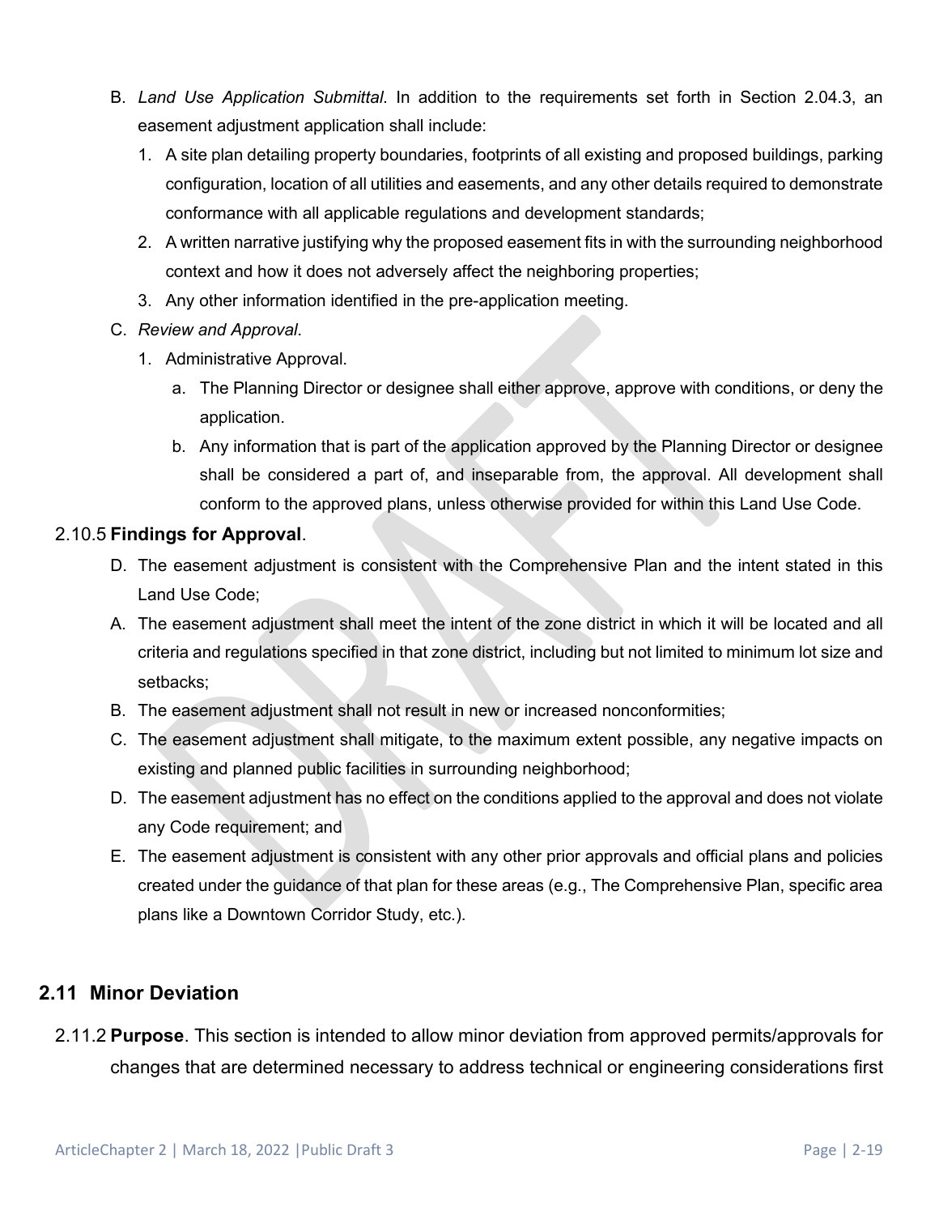B. *Land Use Application Submittal*. In addition to the requirements set forth in Section 2.04.3, an easement adjustment application shall include:

   1. A site plan detailing property boundaries, footprints of all existing and proposed buildings, parking configuration, location of all utilities and easements, and any other details required to demonstrate conformance with all applicable regulations and development standards;
   2. A written narrative justifying why the proposed easement fits in with the surrounding neighborhood context and how it does not adversely affect the neighboring properties;
   3. Any other information identified in the pre-application meeting.

C. *Review and Approval*.

   1. Administrative Approval.
      a. The Planning Director or designee shall either approve, approve with conditions, or deny the application.
      b. Any information that is part of the application approved by the Planning Director or designee shall be considered a part of, and inseparable from, the approval. All development shall conform to the approved plans, unless otherwise provided for within this Land Use Code.

2.10.5 **Findings for Approval**.

D. The easement adjustment is consistent with the Comprehensive Plan and the intent stated in this Land Use Code;

A. The easement adjustment shall meet the intent of the zone district in which it will be located and all criteria and regulations specified in that zone district, including but not limited to minimum lot size and setbacks;

B. The easement adjustment shall not result in new or increased nonconformities;

C. The easement adjustment shall mitigate, to the maximum extent possible, any negative impacts on existing and planned public facilities in surrounding neighborhood;

D. The easement adjustment has no effect on the conditions applied to the approval and does not violate any Code requirement; and

E. The easement adjustment is consistent with any other prior approvals and official plans and policies created under the guidance of that plan for these areas (e.g., The Comprehensive Plan, specific area plans like a Downtown Corridor Study, etc.).

## 2.11 Minor Deviation

2.11.2 **Purpose**. This section is intended to allow minor deviation from approved permits/approvals for changes that are determined necessary to address technical or engineering considerations first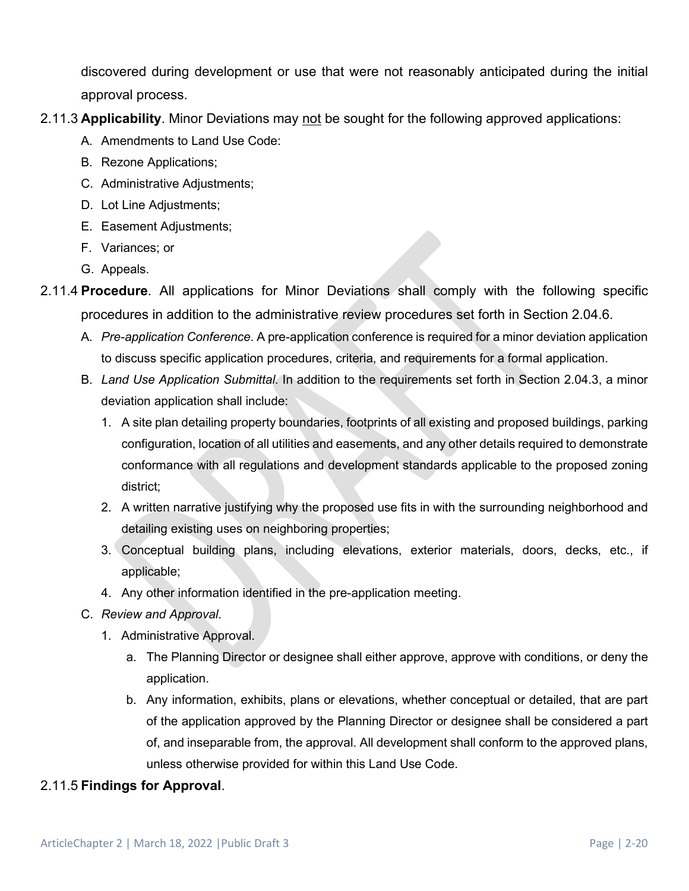discovered during development or use that were not reasonably anticipated during the initial approval process.

2.11.3 **Applicability**. Minor Deviations may not be sought for the following approved applications:

A. Amendments to Land Use Code:

B. Rezone Applications;

C. Administrative Adjustments;

D. Lot Line Adjustments;

E. Easement Adjustments;

F. Variances; or

G. Appeals.

2.11.4 **Procedure**. All applications for Minor Deviations shall comply with the following specific procedures in addition to the administrative review procedures set forth in Section 2.04.6.

A. *Pre-application Conference*. A pre-application conference is required for a minor deviation application to discuss specific application procedures, criteria, and requirements for a formal application.

B. *Land Use Application Submittal*. In addition to the requirements set forth in Section 2.04.3, a minor deviation application shall include:

1. A site plan detailing property boundaries, footprints of all existing and proposed buildings, parking configuration, location of all utilities and easements, and any other details required to demonstrate conformance with all regulations and development standards applicable to the proposed zoning district;
2. A written narrative justifying why the proposed use fits in with the surrounding neighborhood and detailing existing uses on neighboring properties;
3. Conceptual building plans, including elevations, exterior materials, doors, decks, etc., if applicable;
4. Any other information identified in the pre-application meeting.

C. *Review and Approval*.

1. Administrative Approval.
   a. The Planning Director or designee shall either approve, approve with conditions, or deny the application.
   b. Any information, exhibits, plans or elevations, whether conceptual or detailed, that are part of the application approved by the Planning Director or designee shall be considered a part of, and inseparable from, the approval. All development shall conform to the approved plans, unless otherwise provided for within this Land Use Code.

2.11.5 **Findings for Approval**.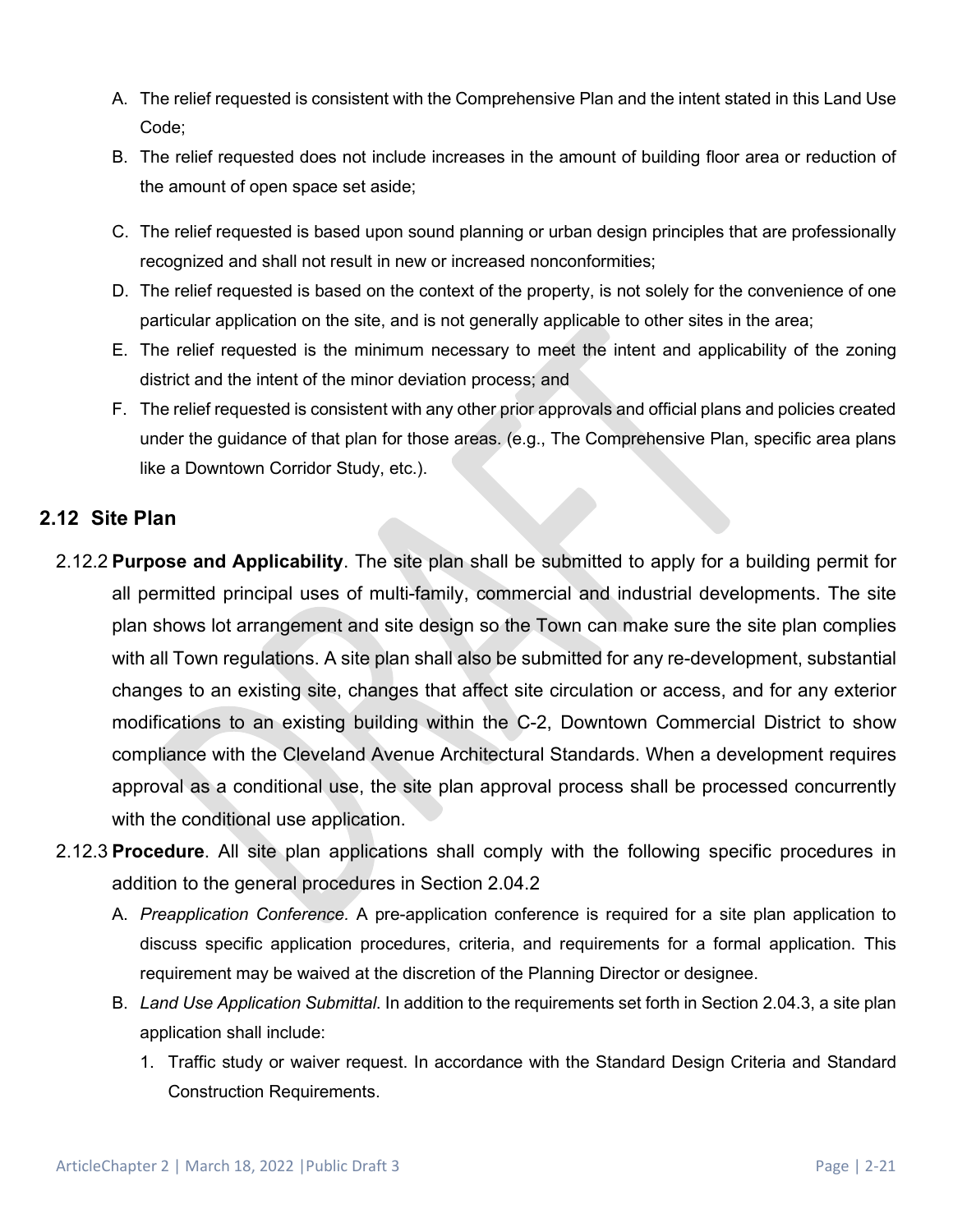A. The relief requested is consistent with the Comprehensive Plan and the intent stated in this Land Use Code;

B. The relief requested does not include increases in the amount of building floor area or reduction of the amount of open space set aside;

C. The relief requested is based upon sound planning or urban design principles that are professionally recognized and shall not result in new or increased nonconformities;

D. The relief requested is based on the context of the property, is not solely for the convenience of one particular application on the site, and is not generally applicable to other sites in the area;

E. The relief requested is the minimum necessary to meet the intent and applicability of the zoning district and the intent of the minor deviation process; and

F. The relief requested is consistent with any other prior approvals and official plans and policies created under the guidance of that plan for those areas. (e.g., The Comprehensive Plan, specific area plans like a Downtown Corridor Study, etc.).

## 2.12 Site Plan

2.12.2 **Purpose and Applicability**. The site plan shall be submitted to apply for a building permit for all permitted principal uses of multi-family, commercial and industrial developments. The site plan shows lot arrangement and site design so the Town can make sure the site plan complies with all Town regulations. A site plan shall also be submitted for any re-development, substantial changes to an existing site, changes that affect site circulation or access, and for any exterior modifications to an existing building within the C-2, Downtown Commercial District to show compliance with the Cleveland Avenue Architectural Standards. When a development requires approval as a conditional use, the site plan approval process shall be processed concurrently with the conditional use application.

2.12.3 **Procedure**. All site plan applications shall comply with the following specific procedures in addition to the general procedures in Section 2.04.2

A. *Preapplication Conference.* A pre-application conference is required for a site plan application to discuss specific application procedures, criteria, and requirements for a formal application. This requirement may be waived at the discretion of the Planning Director or designee.

B. *Land Use Application Submittal*. In addition to the requirements set forth in Section 2.04.3, a site plan application shall include:

1. Traffic study or waiver request. In accordance with the Standard Design Criteria and Standard Construction Requirements.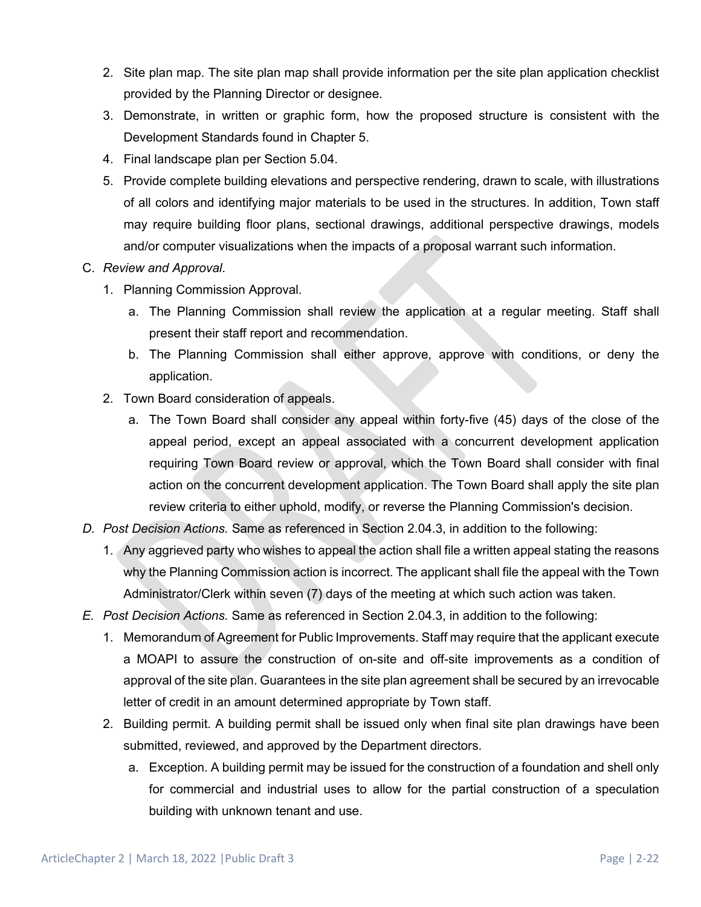2. Site plan map. The site plan map shall provide information per the site plan application checklist provided by the Planning Director or designee.
3. Demonstrate, in written or graphic form, how the proposed structure is consistent with the Development Standards found in Chapter 5.
4. Final landscape plan per Section 5.04.
5. Provide complete building elevations and perspective rendering, drawn to scale, with illustrations of all colors and identifying major materials to be used in the structures. In addition, Town staff may require building floor plans, sectional drawings, additional perspective drawings, models and/or computer visualizations when the impacts of a proposal warrant such information.

C. *Review and Approval*.
   1. Planning Commission Approval.
      a. The Planning Commission shall review the application at a regular meeting. Staff shall present their staff report and recommendation.
      b. The Planning Commission shall either approve, approve with conditions, or deny the application.
   2. Town Board consideration of appeals.
      a. The Town Board shall consider any appeal within forty-five (45) days of the close of the appeal period, except an appeal associated with a concurrent development application requiring Town Board review or approval, which the Town Board shall consider with final action on the concurrent development application. The Town Board shall apply the site plan review criteria to either uphold, modify, or reverse the Planning Commission's decision.

*D. Post Decision Actions.* Same as referenced in Section 2.04.3, in addition to the following:
   1. Any aggrieved party who wishes to appeal the action shall file a written appeal stating the reasons why the Planning Commission action is incorrect. The applicant shall file the appeal with the Town Administrator/Clerk within seven (7) days of the meeting at which such action was taken.

*E. Post Decision Actions.* Same as referenced in Section 2.04.3, in addition to the following:
   1. Memorandum of Agreement for Public Improvements. Staff may require that the applicant execute a MOAPI to assure the construction of on-site and off-site improvements as a condition of approval of the site plan. Guarantees in the site plan agreement shall be secured by an irrevocable letter of credit in an amount determined appropriate by Town staff.
   2. Building permit. A building permit shall be issued only when final site plan drawings have been submitted, reviewed, and approved by the Department directors.
      a. Exception. A building permit may be issued for the construction of a foundation and shell only for commercial and industrial uses to allow for the partial construction of a speculation building with unknown tenant and use.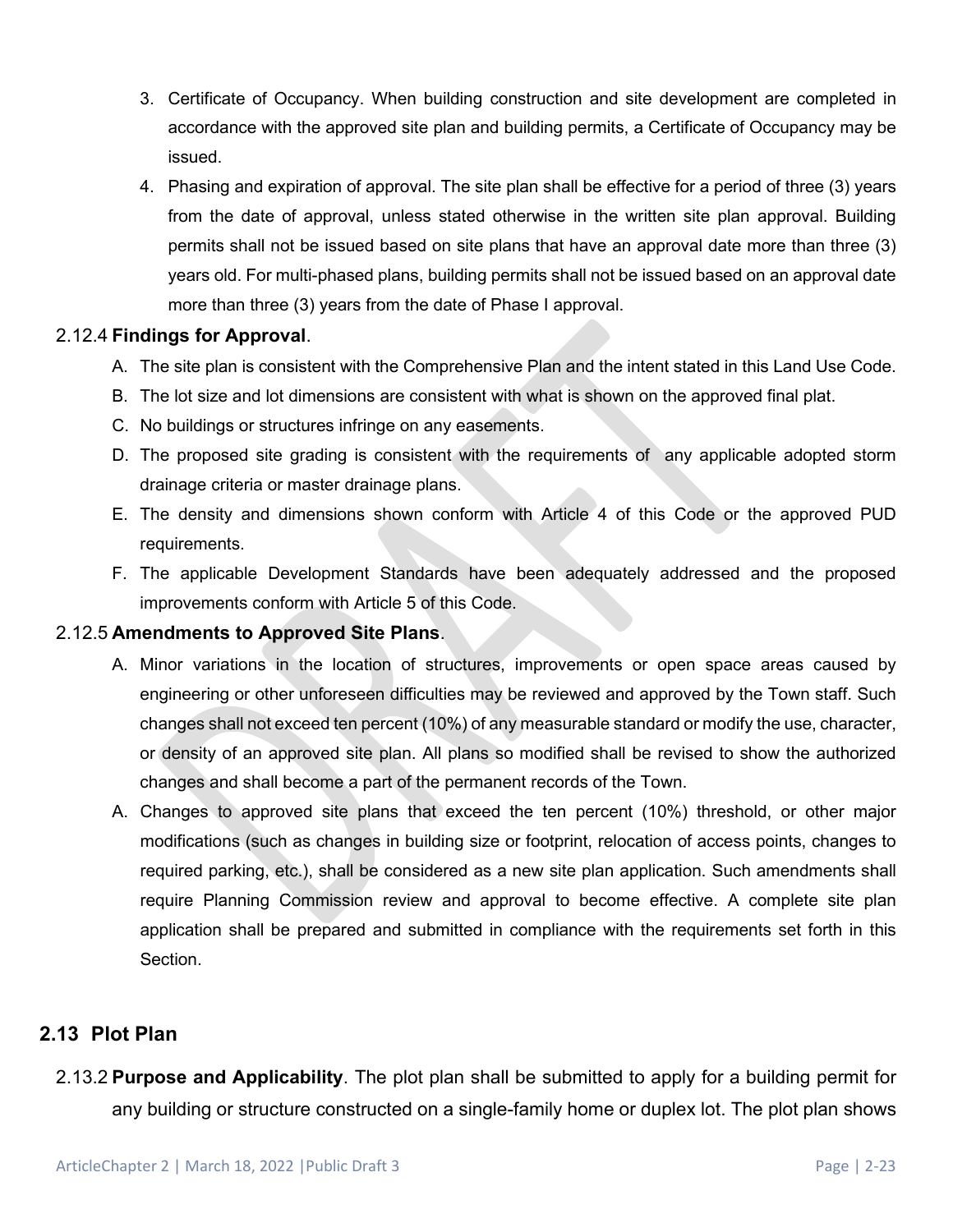3. Certificate of Occupancy. When building construction and site development are completed in accordance with the approved site plan and building permits, a Certificate of Occupancy may be issued.
4. Phasing and expiration of approval. The site plan shall be effective for a period of three (3) years from the date of approval, unless stated otherwise in the written site plan approval. Building permits shall not be issued based on site plans that have an approval date more than three (3) years old. For multi-phased plans, building permits shall not be issued based on an approval date more than three (3) years from the date of Phase I approval.

2.12.4 **Findings for Approval**.

A. The site plan is consistent with the Comprehensive Plan and the intent stated in this Land Use Code.
B. The lot size and lot dimensions are consistent with what is shown on the approved final plat.
C. No buildings or structures infringe on any easements.
D. The proposed site grading is consistent with the requirements of any applicable adopted storm drainage criteria or master drainage plans.
E. The density and dimensions shown conform with Article 4 of this Code or the approved PUD requirements.
F. The applicable Development Standards have been adequately addressed and the proposed improvements conform with Article 5 of this Code.

2.12.5 **Amendments to Approved Site Plans**.

A. Minor variations in the location of structures, improvements or open space areas caused by engineering or other unforeseen difficulties may be reviewed and approved by the Town staff. Such changes shall not exceed ten percent (10%) of any measurable standard or modify the use, character, or density of an approved site plan. All plans so modified shall be revised to show the authorized changes and shall become a part of the permanent records of the Town.

A. Changes to approved site plans that exceed the ten percent (10%) threshold, or other major modifications (such as changes in building size or footprint, relocation of access points, changes to required parking, etc.), shall be considered as a new site plan application. Such amendments shall require Planning Commission review and approval to become effective. A complete site plan application shall be prepared and submitted in compliance with the requirements set forth in this Section.

## 2.13 Plot Plan

2.13.2 **Purpose and Applicability**. The plot plan shall be submitted to apply for a building permit for any building or structure constructed on a single-family home or duplex lot. The plot plan shows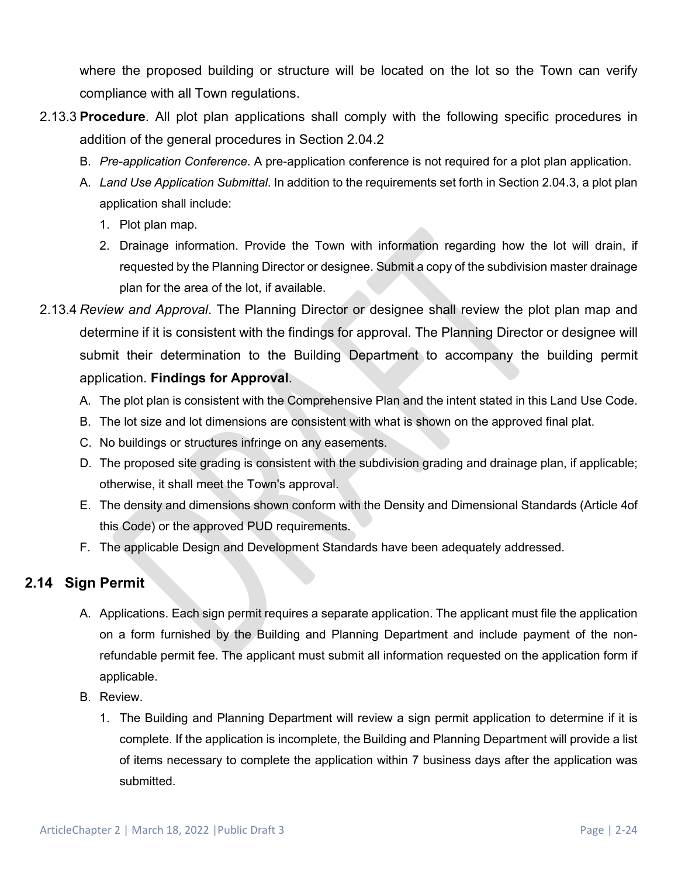where the proposed building or structure will be located on the lot so the Town can verify compliance with all Town regulations.

2.13.3 **Procedure**. All plot plan applications shall comply with the following specific procedures in addition of the general procedures in Section 2.04.2

B. *Pre-application Conference*. A pre-application conference is not required for a plot plan application.

A. *Land Use Application Submittal*. In addition to the requirements set forth in Section 2.04.3, a plot plan application shall include:

1. Plot plan map.
2. Drainage information. Provide the Town with information regarding how the lot will drain, if requested by the Planning Director or designee. Submit a copy of the subdivision master drainage plan for the area of the lot, if available.

2.13.4 *Review and Approval*. The Planning Director or designee shall review the plot plan map and determine if it is consistent with the findings for approval. The Planning Director or designee will submit their determination to the Building Department to accompany the building permit application. **Findings for Approval**.

A. The plot plan is consistent with the Comprehensive Plan and the intent stated in this Land Use Code.
B. The lot size and lot dimensions are consistent with what is shown on the approved final plat.
C. No buildings or structures infringe on any easements.
D. The proposed site grading is consistent with the subdivision grading and drainage plan, if applicable; otherwise, it shall meet the Town's approval.
E. The density and dimensions shown conform with the Density and Dimensional Standards (Article 4of this Code) or the approved PUD requirements.
F. The applicable Design and Development Standards have been adequately addressed.

## 2.14 Sign Permit

A. Applications. Each sign permit requires a separate application. The applicant must file the application on a form furnished by the Building and Planning Department and include payment of the non-refundable permit fee. The applicant must submit all information requested on the application form if applicable.

B. Review.

1. The Building and Planning Department will review a sign permit application to determine if it is complete. If the application is incomplete, the Building and Planning Department will provide a list of items necessary to complete the application within 7 business days after the application was submitted.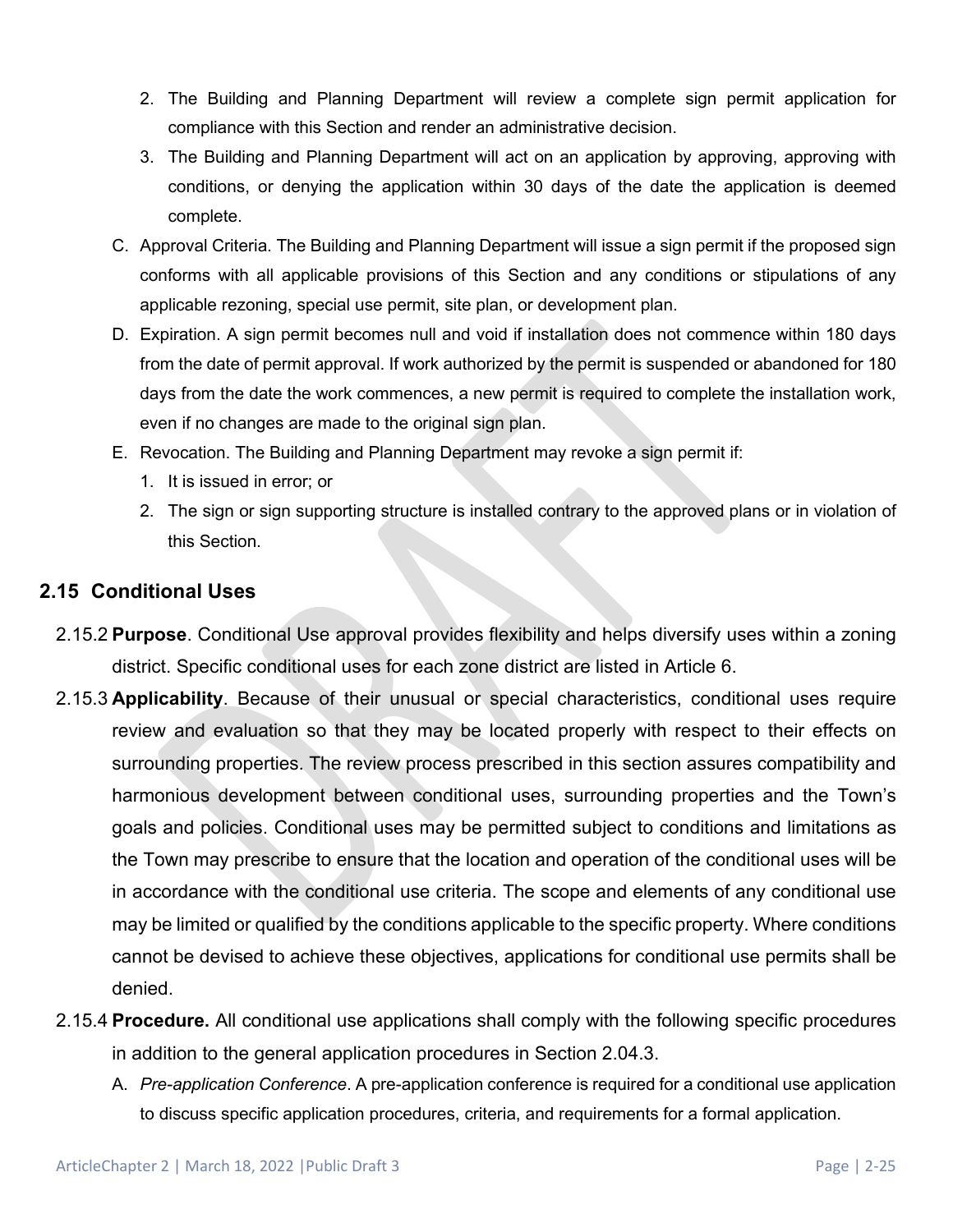2. The Building and Planning Department will review a complete sign permit application for compliance with this Section and render an administrative decision.
3. The Building and Planning Department will act on an application by approving, approving with conditions, or denying the application within 30 days of the date the application is deemed complete.

C. Approval Criteria. The Building and Planning Department will issue a sign permit if the proposed sign conforms with all applicable provisions of this Section and any conditions or stipulations of any applicable rezoning, special use permit, site plan, or development plan.

D. Expiration. A sign permit becomes null and void if installation does not commence within 180 days from the date of permit approval. If work authorized by the permit is suspended or abandoned for 180 days from the date the work commences, a new permit is required to complete the installation work, even if no changes are made to the original sign plan.

E. Revocation. The Building and Planning Department may revoke a sign permit if:

1. It is issued in error; or
2. The sign or sign supporting structure is installed contrary to the approved plans or in violation of this Section.

## 2.15 Conditional Uses

2.15.2 **Purpose**. Conditional Use approval provides flexibility and helps diversify uses within a zoning district. Specific conditional uses for each zone district are listed in Article 6.

2.15.3 **Applicability**. Because of their unusual or special characteristics, conditional uses require review and evaluation so that they may be located properly with respect to their effects on surrounding properties. The review process prescribed in this section assures compatibility and harmonious development between conditional uses, surrounding properties and the Town's goals and policies. Conditional uses may be permitted subject to conditions and limitations as the Town may prescribe to ensure that the location and operation of the conditional uses will be in accordance with the conditional use criteria. The scope and elements of any conditional use may be limited or qualified by the conditions applicable to the specific property. Where conditions cannot be devised to achieve these objectives, applications for conditional use permits shall be denied.

2.15.4 **Procedure.** All conditional use applications shall comply with the following specific procedures in addition to the general application procedures in Section 2.04.3.

A. *Pre-application Conference*. A pre-application conference is required for a conditional use application to discuss specific application procedures, criteria, and requirements for a formal application.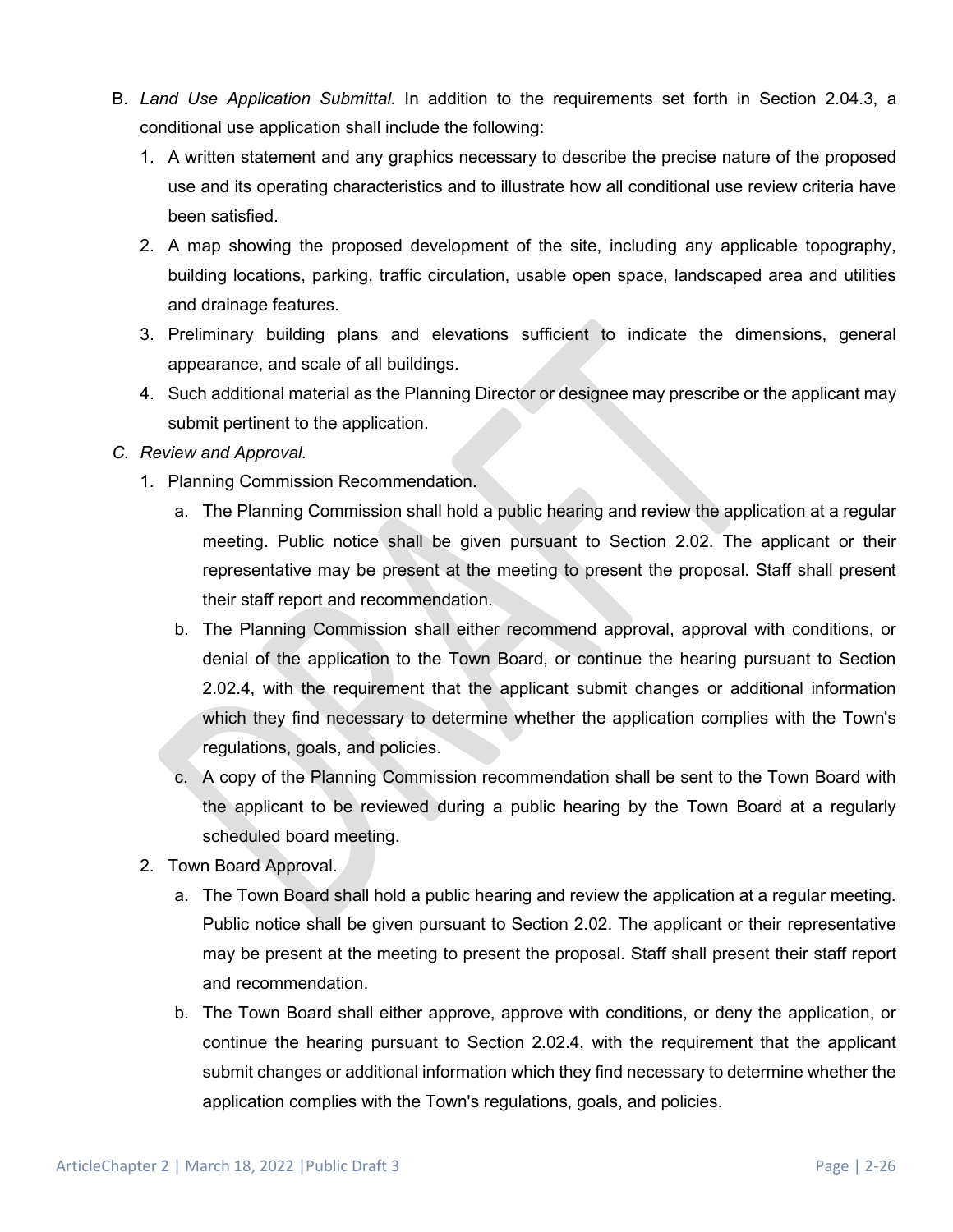B. *Land Use Application Submittal*. In addition to the requirements set forth in Section 2.04.3, a conditional use application shall include the following:

   1. A written statement and any graphics necessary to describe the precise nature of the proposed use and its operating characteristics and to illustrate how all conditional use review criteria have been satisfied.
   2. A map showing the proposed development of the site, including any applicable topography, building locations, parking, traffic circulation, usable open space, landscaped area and utilities and drainage features.
   3. Preliminary building plans and elevations sufficient to indicate the dimensions, general appearance, and scale of all buildings.
   4. Such additional material as the Planning Director or designee may prescribe or the applicant may submit pertinent to the application.

C. *Review and Approval.*

   1. Planning Commission Recommendation.
      a. The Planning Commission shall hold a public hearing and review the application at a regular meeting. Public notice shall be given pursuant to Section 2.02. The applicant or their representative may be present at the meeting to present the proposal. Staff shall present their staff report and recommendation.
      b. The Planning Commission shall either recommend approval, approval with conditions, or denial of the application to the Town Board, or continue the hearing pursuant to Section 2.02.4, with the requirement that the applicant submit changes or additional information which they find necessary to determine whether the application complies with the Town's regulations, goals, and policies.
      c. A copy of the Planning Commission recommendation shall be sent to the Town Board with the applicant to be reviewed during a public hearing by the Town Board at a regularly scheduled board meeting.
   2. Town Board Approval.
      a. The Town Board shall hold a public hearing and review the application at a regular meeting. Public notice shall be given pursuant to Section 2.02. The applicant or their representative may be present at the meeting to present the proposal. Staff shall present their staff report and recommendation.
      b. The Town Board shall either approve, approve with conditions, or deny the application, or continue the hearing pursuant to Section 2.02.4, with the requirement that the applicant submit changes or additional information which they find necessary to determine whether the application complies with the Town's regulations, goals, and policies.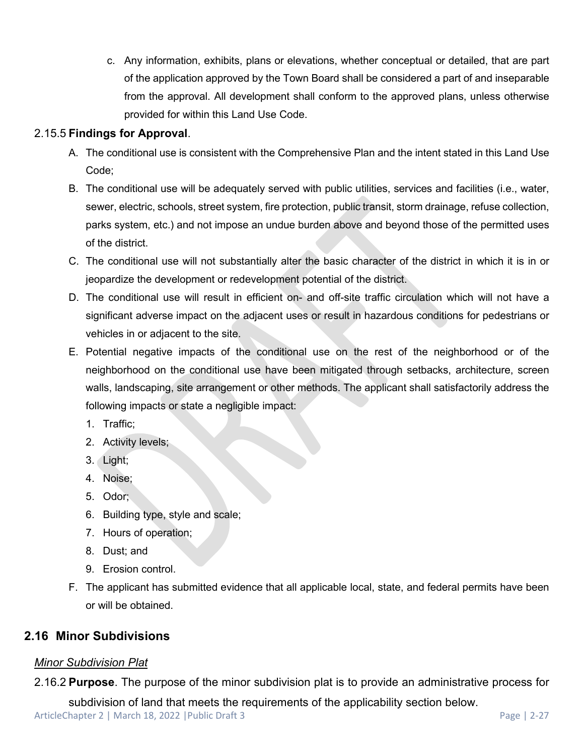c. Any information, exhibits, plans or elevations, whether conceptual or detailed, that are part of the application approved by the Town Board shall be considered a part of and inseparable from the approval. All development shall conform to the approved plans, unless otherwise provided for within this Land Use Code.

2.15.5 **Findings for Approval**.

A. The conditional use is consistent with the Comprehensive Plan and the intent stated in this Land Use Code;

B. The conditional use will be adequately served with public utilities, services and facilities (i.e., water, sewer, electric, schools, street system, fire protection, public transit, storm drainage, refuse collection, parks system, etc.) and not impose an undue burden above and beyond those of the permitted uses of the district.

C. The conditional use will not substantially alter the basic character of the district in which it is in or jeopardize the development or redevelopment potential of the district.

D. The conditional use will result in efficient on- and off-site traffic circulation which will not have a significant adverse impact on the adjacent uses or result in hazardous conditions for pedestrians or vehicles in or adjacent to the site.

E. Potential negative impacts of the conditional use on the rest of the neighborhood or of the neighborhood on the conditional use have been mitigated through setbacks, architecture, screen walls, landscaping, site arrangement or other methods. The applicant shall satisfactorily address the following impacts or state a negligible impact:

1. Traffic;
2. Activity levels;
3. Light;
4. Noise;
5. Odor;
6. Building type, style and scale;
7. Hours of operation;
8. Dust; and
9. Erosion control.

F. The applicant has submitted evidence that all applicable local, state, and federal permits have been or will be obtained.

## 2.16 Minor Subdivisions

*Minor Subdivision Plat*

2.16.2 **Purpose**. The purpose of the minor subdivision plat is to provide an administrative process for subdivision of land that meets the requirements of the applicability section below.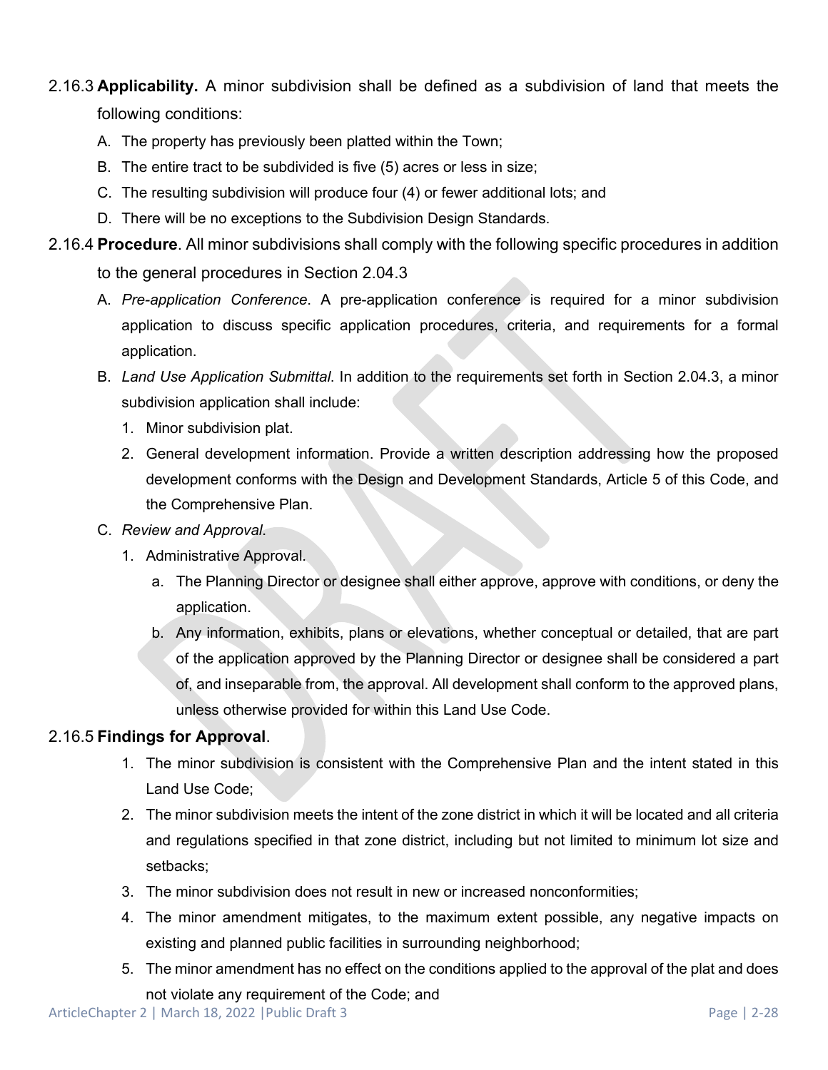2.16.3 **Applicability.** A minor subdivision shall be defined as a subdivision of land that meets the following conditions:

A. The property has previously been platted within the Town;

B. The entire tract to be subdivided is five (5) acres or less in size;

C. The resulting subdivision will produce four (4) or fewer additional lots; and

D. There will be no exceptions to the Subdivision Design Standards.

2.16.4 **Procedure**. All minor subdivisions shall comply with the following specific procedures in addition to the general procedures in Section 2.04.3

A. *Pre-application Conference*. A pre-application conference is required for a minor subdivision application to discuss specific application procedures, criteria, and requirements for a formal application.

B. *Land Use Application Submittal*. In addition to the requirements set forth in Section 2.04.3, a minor subdivision application shall include:

1. Minor subdivision plat.
2. General development information. Provide a written description addressing how the proposed development conforms with the Design and Development Standards, Article 5 of this Code, and the Comprehensive Plan.

C. *Review and Approval*.

1. Administrative Approval.
   a. The Planning Director or designee shall either approve, approve with conditions, or deny the application.
   b. Any information, exhibits, plans or elevations, whether conceptual or detailed, that are part of the application approved by the Planning Director or designee shall be considered a part of, and inseparable from, the approval. All development shall conform to the approved plans, unless otherwise provided for within this Land Use Code.

2.16.5 **Findings for Approval**.

1. The minor subdivision is consistent with the Comprehensive Plan and the intent stated in this Land Use Code;
2. The minor subdivision meets the intent of the zone district in which it will be located and all criteria and regulations specified in that zone district, including but not limited to minimum lot size and setbacks;
3. The minor subdivision does not result in new or increased nonconformities;
4. The minor amendment mitigates, to the maximum extent possible, any negative impacts on existing and planned public facilities in surrounding neighborhood;
5. The minor amendment has no effect on the conditions applied to the approval of the plat and does not violate any requirement of the Code; and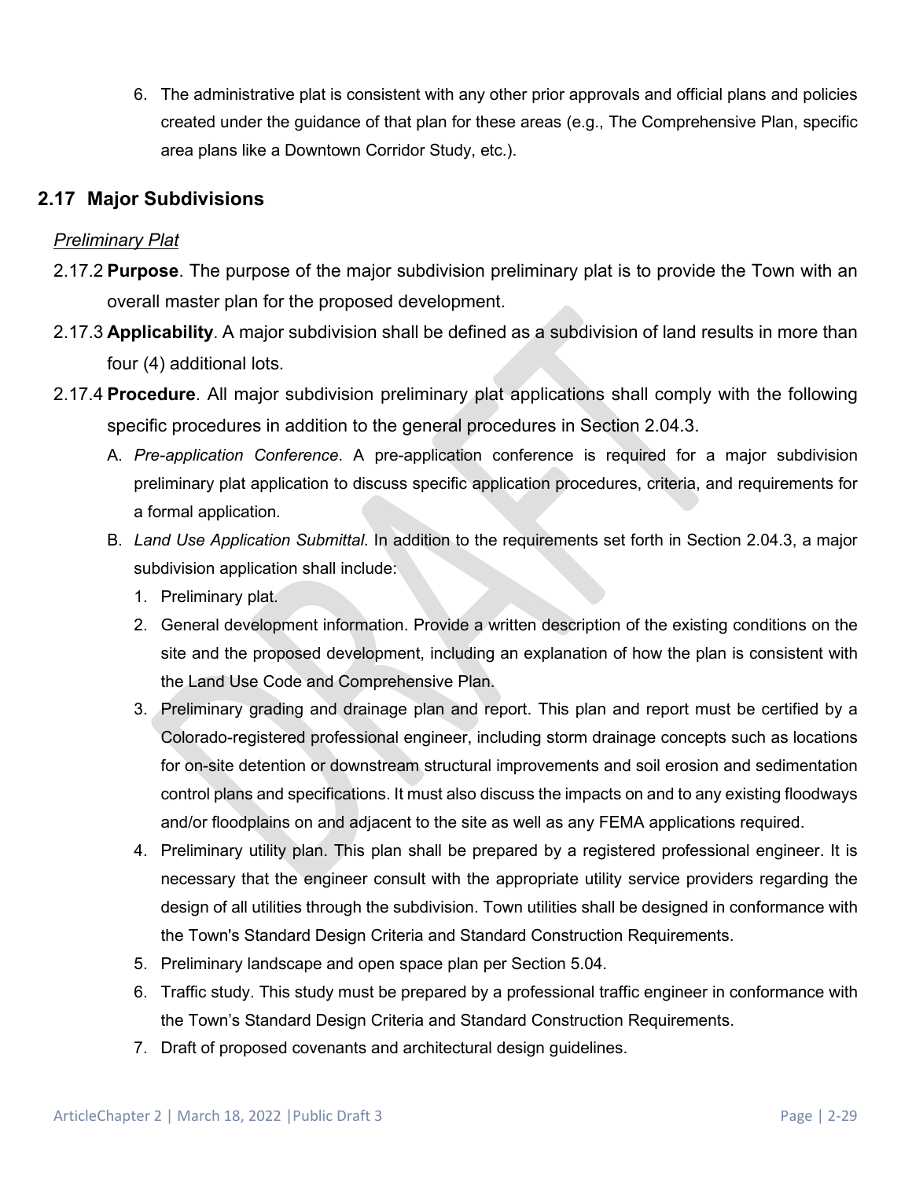6. The administrative plat is consistent with any other prior approvals and official plans and policies created under the guidance of that plan for these areas (e.g., The Comprehensive Plan, specific area plans like a Downtown Corridor Study, etc.).

## 2.17 Major Subdivisions

*Preliminary Plat*

2.17.2 **Purpose**. The purpose of the major subdivision preliminary plat is to provide the Town with an overall master plan for the proposed development.

2.17.3 **Applicability**. A major subdivision shall be defined as a subdivision of land results in more than four (4) additional lots.

2.17.4 **Procedure**. All major subdivision preliminary plat applications shall comply with the following specific procedures in addition to the general procedures in Section 2.04.3.

A. *Pre-application Conference*. A pre-application conference is required for a major subdivision preliminary plat application to discuss specific application procedures, criteria, and requirements for a formal application.

B. *Land Use Application Submittal*. In addition to the requirements set forth in Section 2.04.3, a major subdivision application shall include:

1. Preliminary plat.
2. General development information. Provide a written description of the existing conditions on the site and the proposed development, including an explanation of how the plan is consistent with the Land Use Code and Comprehensive Plan.
3. Preliminary grading and drainage plan and report. This plan and report must be certified by a Colorado-registered professional engineer, including storm drainage concepts such as locations for on-site detention or downstream structural improvements and soil erosion and sedimentation control plans and specifications. It must also discuss the impacts on and to any existing floodways and/or floodplains on and adjacent to the site as well as any FEMA applications required.
4. Preliminary utility plan. This plan shall be prepared by a registered professional engineer. It is necessary that the engineer consult with the appropriate utility service providers regarding the design of all utilities through the subdivision. Town utilities shall be designed in conformance with the Town's Standard Design Criteria and Standard Construction Requirements.
5. Preliminary landscape and open space plan per Section 5.04.
6. Traffic study. This study must be prepared by a professional traffic engineer in conformance with the Town's Standard Design Criteria and Standard Construction Requirements.
7. Draft of proposed covenants and architectural design guidelines.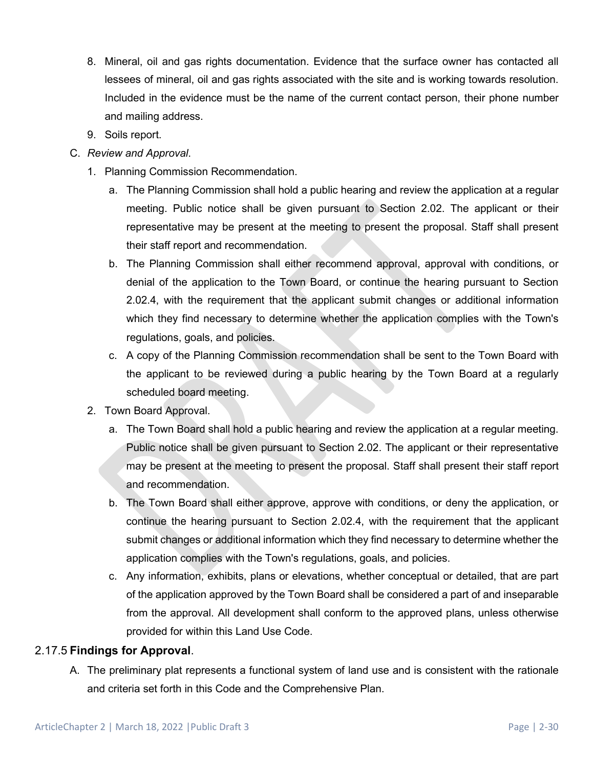8. Mineral, oil and gas rights documentation. Evidence that the surface owner has contacted all lessees of mineral, oil and gas rights associated with the site and is working towards resolution. Included in the evidence must be the name of the current contact person, their phone number and mailing address.
9. Soils report.

C. *Review and Approval*.
   1. Planning Commission Recommendation.
      a. The Planning Commission shall hold a public hearing and review the application at a regular meeting. Public notice shall be given pursuant to Section 2.02. The applicant or their representative may be present at the meeting to present the proposal. Staff shall present their staff report and recommendation.
      b. The Planning Commission shall either recommend approval, approval with conditions, or denial of the application to the Town Board, or continue the hearing pursuant to Section 2.02.4, with the requirement that the applicant submit changes or additional information which they find necessary to determine whether the application complies with the Town's regulations, goals, and policies.
      c. A copy of the Planning Commission recommendation shall be sent to the Town Board with the applicant to be reviewed during a public hearing by the Town Board at a regularly scheduled board meeting.
   2. Town Board Approval.
      a. The Town Board shall hold a public hearing and review the application at a regular meeting. Public notice shall be given pursuant to Section 2.02. The applicant or their representative may be present at the meeting to present the proposal. Staff shall present their staff report and recommendation.
      b. The Town Board shall either approve, approve with conditions, or deny the application, or continue the hearing pursuant to Section 2.02.4, with the requirement that the applicant submit changes or additional information which they find necessary to determine whether the application complies with the Town's regulations, goals, and policies.
      c. Any information, exhibits, plans or elevations, whether conceptual or detailed, that are part of the application approved by the Town Board shall be considered a part of and inseparable from the approval. All development shall conform to the approved plans, unless otherwise provided for within this Land Use Code.

### 2.17.5 **Findings for Approval**.

A. The preliminary plat represents a functional system of land use and is consistent with the rationale and criteria set forth in this Code and the Comprehensive Plan.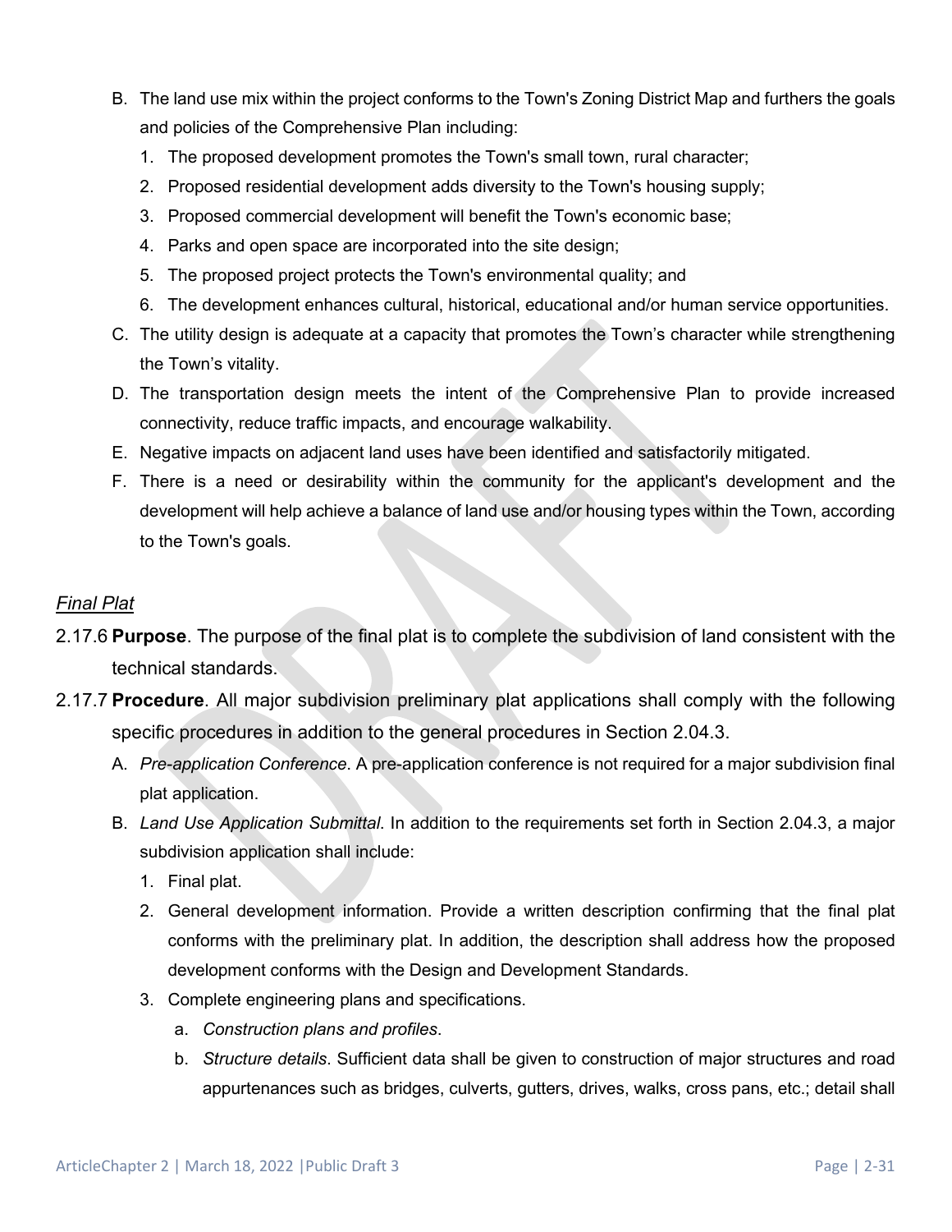B. The land use mix within the project conforms to the Town's Zoning District Map and furthers the goals and policies of the Comprehensive Plan including:
   1. The proposed development promotes the Town's small town, rural character;
   2. Proposed residential development adds diversity to the Town's housing supply;
   3. Proposed commercial development will benefit the Town's economic base;
   4. Parks and open space are incorporated into the site design;
   5. The proposed project protects the Town's environmental quality; and
   6. The development enhances cultural, historical, educational and/or human service opportunities.

C. The utility design is adequate at a capacity that promotes the Town's character while strengthening the Town's vitality.

D. The transportation design meets the intent of the Comprehensive Plan to provide increased connectivity, reduce traffic impacts, and encourage walkability.

E. Negative impacts on adjacent land uses have been identified and satisfactorily mitigated.

F. There is a need or desirability within the community for the applicant's development and the development will help achieve a balance of land use and/or housing types within the Town, according to the Town's goals.

*Final Plat*

2.17.6 **Purpose**. The purpose of the final plat is to complete the subdivision of land consistent with the technical standards.

2.17.7 **Procedure**. All major subdivision preliminary plat applications shall comply with the following specific procedures in addition to the general procedures in Section 2.04.3.

A. *Pre-application Conference*. A pre-application conference is not required for a major subdivision final plat application.

B. *Land Use Application Submittal*. In addition to the requirements set forth in Section 2.04.3, a major subdivision application shall include:
   1. Final plat.
   2. General development information. Provide a written description confirming that the final plat conforms with the preliminary plat. In addition, the description shall address how the proposed development conforms with the Design and Development Standards.
   3. Complete engineering plans and specifications.
      a. *Construction plans and profiles*.
      b. *Structure details*. Sufficient data shall be given to construction of major structures and road appurtenances such as bridges, culverts, gutters, drives, walks, cross pans, etc.; detail shall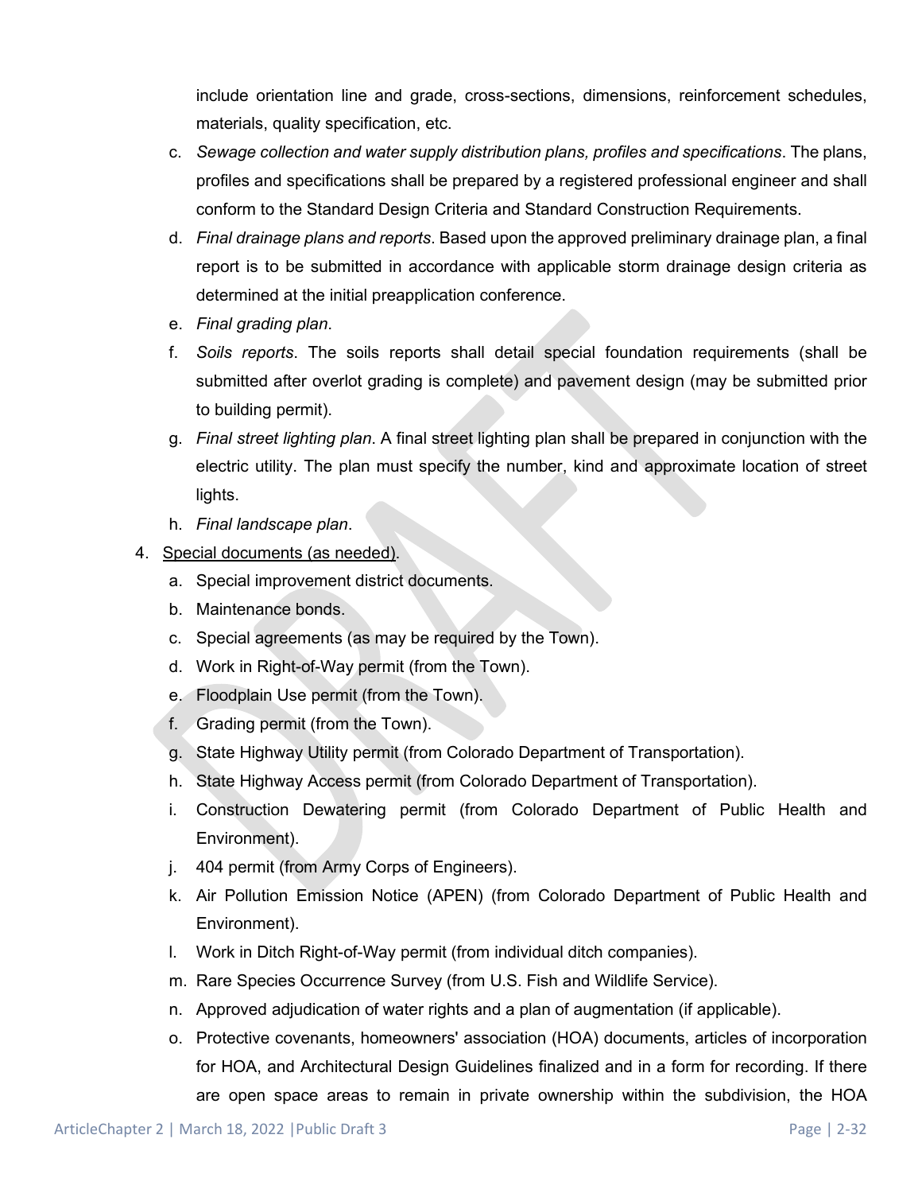include orientation line and grade, cross-sections, dimensions, reinforcement schedules, materials, quality specification, etc.

c. *Sewage collection and water supply distribution plans, profiles and specifications*. The plans, profiles and specifications shall be prepared by a registered professional engineer and shall conform to the Standard Design Criteria and Standard Construction Requirements.

d. *Final drainage plans and reports*. Based upon the approved preliminary drainage plan, a final report is to be submitted in accordance with applicable storm drainage design criteria as determined at the initial preapplication conference.

e. *Final grading plan*.

f. *Soils reports*. The soils reports shall detail special foundation requirements (shall be submitted after overlot grading is complete) and pavement design (may be submitted prior to building permit).

g. *Final street lighting plan*. A final street lighting plan shall be prepared in conjunction with the electric utility. The plan must specify the number, kind and approximate location of street lights.

h. *Final landscape plan*.

4. Special documents (as needed).
   a. Special improvement district documents.
   b. Maintenance bonds.
   c. Special agreements (as may be required by the Town).
   d. Work in Right-of-Way permit (from the Town).
   e. Floodplain Use permit (from the Town).
   f. Grading permit (from the Town).
   g. State Highway Utility permit (from Colorado Department of Transportation).
   h. State Highway Access permit (from Colorado Department of Transportation).
   i. Construction Dewatering permit (from Colorado Department of Public Health and Environment).
   j. 404 permit (from Army Corps of Engineers).
   k. Air Pollution Emission Notice (APEN) (from Colorado Department of Public Health and Environment).
   l. Work in Ditch Right-of-Way permit (from individual ditch companies).
   m. Rare Species Occurrence Survey (from U.S. Fish and Wildlife Service).
   n. Approved adjudication of water rights and a plan of augmentation (if applicable).
   o. Protective covenants, homeowners' association (HOA) documents, articles of incorporation for HOA, and Architectural Design Guidelines finalized and in a form for recording. If there are open space areas to remain in private ownership within the subdivision, the HOA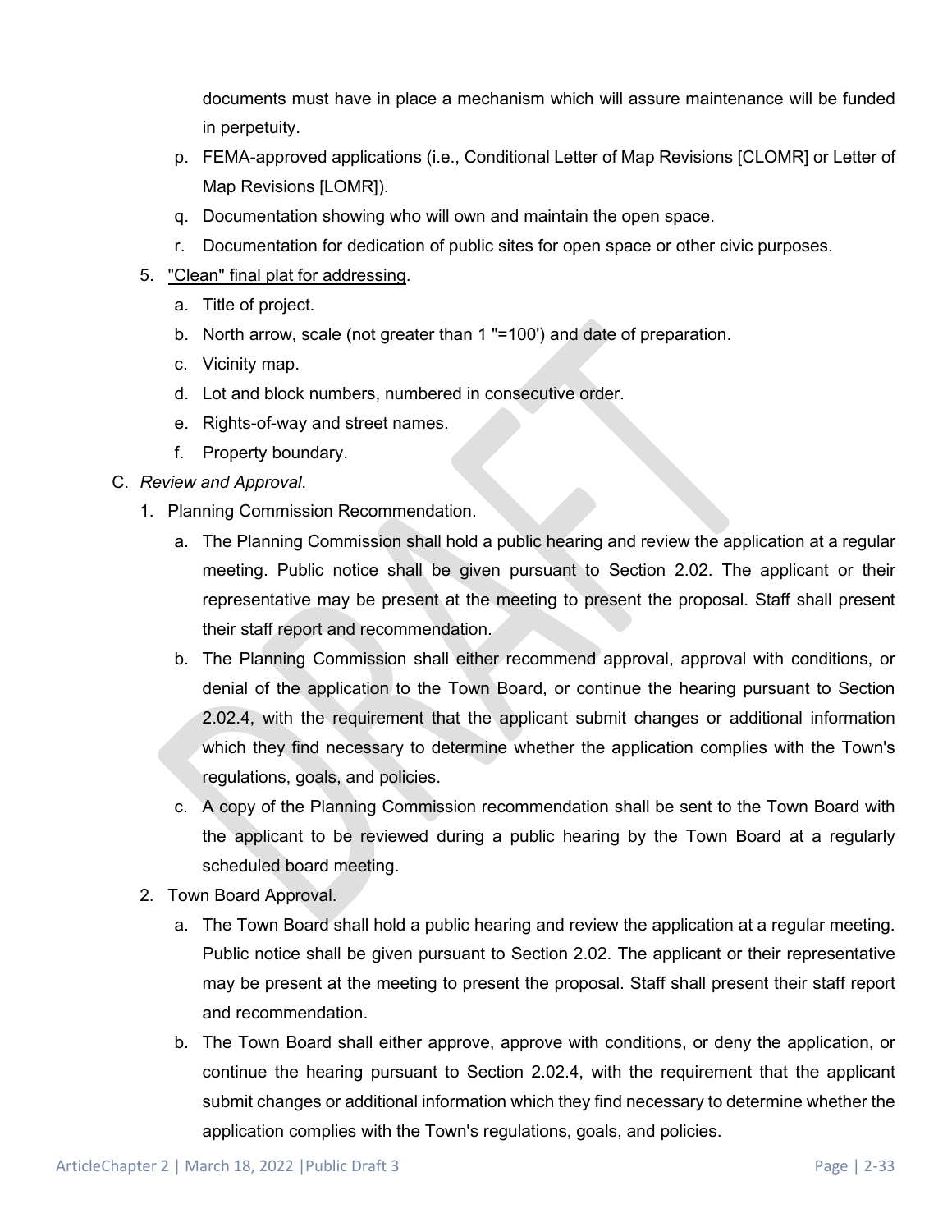documents must have in place a mechanism which will assure maintenance will be funded in perpetuity.

p. FEMA-approved applications (i.e., Conditional Letter of Map Revisions [CLOMR] or Letter of Map Revisions [LOMR]).

q. Documentation showing who will own and maintain the open space.

r. Documentation for dedication of public sites for open space or other civic purposes.

5. "Clean" final plat for addressing.

   a. Title of project.

   b. North arrow, scale (not greater than 1 "=100') and date of preparation.

   c. Vicinity map.

   d. Lot and block numbers, numbered in consecutive order.

   e. Rights-of-way and street names.

   f. Property boundary.

C. *Review and Approval*.

1. Planning Commission Recommendation.

   a. The Planning Commission shall hold a public hearing and review the application at a regular meeting. Public notice shall be given pursuant to Section 2.02. The applicant or their representative may be present at the meeting to present the proposal. Staff shall present their staff report and recommendation.

   b. The Planning Commission shall either recommend approval, approval with conditions, or denial of the application to the Town Board, or continue the hearing pursuant to Section 2.02.4, with the requirement that the applicant submit changes or additional information which they find necessary to determine whether the application complies with the Town's regulations, goals, and policies.

   c. A copy of the Planning Commission recommendation shall be sent to the Town Board with the applicant to be reviewed during a public hearing by the Town Board at a regularly scheduled board meeting.

2. Town Board Approval.

   a. The Town Board shall hold a public hearing and review the application at a regular meeting. Public notice shall be given pursuant to Section 2.02. The applicant or their representative may be present at the meeting to present the proposal. Staff shall present their staff report and recommendation.

   b. The Town Board shall either approve, approve with conditions, or deny the application, or continue the hearing pursuant to Section 2.02.4, with the requirement that the applicant submit changes or additional information which they find necessary to determine whether the application complies with the Town's regulations, goals, and policies.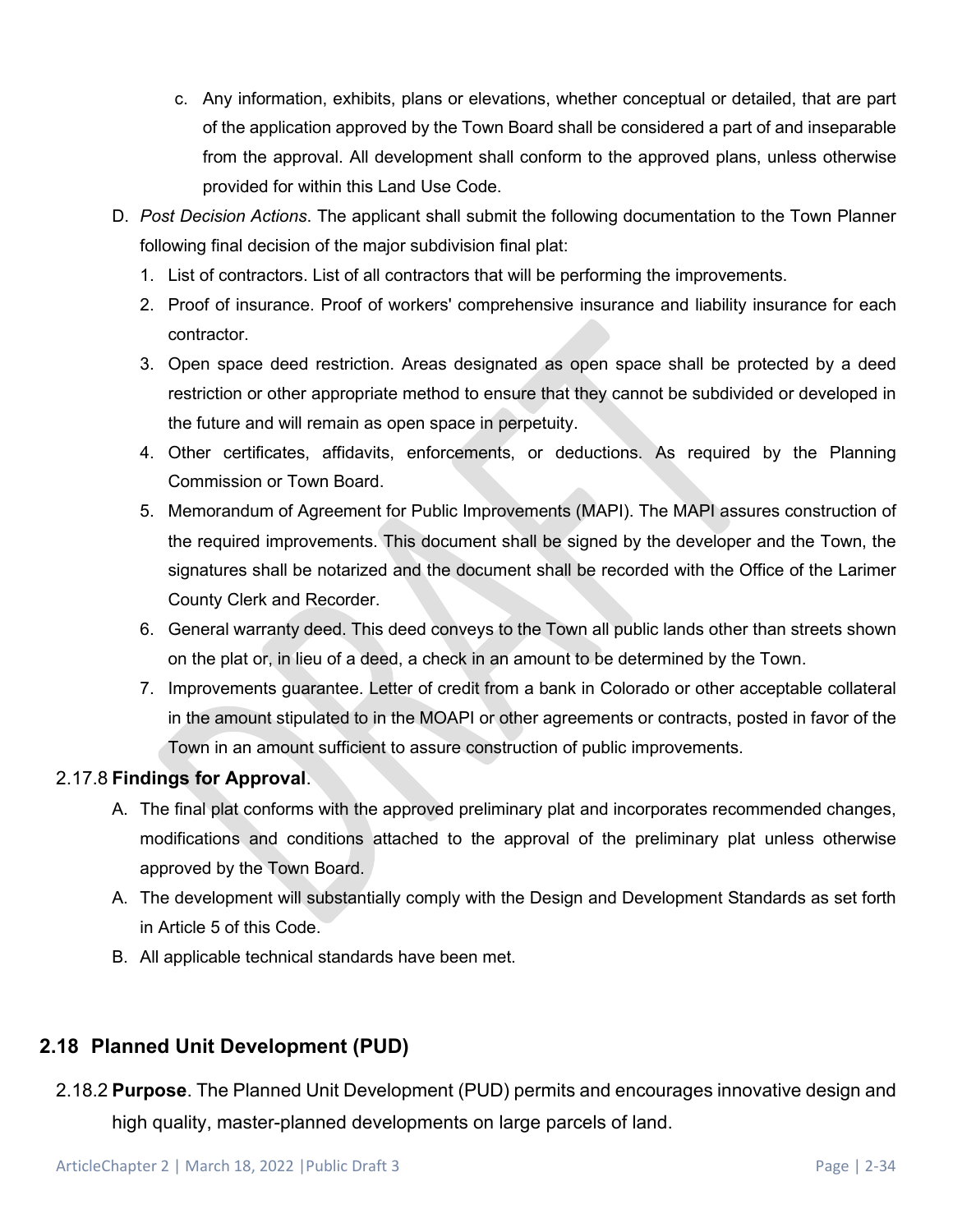c. Any information, exhibits, plans or elevations, whether conceptual or detailed, that are part of the application approved by the Town Board shall be considered a part of and inseparable from the approval. All development shall conform to the approved plans, unless otherwise provided for within this Land Use Code.

D. *Post Decision Actions*. The applicant shall submit the following documentation to the Town Planner following final decision of the major subdivision final plat:

1. List of contractors. List of all contractors that will be performing the improvements.
2. Proof of insurance. Proof of workers' comprehensive insurance and liability insurance for each contractor.
3. Open space deed restriction. Areas designated as open space shall be protected by a deed restriction or other appropriate method to ensure that they cannot be subdivided or developed in the future and will remain as open space in perpetuity.
4. Other certificates, affidavits, enforcements, or deductions. As required by the Planning Commission or Town Board.
5. Memorandum of Agreement for Public Improvements (MAPI). The MAPI assures construction of the required improvements. This document shall be signed by the developer and the Town, the signatures shall be notarized and the document shall be recorded with the Office of the Larimer County Clerk and Recorder.
6. General warranty deed. This deed conveys to the Town all public lands other than streets shown on the plat or, in lieu of a deed, a check in an amount to be determined by the Town.
7. Improvements guarantee. Letter of credit from a bank in Colorado or other acceptable collateral in the amount stipulated to in the MOAPI or other agreements or contracts, posted in favor of the Town in an amount sufficient to assure construction of public improvements.

2.17.8 **Findings for Approval**.

A. The final plat conforms with the approved preliminary plat and incorporates recommended changes, modifications and conditions attached to the approval of the preliminary plat unless otherwise approved by the Town Board.

A. The development will substantially comply with the Design and Development Standards as set forth in Article 5 of this Code.

B. All applicable technical standards have been met.

## 2.18 Planned Unit Development (PUD)

2.18.2 **Purpose**. The Planned Unit Development (PUD) permits and encourages innovative design and high quality, master-planned developments on large parcels of land.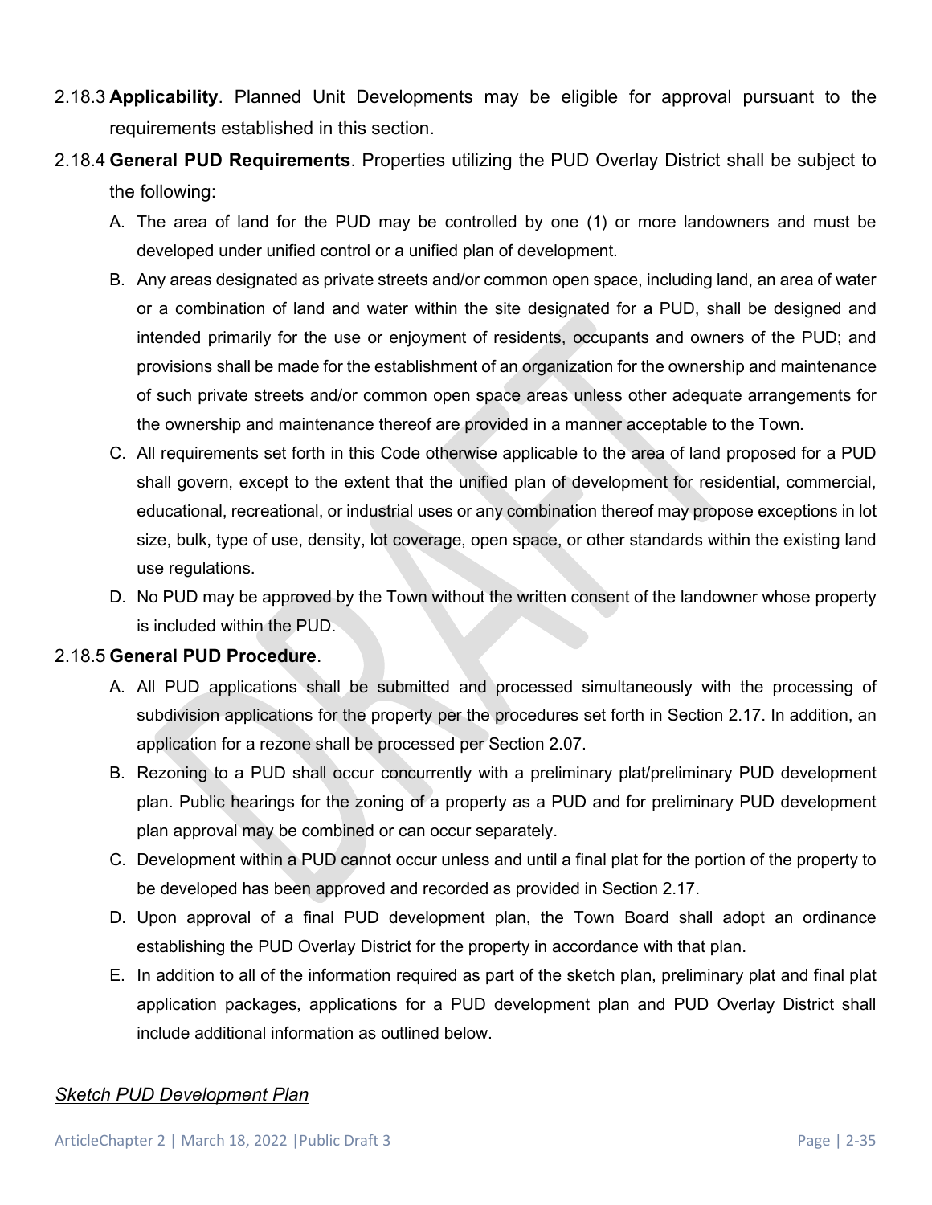2.18.3 **Applicability**. Planned Unit Developments may be eligible for approval pursuant to the requirements established in this section.

2.18.4 **General PUD Requirements**. Properties utilizing the PUD Overlay District shall be subject to the following:

A. The area of land for the PUD may be controlled by one (1) or more landowners and must be developed under unified control or a unified plan of development.

B. Any areas designated as private streets and/or common open space, including land, an area of water or a combination of land and water within the site designated for a PUD, shall be designed and intended primarily for the use or enjoyment of residents, occupants and owners of the PUD; and provisions shall be made for the establishment of an organization for the ownership and maintenance of such private streets and/or common open space areas unless other adequate arrangements for the ownership and maintenance thereof are provided in a manner acceptable to the Town.

C. All requirements set forth in this Code otherwise applicable to the area of land proposed for a PUD shall govern, except to the extent that the unified plan of development for residential, commercial, educational, recreational, or industrial uses or any combination thereof may propose exceptions in lot size, bulk, type of use, density, lot coverage, open space, or other standards within the existing land use regulations.

D. No PUD may be approved by the Town without the written consent of the landowner whose property is included within the PUD.

2.18.5 **General PUD Procedure**.

A. All PUD applications shall be submitted and processed simultaneously with the processing of subdivision applications for the property per the procedures set forth in Section 2.17. In addition, an application for a rezone shall be processed per Section 2.07.

B. Rezoning to a PUD shall occur concurrently with a preliminary plat/preliminary PUD development plan. Public hearings for the zoning of a property as a PUD and for preliminary PUD development plan approval may be combined or can occur separately.

C. Development within a PUD cannot occur unless and until a final plat for the portion of the property to be developed has been approved and recorded as provided in Section 2.17.

D. Upon approval of a final PUD development plan, the Town Board shall adopt an ordinance establishing the PUD Overlay District for the property in accordance with that plan.

E. In addition to all of the information required as part of the sketch plan, preliminary plat and final plat application packages, applications for a PUD development plan and PUD Overlay District shall include additional information as outlined below.

*Sketch PUD Development Plan*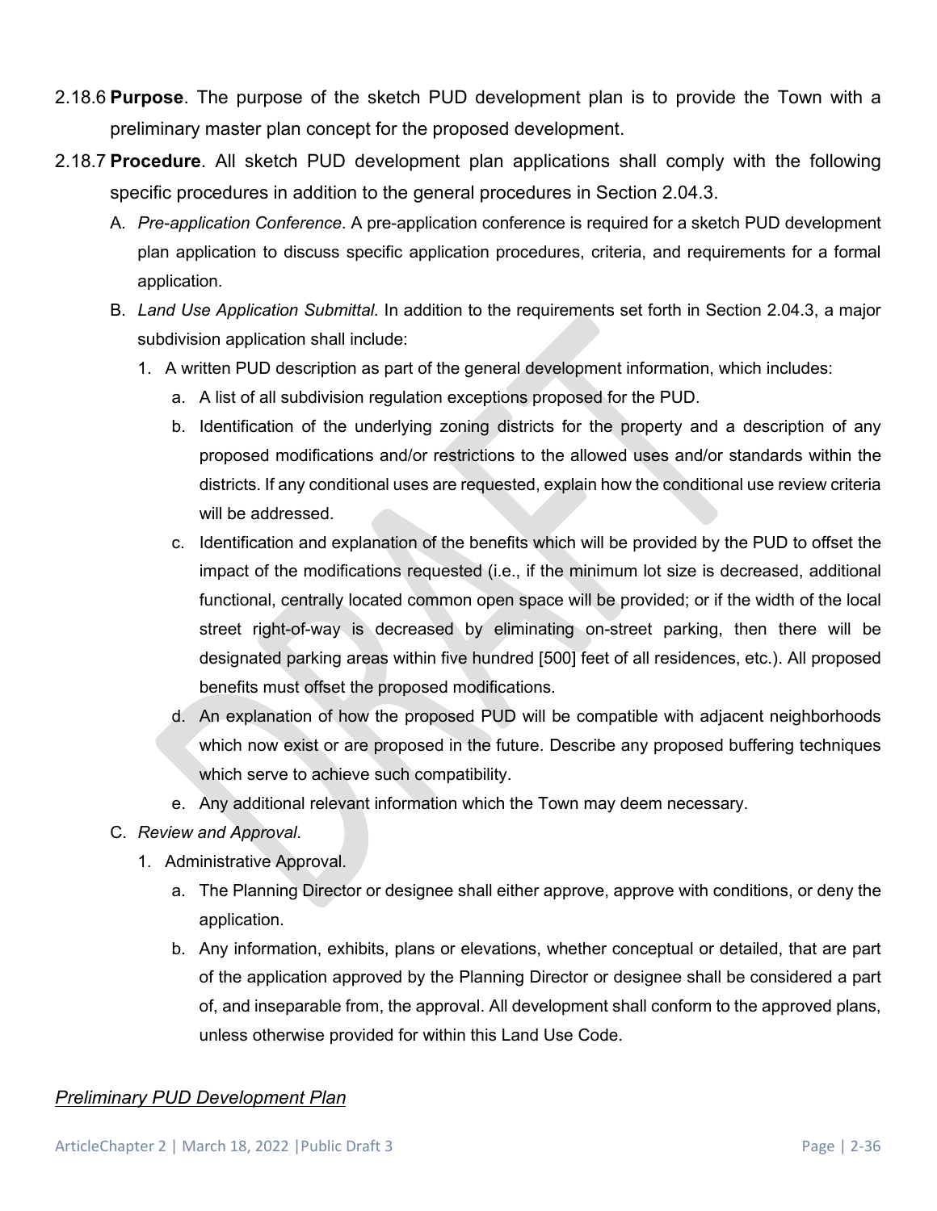2.18.6 **Purpose**. The purpose of the sketch PUD development plan is to provide the Town with a preliminary master plan concept for the proposed development.

2.18.7 **Procedure**. All sketch PUD development plan applications shall comply with the following specific procedures in addition to the general procedures in Section 2.04.3.

A. *Pre-application Conference*. A pre-application conference is required for a sketch PUD development plan application to discuss specific application procedures, criteria, and requirements for a formal application.

B. *Land Use Application Submittal*. In addition to the requirements set forth in Section 2.04.3, a major subdivision application shall include:

1. A written PUD description as part of the general development information, which includes:

   a. A list of all subdivision regulation exceptions proposed for the PUD.

   b. Identification of the underlying zoning districts for the property and a description of any proposed modifications and/or restrictions to the allowed uses and/or standards within the districts. If any conditional uses are requested, explain how the conditional use review criteria will be addressed.

   c. Identification and explanation of the benefits which will be provided by the PUD to offset the impact of the modifications requested (i.e., if the minimum lot size is decreased, additional functional, centrally located common open space will be provided; or if the width of the local street right-of-way is decreased by eliminating on-street parking, then there will be designated parking areas within five hundred [500] feet of all residences, etc.). All proposed benefits must offset the proposed modifications.

   d. An explanation of how the proposed PUD will be compatible with adjacent neighborhoods which now exist or are proposed in the future. Describe any proposed buffering techniques which serve to achieve such compatibility.

   e. Any additional relevant information which the Town may deem necessary.

C. *Review and Approval*.

1. Administrative Approval.

   a. The Planning Director or designee shall either approve, approve with conditions, or deny the application.

   b. Any information, exhibits, plans or elevations, whether conceptual or detailed, that are part of the application approved by the Planning Director or designee shall be considered a part of, and inseparable from, the approval. All development shall conform to the approved plans, unless otherwise provided for within this Land Use Code.

*Preliminary PUD Development Plan*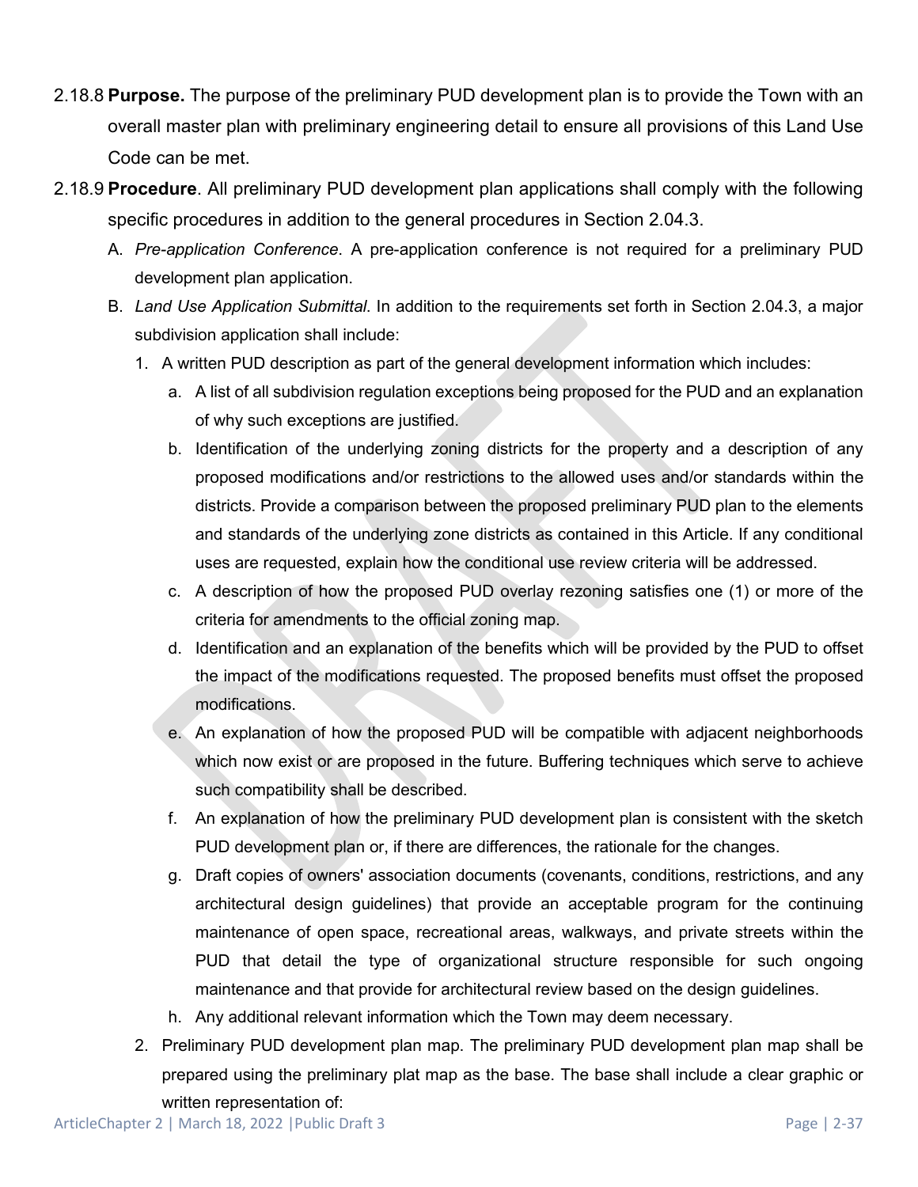2.18.8 **Purpose.** The purpose of the preliminary PUD development plan is to provide the Town with an overall master plan with preliminary engineering detail to ensure all provisions of this Land Use Code can be met.

2.18.9 **Procedure**. All preliminary PUD development plan applications shall comply with the following specific procedures in addition to the general procedures in Section 2.04.3.

A. *Pre-application Conference*. A pre-application conference is not required for a preliminary PUD development plan application.

B. *Land Use Application Submittal*. In addition to the requirements set forth in Section 2.04.3, a major subdivision application shall include:

1. A written PUD description as part of the general development information which includes:
   a. A list of all subdivision regulation exceptions being proposed for the PUD and an explanation of why such exceptions are justified.
   b. Identification of the underlying zoning districts for the property and a description of any proposed modifications and/or restrictions to the allowed uses and/or standards within the districts. Provide a comparison between the proposed preliminary PUD plan to the elements and standards of the underlying zone districts as contained in this Article. If any conditional uses are requested, explain how the conditional use review criteria will be addressed.
   c. A description of how the proposed PUD overlay rezoning satisfies one (1) or more of the criteria for amendments to the official zoning map.
   d. Identification and an explanation of the benefits which will be provided by the PUD to offset the impact of the modifications requested. The proposed benefits must offset the proposed modifications.
   e. An explanation of how the proposed PUD will be compatible with adjacent neighborhoods which now exist or are proposed in the future. Buffering techniques which serve to achieve such compatibility shall be described.
   f. An explanation of how the preliminary PUD development plan is consistent with the sketch PUD development plan or, if there are differences, the rationale for the changes.
   g. Draft copies of owners' association documents (covenants, conditions, restrictions, and any architectural design guidelines) that provide an acceptable program for the continuing maintenance of open space, recreational areas, walkways, and private streets within the PUD that detail the type of organizational structure responsible for such ongoing maintenance and that provide for architectural review based on the design guidelines.
   h. Any additional relevant information which the Town may deem necessary.
2. Preliminary PUD development plan map. The preliminary PUD development plan map shall be prepared using the preliminary plat map as the base. The base shall include a clear graphic or written representation of: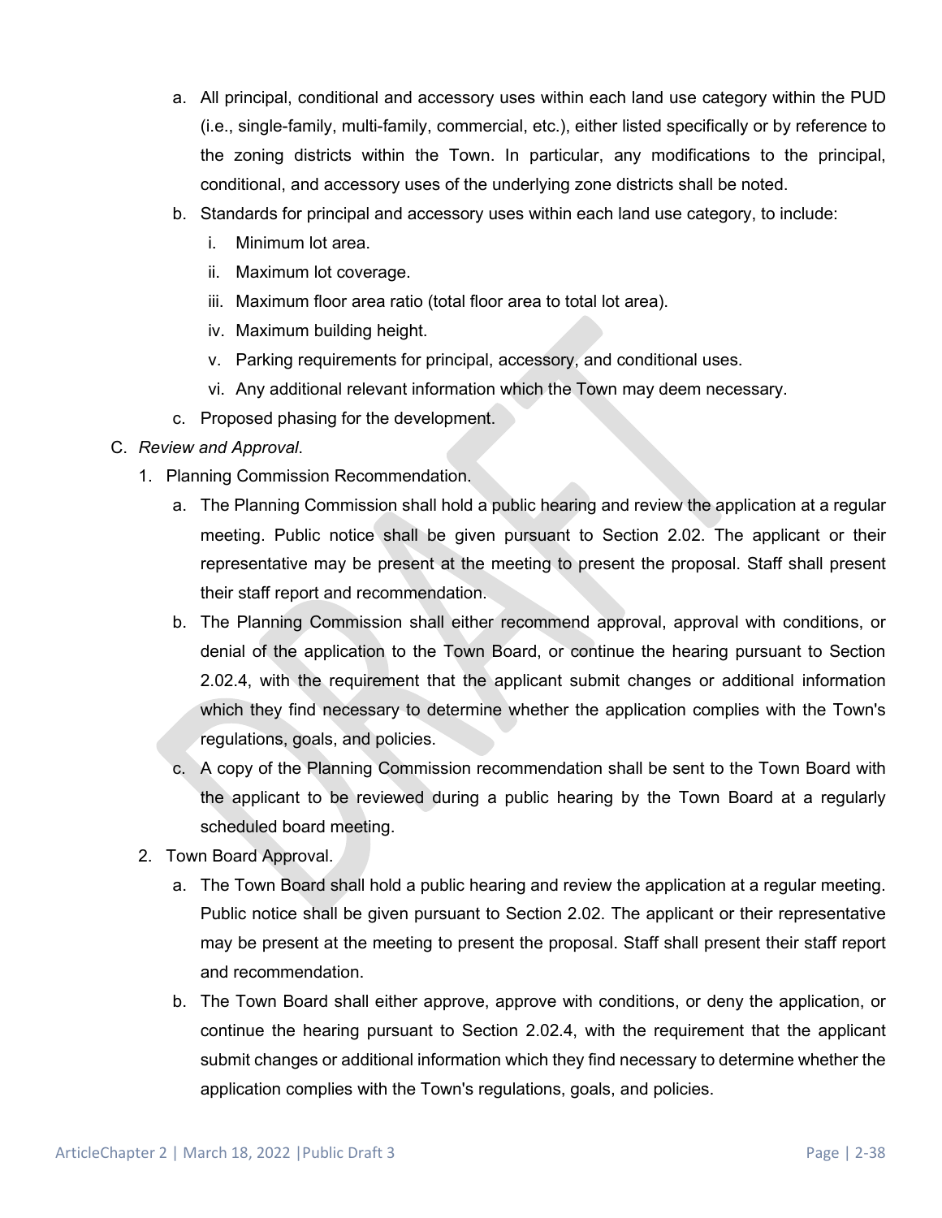a. All principal, conditional and accessory uses within each land use category within the PUD (i.e., single-family, multi-family, commercial, etc.), either listed specifically or by reference to the zoning districts within the Town. In particular, any modifications to the principal, conditional, and accessory uses of the underlying zone districts shall be noted.

b. Standards for principal and accessory uses within each land use category, to include:

   i. Minimum lot area.

   ii. Maximum lot coverage.

   iii. Maximum floor area ratio (total floor area to total lot area).

   iv. Maximum building height.

   v. Parking requirements for principal, accessory, and conditional uses.

   vi. Any additional relevant information which the Town may deem necessary.

c. Proposed phasing for the development.

C. *Review and Approval*.

1. Planning Commission Recommendation.

   a. The Planning Commission shall hold a public hearing and review the application at a regular meeting. Public notice shall be given pursuant to Section 2.02. The applicant or their representative may be present at the meeting to present the proposal. Staff shall present their staff report and recommendation.

   b. The Planning Commission shall either recommend approval, approval with conditions, or denial of the application to the Town Board, or continue the hearing pursuant to Section 2.02.4, with the requirement that the applicant submit changes or additional information which they find necessary to determine whether the application complies with the Town's regulations, goals, and policies.

   c. A copy of the Planning Commission recommendation shall be sent to the Town Board with the applicant to be reviewed during a public hearing by the Town Board at a regularly scheduled board meeting.

2. Town Board Approval.

   a. The Town Board shall hold a public hearing and review the application at a regular meeting. Public notice shall be given pursuant to Section 2.02. The applicant or their representative may be present at the meeting to present the proposal. Staff shall present their staff report and recommendation.

   b. The Town Board shall either approve, approve with conditions, or deny the application, or continue the hearing pursuant to Section 2.02.4, with the requirement that the applicant submit changes or additional information which they find necessary to determine whether the application complies with the Town's regulations, goals, and policies.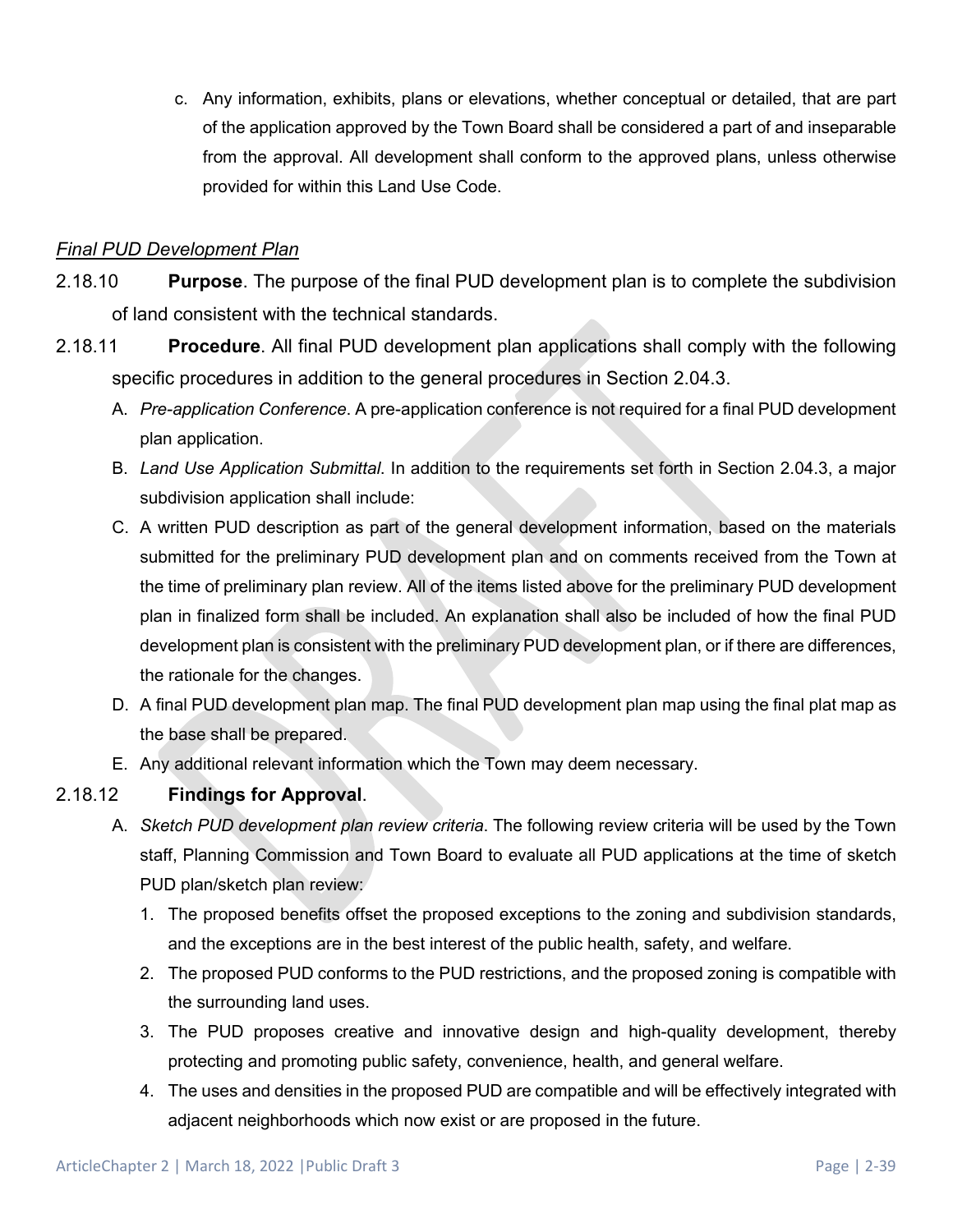c. Any information, exhibits, plans or elevations, whether conceptual or detailed, that are part of the application approved by the Town Board shall be considered a part of and inseparable from the approval. All development shall conform to the approved plans, unless otherwise provided for within this Land Use Code.

*Final PUD Development Plan*

2.18.10 **Purpose**. The purpose of the final PUD development plan is to complete the subdivision of land consistent with the technical standards.

2.18.11 **Procedure**. All final PUD development plan applications shall comply with the following specific procedures in addition to the general procedures in Section 2.04.3.

A. *Pre-application Conference*. A pre-application conference is not required for a final PUD development plan application.

B. *Land Use Application Submittal*. In addition to the requirements set forth in Section 2.04.3, a major subdivision application shall include:

C. A written PUD description as part of the general development information, based on the materials submitted for the preliminary PUD development plan and on comments received from the Town at the time of preliminary plan review. All of the items listed above for the preliminary PUD development plan in finalized form shall be included. An explanation shall also be included of how the final PUD development plan is consistent with the preliminary PUD development plan, or if there are differences, the rationale for the changes.

D. A final PUD development plan map. The final PUD development plan map using the final plat map as the base shall be prepared.

E. Any additional relevant information which the Town may deem necessary.

2.18.12 **Findings for Approval**.

A. *Sketch PUD development plan review criteria*. The following review criteria will be used by the Town staff, Planning Commission and Town Board to evaluate all PUD applications at the time of sketch PUD plan/sketch plan review:

1. The proposed benefits offset the proposed exceptions to the zoning and subdivision standards, and the exceptions are in the best interest of the public health, safety, and welfare.
2. The proposed PUD conforms to the PUD restrictions, and the proposed zoning is compatible with the surrounding land uses.
3. The PUD proposes creative and innovative design and high-quality development, thereby protecting and promoting public safety, convenience, health, and general welfare.
4. The uses and densities in the proposed PUD are compatible and will be effectively integrated with adjacent neighborhoods which now exist or are proposed in the future.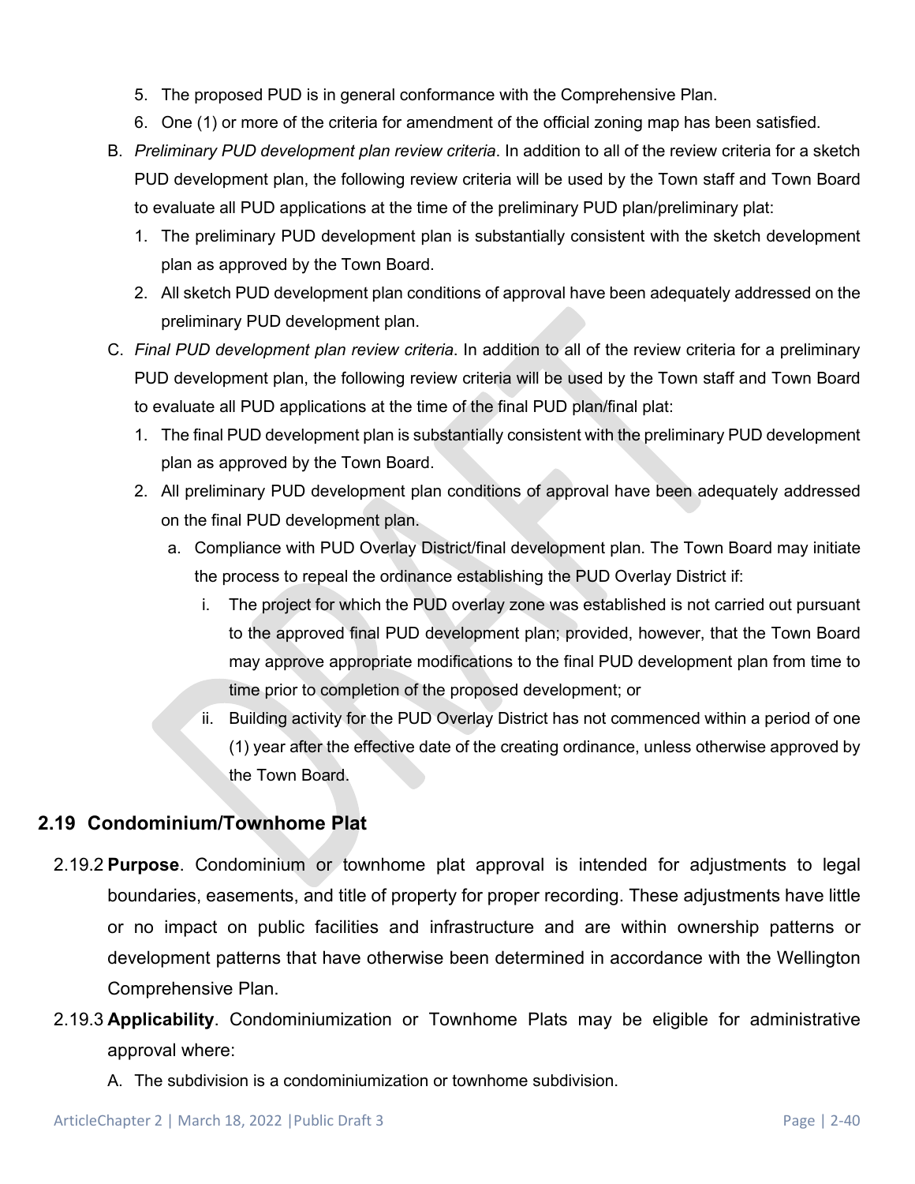5. The proposed PUD is in general conformance with the Comprehensive Plan.
6. One (1) or more of the criteria for amendment of the official zoning map has been satisfied.

B. *Preliminary PUD development plan review criteria*. In addition to all of the review criteria for a sketch PUD development plan, the following review criteria will be used by the Town staff and Town Board to evaluate all PUD applications at the time of the preliminary PUD plan/preliminary plat:

1. The preliminary PUD development plan is substantially consistent with the sketch development plan as approved by the Town Board.
2. All sketch PUD development plan conditions of approval have been adequately addressed on the preliminary PUD development plan.

C. *Final PUD development plan review criteria*. In addition to all of the review criteria for a preliminary PUD development plan, the following review criteria will be used by the Town staff and Town Board to evaluate all PUD applications at the time of the final PUD plan/final plat:

1. The final PUD development plan is substantially consistent with the preliminary PUD development plan as approved by the Town Board.
2. All preliminary PUD development plan conditions of approval have been adequately addressed on the final PUD development plan.
   a. Compliance with PUD Overlay District/final development plan. The Town Board may initiate the process to repeal the ordinance establishing the PUD Overlay District if:
      i. The project for which the PUD overlay zone was established is not carried out pursuant to the approved final PUD development plan; provided, however, that the Town Board may approve appropriate modifications to the final PUD development plan from time to time prior to completion of the proposed development; or
      ii. Building activity for the PUD Overlay District has not commenced within a period of one (1) year after the effective date of the creating ordinance, unless otherwise approved by the Town Board.

## 2.19 Condominium/Townhome Plat

2.19.2 **Purpose**. Condominium or townhome plat approval is intended for adjustments to legal boundaries, easements, and title of property for proper recording. These adjustments have little or no impact on public facilities and infrastructure and are within ownership patterns or development patterns that have otherwise been determined in accordance with the Wellington Comprehensive Plan.

2.19.3 **Applicability**. Condominiumization or Townhome Plats may be eligible for administrative approval where:

A. The subdivision is a condominiumization or townhome subdivision.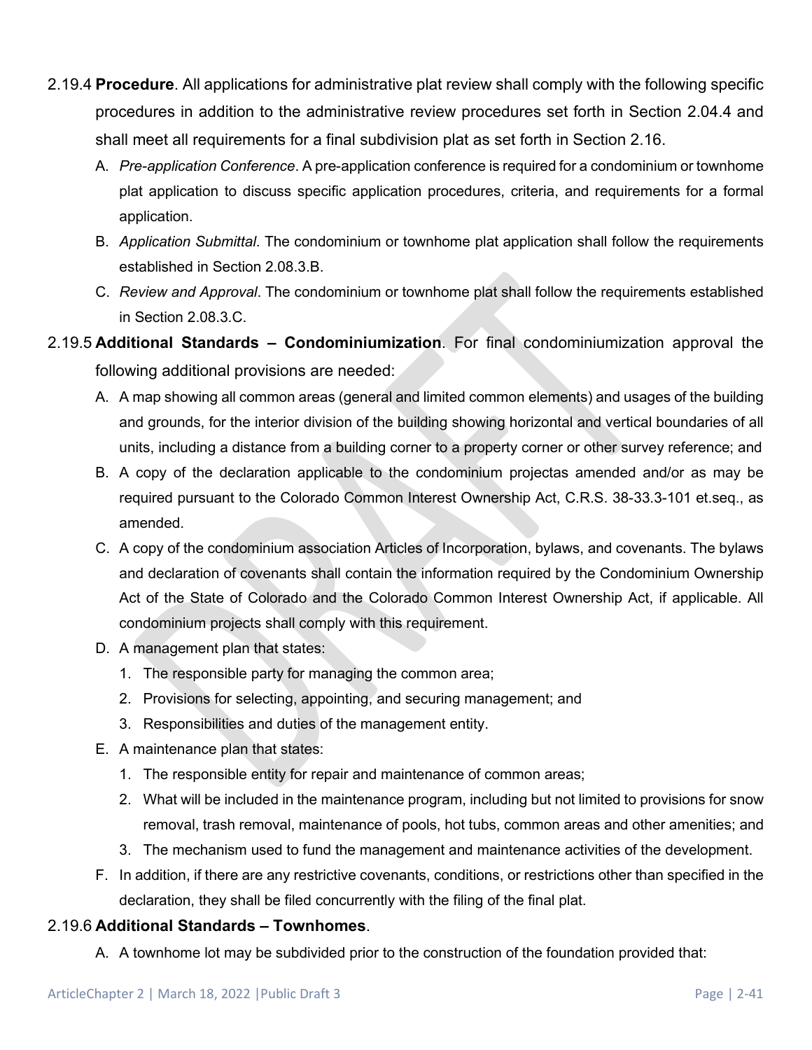2.19.4 **Procedure**. All applications for administrative plat review shall comply with the following specific procedures in addition to the administrative review procedures set forth in Section 2.04.4 and shall meet all requirements for a final subdivision plat as set forth in Section 2.16.

A. *Pre-application Conference*. A pre-application conference is required for a condominium or townhome plat application to discuss specific application procedures, criteria, and requirements for a formal application.

B. *Application Submittal*. The condominium or townhome plat application shall follow the requirements established in Section 2.08.3.B.

C. *Review and Approval*. The condominium or townhome plat shall follow the requirements established in Section 2.08.3.C.

2.19.5 **Additional Standards – Condominiumization**. For final condominiumization approval the following additional provisions are needed:

A. A map showing all common areas (general and limited common elements) and usages of the building and grounds, for the interior division of the building showing horizontal and vertical boundaries of all units, including a distance from a building corner to a property corner or other survey reference; and

B. A copy of the declaration applicable to the condominium projectas amended and/or as may be required pursuant to the Colorado Common Interest Ownership Act, C.R.S. 38-33.3-101 et.seq., as amended.

C. A copy of the condominium association Articles of Incorporation, bylaws, and covenants. The bylaws and declaration of covenants shall contain the information required by the Condominium Ownership Act of the State of Colorado and the Colorado Common Interest Ownership Act, if applicable. All condominium projects shall comply with this requirement.

D. A management plan that states:
   1. The responsible party for managing the common area;
   2. Provisions for selecting, appointing, and securing management; and
   3. Responsibilities and duties of the management entity.

E. A maintenance plan that states:
   1. The responsible entity for repair and maintenance of common areas;
   2. What will be included in the maintenance program, including but not limited to provisions for snow removal, trash removal, maintenance of pools, hot tubs, common areas and other amenities; and
   3. The mechanism used to fund the management and maintenance activities of the development.

F. In addition, if there are any restrictive covenants, conditions, or restrictions other than specified in the declaration, they shall be filed concurrently with the filing of the final plat.

2.19.6 **Additional Standards – Townhomes**.

A. A townhome lot may be subdivided prior to the construction of the foundation provided that: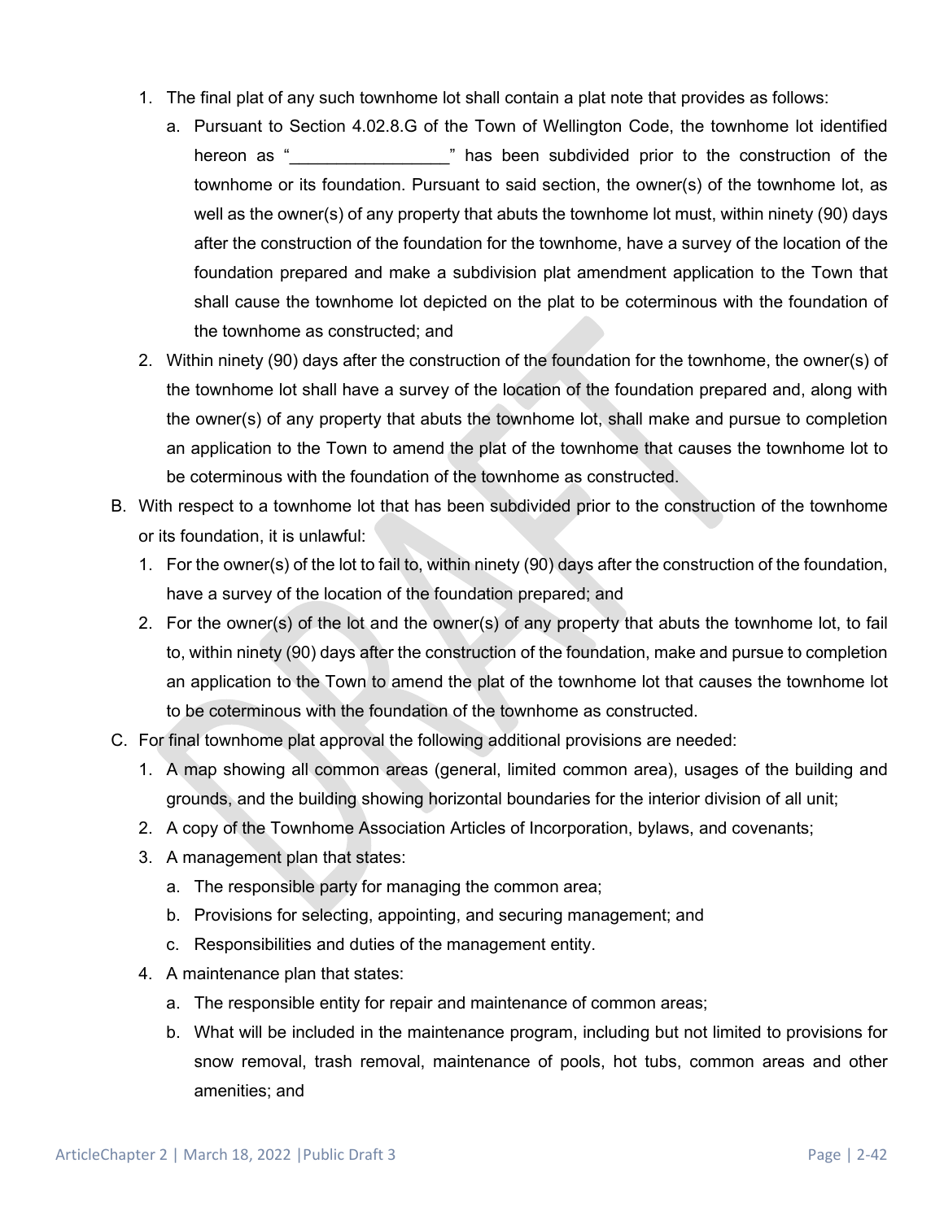1. The final plat of any such townhome lot shall contain a plat note that provides as follows:
   a. Pursuant to Section 4.02.8.G of the Town of Wellington Code, the townhome lot identified hereon as "_________________" has been subdivided prior to the construction of the townhome or its foundation. Pursuant to said section, the owner(s) of the townhome lot, as well as the owner(s) of any property that abuts the townhome lot must, within ninety (90) days after the construction of the foundation for the townhome, have a survey of the location of the foundation prepared and make a subdivision plat amendment application to the Town that shall cause the townhome lot depicted on the plat to be coterminous with the foundation of the townhome as constructed; and
2. Within ninety (90) days after the construction of the foundation for the townhome, the owner(s) of the townhome lot shall have a survey of the location of the foundation prepared and, along with the owner(s) of any property that abuts the townhome lot, shall make and pursue to completion an application to the Town to amend the plat of the townhome that causes the townhome lot to be coterminous with the foundation of the townhome as constructed.

B. With respect to a townhome lot that has been subdivided prior to the construction of the townhome or its foundation, it is unlawful:
   1. For the owner(s) of the lot to fail to, within ninety (90) days after the construction of the foundation, have a survey of the location of the foundation prepared; and
   2. For the owner(s) of the lot and the owner(s) of any property that abuts the townhome lot, to fail to, within ninety (90) days after the construction of the foundation, make and pursue to completion an application to the Town to amend the plat of the townhome lot that causes the townhome lot to be coterminous with the foundation of the townhome as constructed.

C. For final townhome plat approval the following additional provisions are needed:
   1. A map showing all common areas (general, limited common area), usages of the building and grounds, and the building showing horizontal boundaries for the interior division of all unit;
   2. A copy of the Townhome Association Articles of Incorporation, bylaws, and covenants;
   3. A management plan that states:
      a. The responsible party for managing the common area;
      b. Provisions for selecting, appointing, and securing management; and
      c. Responsibilities and duties of the management entity.
   4. A maintenance plan that states:
      a. The responsible entity for repair and maintenance of common areas;
      b. What will be included in the maintenance program, including but not limited to provisions for snow removal, trash removal, maintenance of pools, hot tubs, common areas and other amenities; and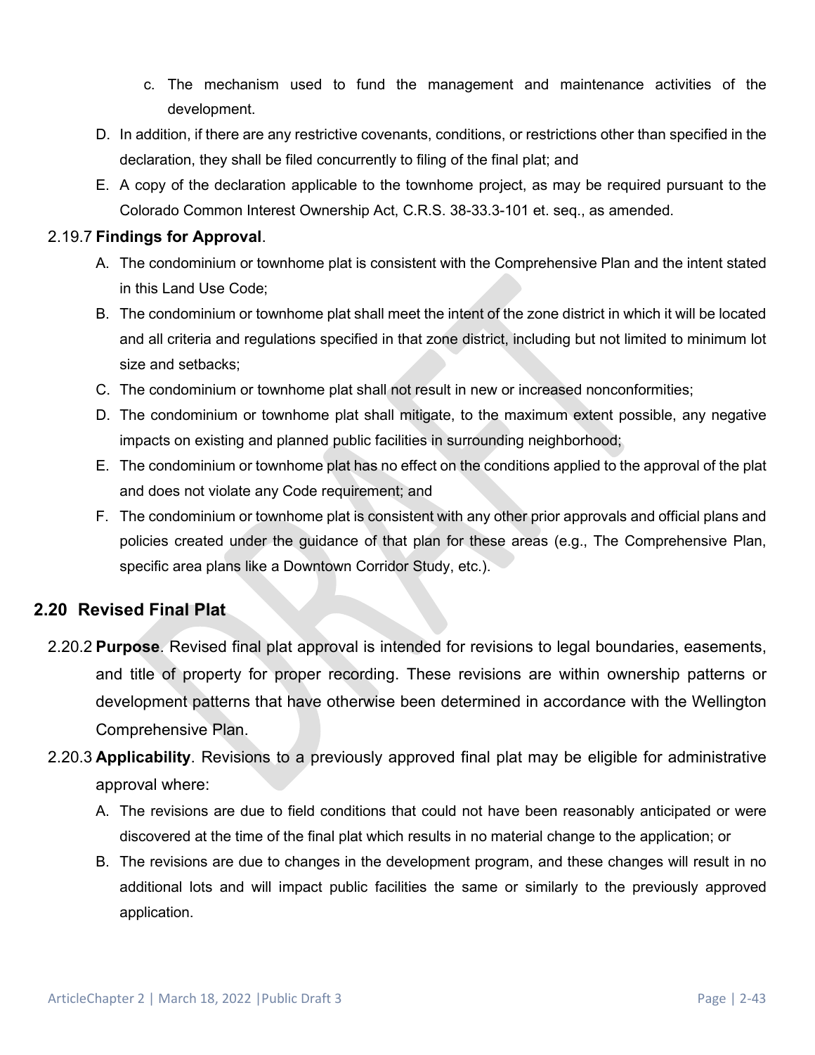c. The mechanism used to fund the management and maintenance activities of the development.

D. In addition, if there are any restrictive covenants, conditions, or restrictions other than specified in the declaration, they shall be filed concurrently to filing of the final plat; and

E. A copy of the declaration applicable to the townhome project, as may be required pursuant to the Colorado Common Interest Ownership Act, C.R.S. 38-33.3-101 et. seq., as amended.

2.19.7 **Findings for Approval**.

A. The condominium or townhome plat is consistent with the Comprehensive Plan and the intent stated in this Land Use Code;

B. The condominium or townhome plat shall meet the intent of the zone district in which it will be located and all criteria and regulations specified in that zone district, including but not limited to minimum lot size and setbacks;

C. The condominium or townhome plat shall not result in new or increased nonconformities;

D. The condominium or townhome plat shall mitigate, to the maximum extent possible, any negative impacts on existing and planned public facilities in surrounding neighborhood;

E. The condominium or townhome plat has no effect on the conditions applied to the approval of the plat and does not violate any Code requirement; and

F. The condominium or townhome plat is consistent with any other prior approvals and official plans and policies created under the guidance of that plan for these areas (e.g., The Comprehensive Plan, specific area plans like a Downtown Corridor Study, etc.).

## 2.20 Revised Final Plat

2.20.2 **Purpose**. Revised final plat approval is intended for revisions to legal boundaries, easements, and title of property for proper recording. These revisions are within ownership patterns or development patterns that have otherwise been determined in accordance with the Wellington Comprehensive Plan.

2.20.3 **Applicability**. Revisions to a previously approved final plat may be eligible for administrative approval where:

A. The revisions are due to field conditions that could not have been reasonably anticipated or were discovered at the time of the final plat which results in no material change to the application; or

B. The revisions are due to changes in the development program, and these changes will result in no additional lots and will impact public facilities the same or similarly to the previously approved application.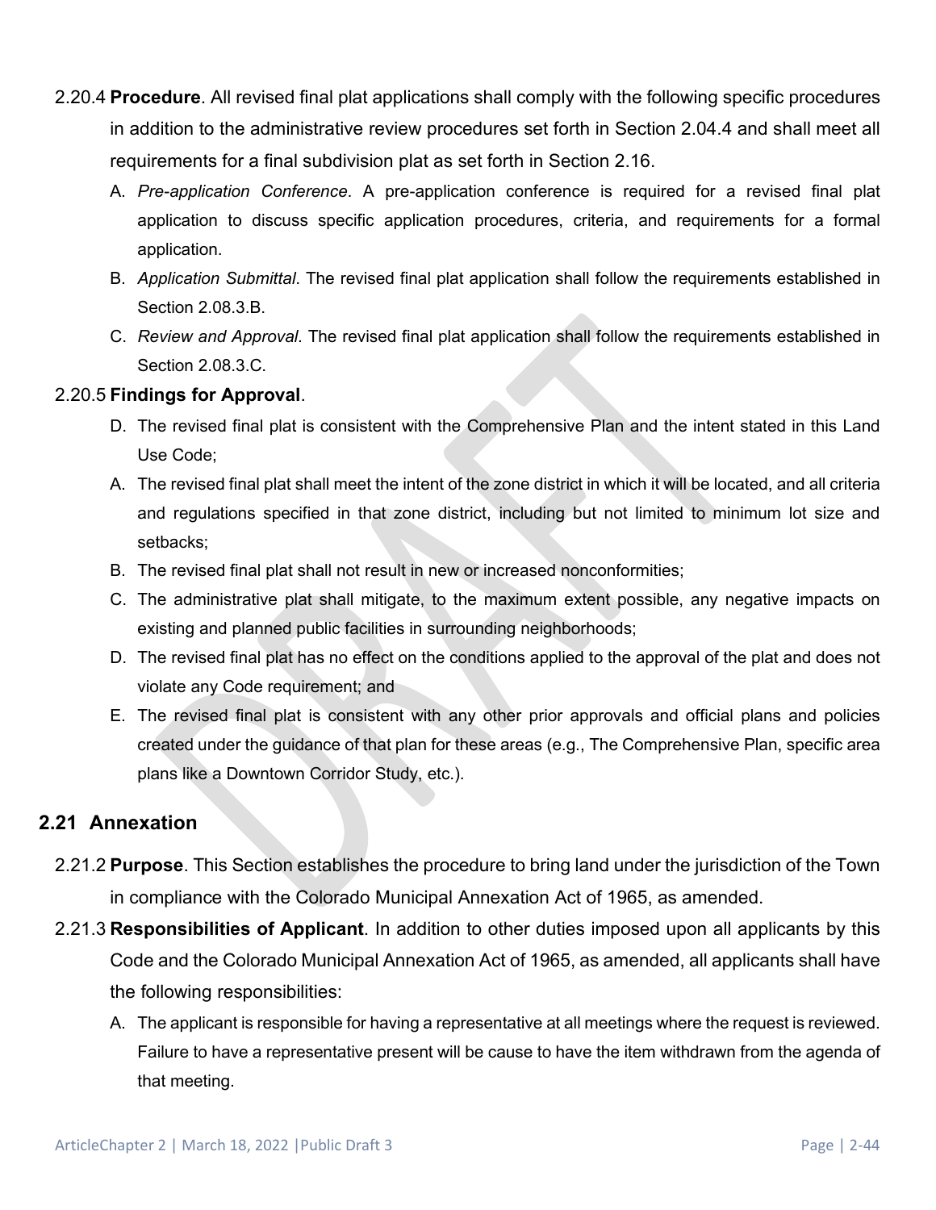2.20.4 **Procedure**. All revised final plat applications shall comply with the following specific procedures in addition to the administrative review procedures set forth in Section 2.04.4 and shall meet all requirements for a final subdivision plat as set forth in Section 2.16.

A. *Pre-application Conference*. A pre-application conference is required for a revised final plat application to discuss specific application procedures, criteria, and requirements for a formal application.

B. *Application Submittal*. The revised final plat application shall follow the requirements established in Section 2.08.3.B.

C. *Review and Approval*. The revised final plat application shall follow the requirements established in Section 2.08.3.C.

2.20.5 **Findings for Approval**.

D. The revised final plat is consistent with the Comprehensive Plan and the intent stated in this Land Use Code;

A. The revised final plat shall meet the intent of the zone district in which it will be located, and all criteria and regulations specified in that zone district, including but not limited to minimum lot size and setbacks;

B. The revised final plat shall not result in new or increased nonconformities;

C. The administrative plat shall mitigate, to the maximum extent possible, any negative impacts on existing and planned public facilities in surrounding neighborhoods;

D. The revised final plat has no effect on the conditions applied to the approval of the plat and does not violate any Code requirement; and

E. The revised final plat is consistent with any other prior approvals and official plans and policies created under the guidance of that plan for these areas (e.g., The Comprehensive Plan, specific area plans like a Downtown Corridor Study, etc.).

## 2.21 Annexation

2.21.2 **Purpose**. This Section establishes the procedure to bring land under the jurisdiction of the Town in compliance with the Colorado Municipal Annexation Act of 1965, as amended.

2.21.3 **Responsibilities of Applicant**. In addition to other duties imposed upon all applicants by this Code and the Colorado Municipal Annexation Act of 1965, as amended, all applicants shall have the following responsibilities:

A. The applicant is responsible for having a representative at all meetings where the request is reviewed. Failure to have a representative present will be cause to have the item withdrawn from the agenda of that meeting.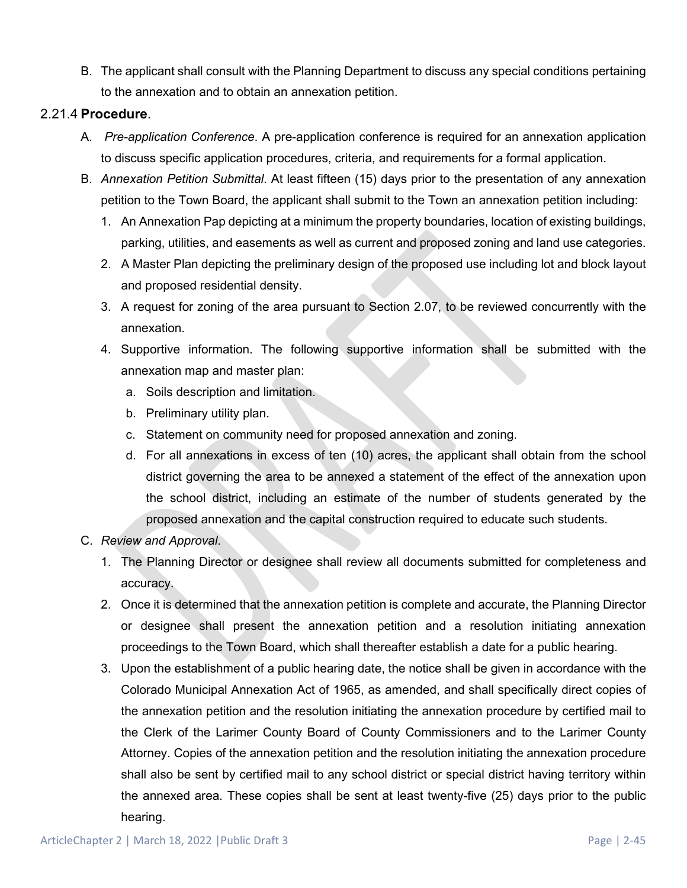B. The applicant shall consult with the Planning Department to discuss any special conditions pertaining to the annexation and to obtain an annexation petition.

2.21.4 **Procedure**.

A. *Pre-application Conference*. A pre-application conference is required for an annexation application to discuss specific application procedures, criteria, and requirements for a formal application.

B. *Annexation Petition Submittal*. At least fifteen (15) days prior to the presentation of any annexation petition to the Town Board, the applicant shall submit to the Town an annexation petition including:

1. An Annexation Pap depicting at a minimum the property boundaries, location of existing buildings, parking, utilities, and easements as well as current and proposed zoning and land use categories.
2. A Master Plan depicting the preliminary design of the proposed use including lot and block layout and proposed residential density.
3. A request for zoning of the area pursuant to Section 2.07, to be reviewed concurrently with the annexation.
4. Supportive information. The following supportive information shall be submitted with the annexation map and master plan:
   a. Soils description and limitation.
   b. Preliminary utility plan.
   c. Statement on community need for proposed annexation and zoning.
   d. For all annexations in excess of ten (10) acres, the applicant shall obtain from the school district governing the area to be annexed a statement of the effect of the annexation upon the school district, including an estimate of the number of students generated by the proposed annexation and the capital construction required to educate such students.

C. *Review and Approval*.

1. The Planning Director or designee shall review all documents submitted for completeness and accuracy.
2. Once it is determined that the annexation petition is complete and accurate, the Planning Director or designee shall present the annexation petition and a resolution initiating annexation proceedings to the Town Board, which shall thereafter establish a date for a public hearing.
3. Upon the establishment of a public hearing date, the notice shall be given in accordance with the Colorado Municipal Annexation Act of 1965, as amended, and shall specifically direct copies of the annexation petition and the resolution initiating the annexation procedure by certified mail to the Clerk of the Larimer County Board of County Commissioners and to the Larimer County Attorney. Copies of the annexation petition and the resolution initiating the annexation procedure shall also be sent by certified mail to any school district or special district having territory within the annexed area. These copies shall be sent at least twenty-five (25) days prior to the public hearing.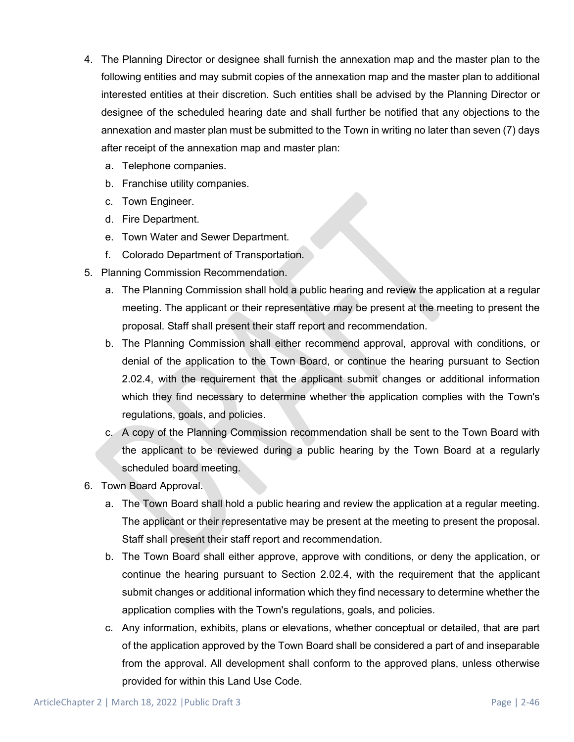4. The Planning Director or designee shall furnish the annexation map and the master plan to the following entities and may submit copies of the annexation map and the master plan to additional interested entities at their discretion. Such entities shall be advised by the Planning Director or designee of the scheduled hearing date and shall further be notified that any objections to the annexation and master plan must be submitted to the Town in writing no later than seven (7) days after receipt of the annexation map and master plan:
   a. Telephone companies.
   b. Franchise utility companies.
   c. Town Engineer.
   d. Fire Department.
   e. Town Water and Sewer Department.
   f. Colorado Department of Transportation.
5. Planning Commission Recommendation.
   a. The Planning Commission shall hold a public hearing and review the application at a regular meeting. The applicant or their representative may be present at the meeting to present the proposal. Staff shall present their staff report and recommendation.
   b. The Planning Commission shall either recommend approval, approval with conditions, or denial of the application to the Town Board, or continue the hearing pursuant to Section 2.02.4, with the requirement that the applicant submit changes or additional information which they find necessary to determine whether the application complies with the Town's regulations, goals, and policies.
   c. A copy of the Planning Commission recommendation shall be sent to the Town Board with the applicant to be reviewed during a public hearing by the Town Board at a regularly scheduled board meeting.
6. Town Board Approval.
   a. The Town Board shall hold a public hearing and review the application at a regular meeting. The applicant or their representative may be present at the meeting to present the proposal. Staff shall present their staff report and recommendation.
   b. The Town Board shall either approve, approve with conditions, or deny the application, or continue the hearing pursuant to Section 2.02.4, with the requirement that the applicant submit changes or additional information which they find necessary to determine whether the application complies with the Town's regulations, goals, and policies.
   c. Any information, exhibits, plans or elevations, whether conceptual or detailed, that are part of the application approved by the Town Board shall be considered a part of and inseparable from the approval. All development shall conform to the approved plans, unless otherwise provided for within this Land Use Code.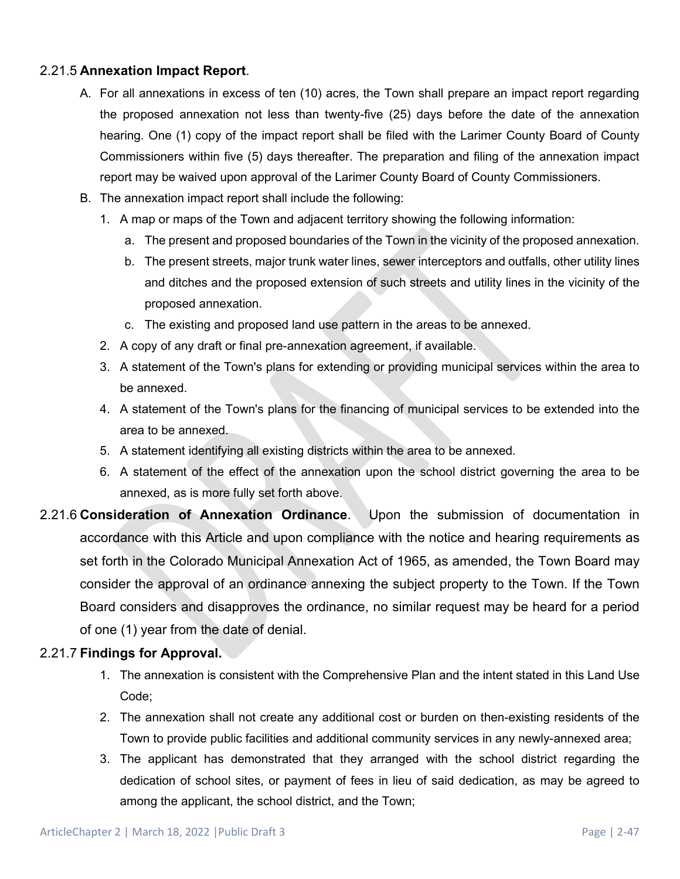### 2.21.5 **Annexation Impact Report**.

A. For all annexations in excess of ten (10) acres, the Town shall prepare an impact report regarding the proposed annexation not less than twenty-five (25) days before the date of the annexation hearing. One (1) copy of the impact report shall be filed with the Larimer County Board of County Commissioners within five (5) days thereafter. The preparation and filing of the annexation impact report may be waived upon approval of the Larimer County Board of County Commissioners.

B. The annexation impact report shall include the following:

   1. A map or maps of the Town and adjacent territory showing the following information:
      a. The present and proposed boundaries of the Town in the vicinity of the proposed annexation.
      b. The present streets, major trunk water lines, sewer interceptors and outfalls, other utility lines and ditches and the proposed extension of such streets and utility lines in the vicinity of the proposed annexation.
      c. The existing and proposed land use pattern in the areas to be annexed.
   2. A copy of any draft or final pre-annexation agreement, if available.
   3. A statement of the Town's plans for extending or providing municipal services within the area to be annexed.
   4. A statement of the Town's plans for the financing of municipal services to be extended into the area to be annexed.
   5. A statement identifying all existing districts within the area to be annexed.
   6. A statement of the effect of the annexation upon the school district governing the area to be annexed, as is more fully set forth above.

### 2.21.6 **Consideration of Annexation Ordinance**.

Upon the submission of documentation in accordance with this Article and upon compliance with the notice and hearing requirements as set forth in the Colorado Municipal Annexation Act of 1965, as amended, the Town Board may consider the approval of an ordinance annexing the subject property to the Town. If the Town Board considers and disapproves the ordinance, no similar request may be heard for a period of one (1) year from the date of denial.

### 2.21.7 **Findings for Approval.**

1. The annexation is consistent with the Comprehensive Plan and the intent stated in this Land Use Code;
2. The annexation shall not create any additional cost or burden on then-existing residents of the Town to provide public facilities and additional community services in any newly-annexed area;
3. The applicant has demonstrated that they arranged with the school district regarding the dedication of school sites, or payment of fees in lieu of said dedication, as may be agreed to among the applicant, the school district, and the Town;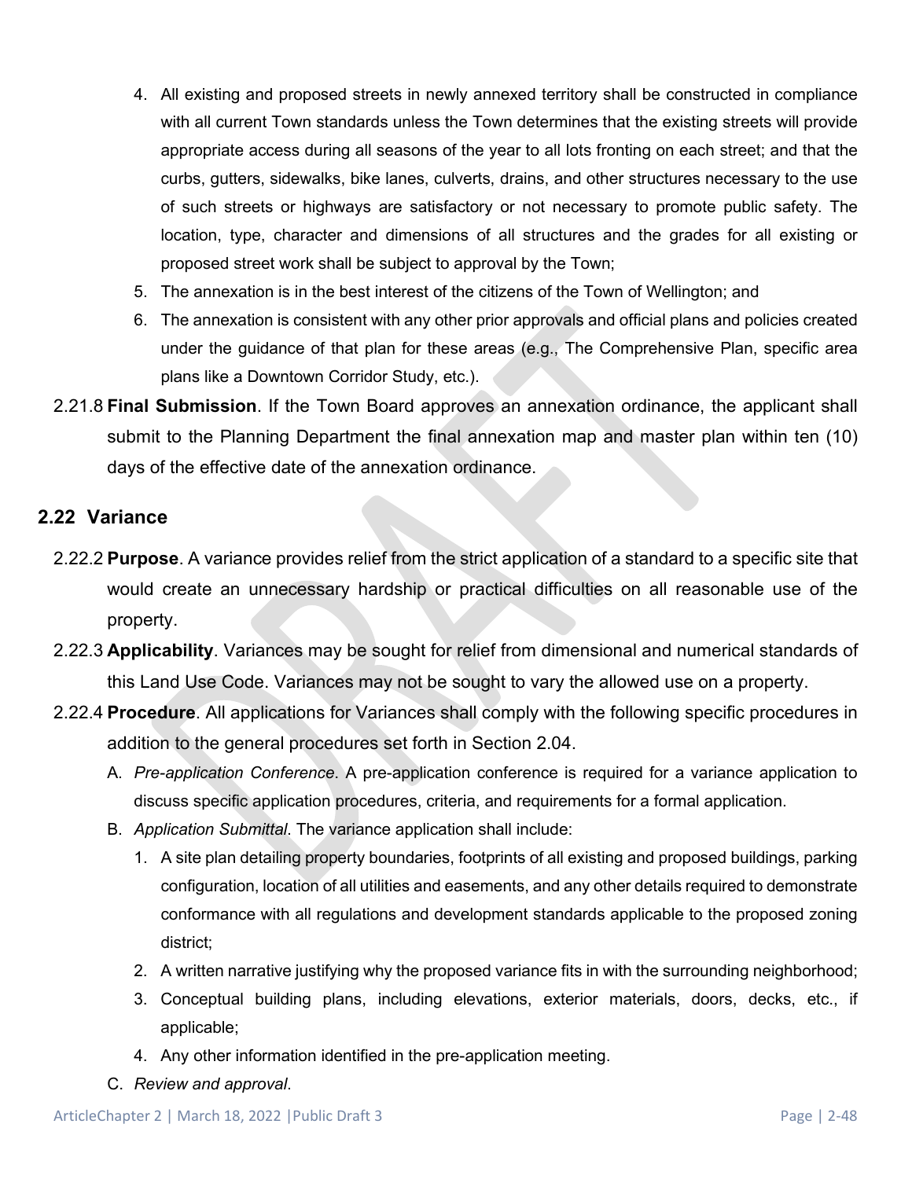4. All existing and proposed streets in newly annexed territory shall be constructed in compliance with all current Town standards unless the Town determines that the existing streets will provide appropriate access during all seasons of the year to all lots fronting on each street; and that the curbs, gutters, sidewalks, bike lanes, culverts, drains, and other structures necessary to the use of such streets or highways are satisfactory or not necessary to promote public safety. The location, type, character and dimensions of all structures and the grades for all existing or proposed street work shall be subject to approval by the Town;
5. The annexation is in the best interest of the citizens of the Town of Wellington; and
6. The annexation is consistent with any other prior approvals and official plans and policies created under the guidance of that plan for these areas (e.g., The Comprehensive Plan, specific area plans like a Downtown Corridor Study, etc.).

2.21.8 **Final Submission**. If the Town Board approves an annexation ordinance, the applicant shall submit to the Planning Department the final annexation map and master plan within ten (10) days of the effective date of the annexation ordinance.

## 2.22 Variance

2.22.2 **Purpose**. A variance provides relief from the strict application of a standard to a specific site that would create an unnecessary hardship or practical difficulties on all reasonable use of the property.

2.22.3 **Applicability**. Variances may be sought for relief from dimensional and numerical standards of this Land Use Code. Variances may not be sought to vary the allowed use on a property.

2.22.4 **Procedure**. All applications for Variances shall comply with the following specific procedures in addition to the general procedures set forth in Section 2.04.

A. *Pre-application Conference*. A pre-application conference is required for a variance application to discuss specific application procedures, criteria, and requirements for a formal application.

B. *Application Submittal*. The variance application shall include:

1. A site plan detailing property boundaries, footprints of all existing and proposed buildings, parking configuration, location of all utilities and easements, and any other details required to demonstrate conformance with all regulations and development standards applicable to the proposed zoning district;
2. A written narrative justifying why the proposed variance fits in with the surrounding neighborhood;
3. Conceptual building plans, including elevations, exterior materials, doors, decks, etc., if applicable;
4. Any other information identified in the pre-application meeting.

C. *Review and approval*.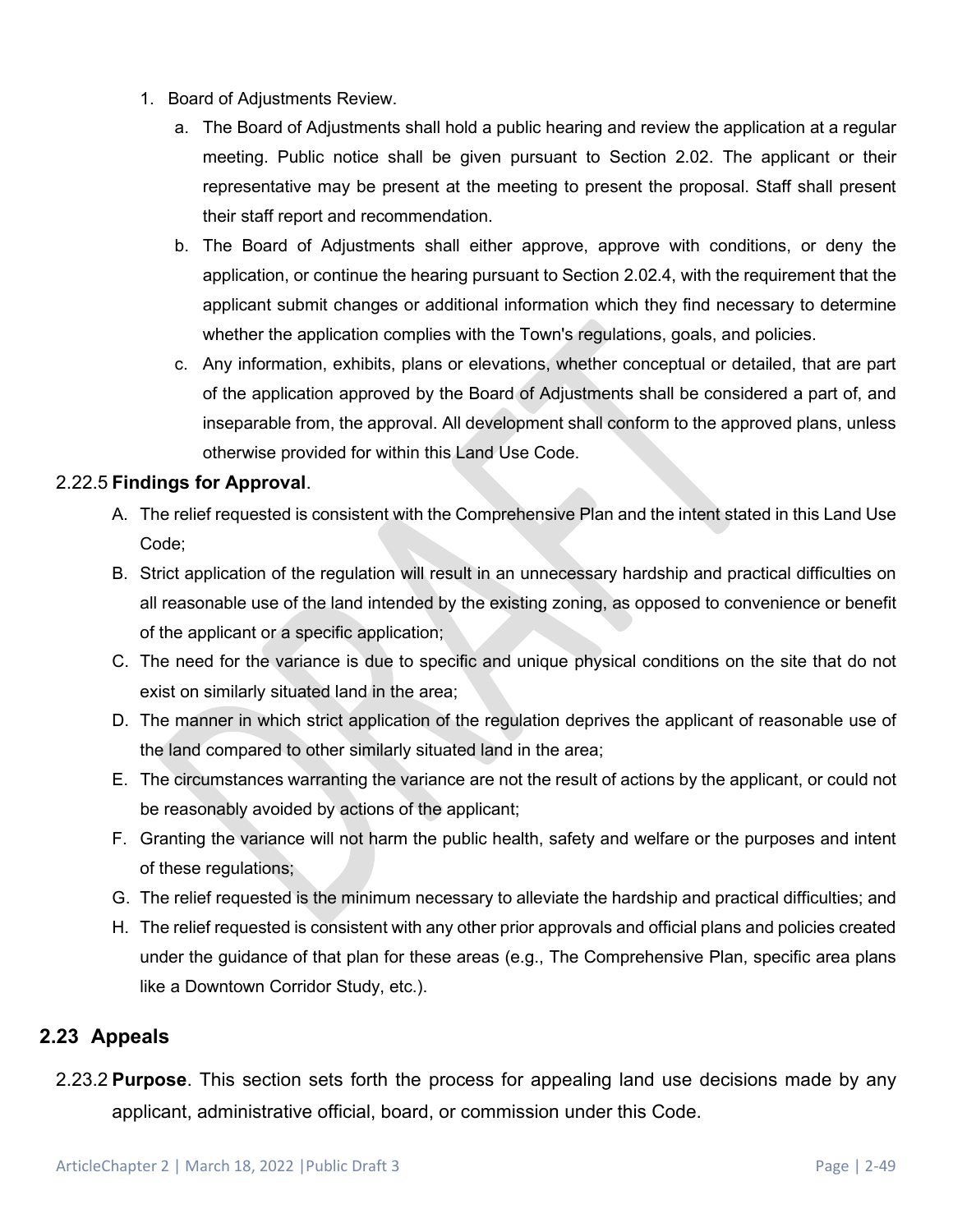1. Board of Adjustments Review.
    a. The Board of Adjustments shall hold a public hearing and review the application at a regular meeting. Public notice shall be given pursuant to Section 2.02. The applicant or their representative may be present at the meeting to present the proposal. Staff shall present their staff report and recommendation.
    b. The Board of Adjustments shall either approve, approve with conditions, or deny the application, or continue the hearing pursuant to Section 2.02.4, with the requirement that the applicant submit changes or additional information which they find necessary to determine whether the application complies with the Town's regulations, goals, and policies.
    c. Any information, exhibits, plans or elevations, whether conceptual or detailed, that are part of the application approved by the Board of Adjustments shall be considered a part of, and inseparable from, the approval. All development shall conform to the approved plans, unless otherwise provided for within this Land Use Code.

2.22.5 **Findings for Approval**.

A. The relief requested is consistent with the Comprehensive Plan and the intent stated in this Land Use Code;

B. Strict application of the regulation will result in an unnecessary hardship and practical difficulties on all reasonable use of the land intended by the existing zoning, as opposed to convenience or benefit of the applicant or a specific application;

C. The need for the variance is due to specific and unique physical conditions on the site that do not exist on similarly situated land in the area;

D. The manner in which strict application of the regulation deprives the applicant of reasonable use of the land compared to other similarly situated land in the area;

E. The circumstances warranting the variance are not the result of actions by the applicant, or could not be reasonably avoided by actions of the applicant;

F. Granting the variance will not harm the public health, safety and welfare or the purposes and intent of these regulations;

G. The relief requested is the minimum necessary to alleviate the hardship and practical difficulties; and

H. The relief requested is consistent with any other prior approvals and official plans and policies created under the guidance of that plan for these areas (e.g., The Comprehensive Plan, specific area plans like a Downtown Corridor Study, etc.).

## 2.23 Appeals

2.23.2 **Purpose**. This section sets forth the process for appealing land use decisions made by any applicant, administrative official, board, or commission under this Code.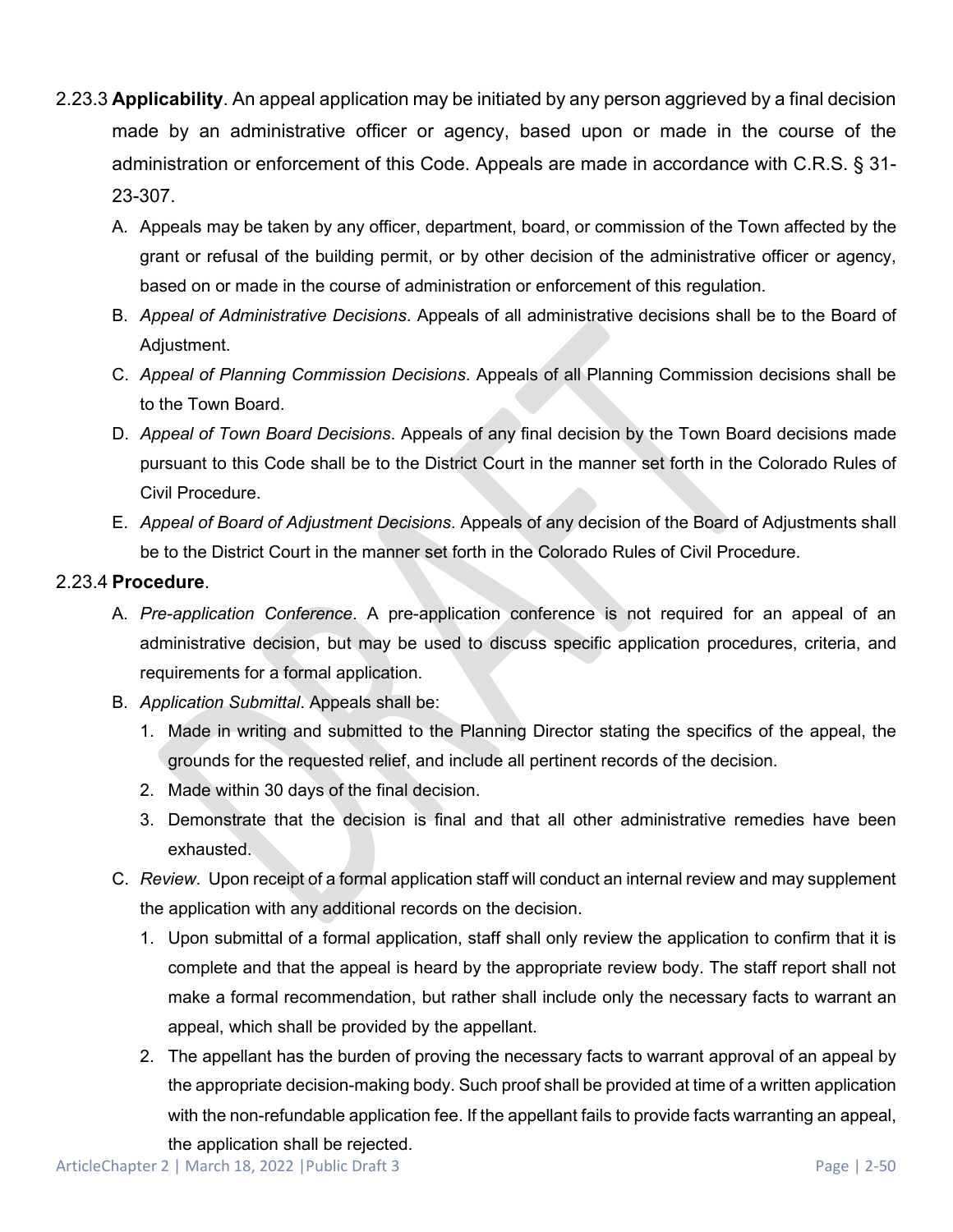2.23.3 **Applicability**. An appeal application may be initiated by any person aggrieved by a final decision made by an administrative officer or agency, based upon or made in the course of the administration or enforcement of this Code. Appeals are made in accordance with C.R.S. § 31-23-307.

A. Appeals may be taken by any officer, department, board, or commission of the Town affected by the grant or refusal of the building permit, or by other decision of the administrative officer or agency, based on or made in the course of administration or enforcement of this regulation.

B. *Appeal of Administrative Decisions*. Appeals of all administrative decisions shall be to the Board of Adjustment.

C. *Appeal of Planning Commission Decisions*. Appeals of all Planning Commission decisions shall be to the Town Board.

D. *Appeal of Town Board Decisions*. Appeals of any final decision by the Town Board decisions made pursuant to this Code shall be to the District Court in the manner set forth in the Colorado Rules of Civil Procedure.

E. *Appeal of Board of Adjustment Decisions*. Appeals of any decision of the Board of Adjustments shall be to the District Court in the manner set forth in the Colorado Rules of Civil Procedure.

2.23.4 **Procedure**.

A. *Pre-application Conference*. A pre-application conference is not required for an appeal of an administrative decision, but may be used to discuss specific application procedures, criteria, and requirements for a formal application.

B. *Application Submittal*. Appeals shall be:

1. Made in writing and submitted to the Planning Director stating the specifics of the appeal, the grounds for the requested relief, and include all pertinent records of the decision.
2. Made within 30 days of the final decision.
3. Demonstrate that the decision is final and that all other administrative remedies have been exhausted.

C. *Review*. Upon receipt of a formal application staff will conduct an internal review and may supplement the application with any additional records on the decision.

1. Upon submittal of a formal application, staff shall only review the application to confirm that it is complete and that the appeal is heard by the appropriate review body. The staff report shall not make a formal recommendation, but rather shall include only the necessary facts to warrant an appeal, which shall be provided by the appellant.
2. The appellant has the burden of proving the necessary facts to warrant approval of an appeal by the appropriate decision-making body. Such proof shall be provided at time of a written application with the non-refundable application fee. If the appellant fails to provide facts warranting an appeal, the application shall be rejected.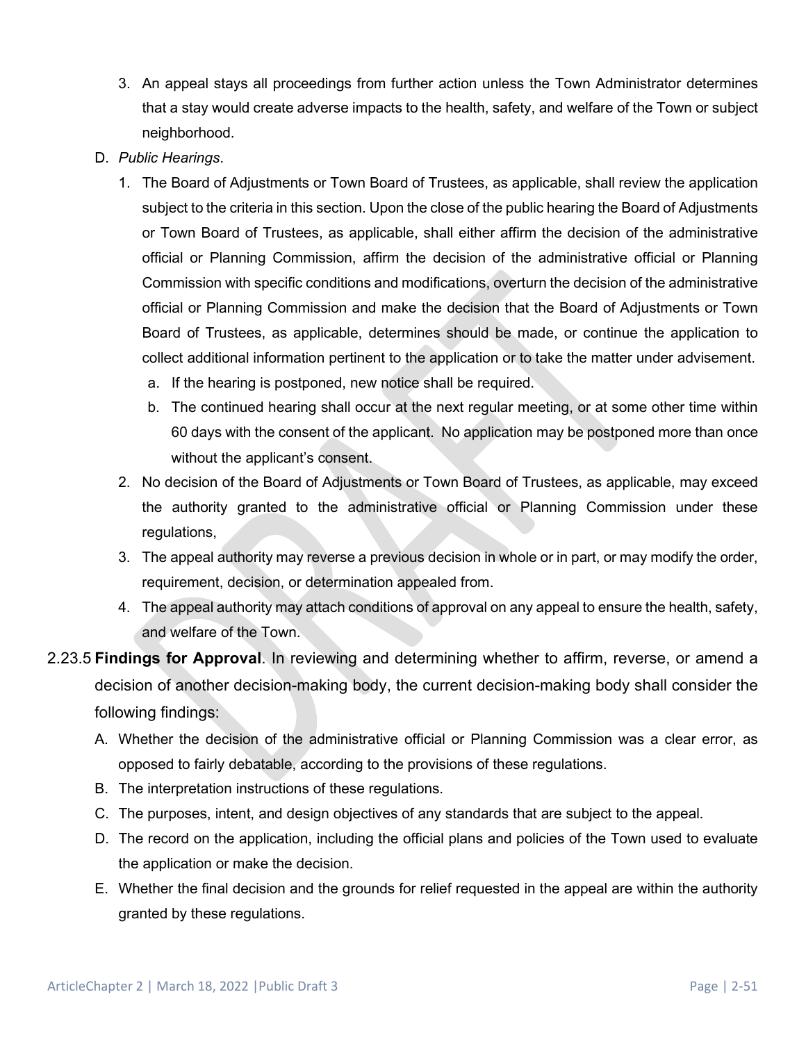3. An appeal stays all proceedings from further action unless the Town Administrator determines that a stay would create adverse impacts to the health, safety, and welfare of the Town or subject neighborhood.

D. *Public Hearings*.

   1. The Board of Adjustments or Town Board of Trustees, as applicable, shall review the application subject to the criteria in this section. Upon the close of the public hearing the Board of Adjustments or Town Board of Trustees, as applicable, shall either affirm the decision of the administrative official or Planning Commission, affirm the decision of the administrative official or Planning Commission with specific conditions and modifications, overturn the decision of the administrative official or Planning Commission and make the decision that the Board of Adjustments or Town Board of Trustees, as applicable, determines should be made, or continue the application to collect additional information pertinent to the application or to take the matter under advisement.
      a. If the hearing is postponed, new notice shall be required.
      b. The continued hearing shall occur at the next regular meeting, or at some other time within 60 days with the consent of the applicant. No application may be postponed more than once without the applicant's consent.
   2. No decision of the Board of Adjustments or Town Board of Trustees, as applicable, may exceed the authority granted to the administrative official or Planning Commission under these regulations,
   3. The appeal authority may reverse a previous decision in whole or in part, or may modify the order, requirement, decision, or determination appealed from.
   4. The appeal authority may attach conditions of approval on any appeal to ensure the health, safety, and welfare of the Town.

2.23.5 **Findings for Approval**. In reviewing and determining whether to affirm, reverse, or amend a decision of another decision-making body, the current decision-making body shall consider the following findings:

A. Whether the decision of the administrative official or Planning Commission was a clear error, as opposed to fairly debatable, according to the provisions of these regulations.
B. The interpretation instructions of these regulations.
C. The purposes, intent, and design objectives of any standards that are subject to the appeal.
D. The record on the application, including the official plans and policies of the Town used to evaluate the application or make the decision.
E. Whether the final decision and the grounds for relief requested in the appeal are within the authority granted by these regulations.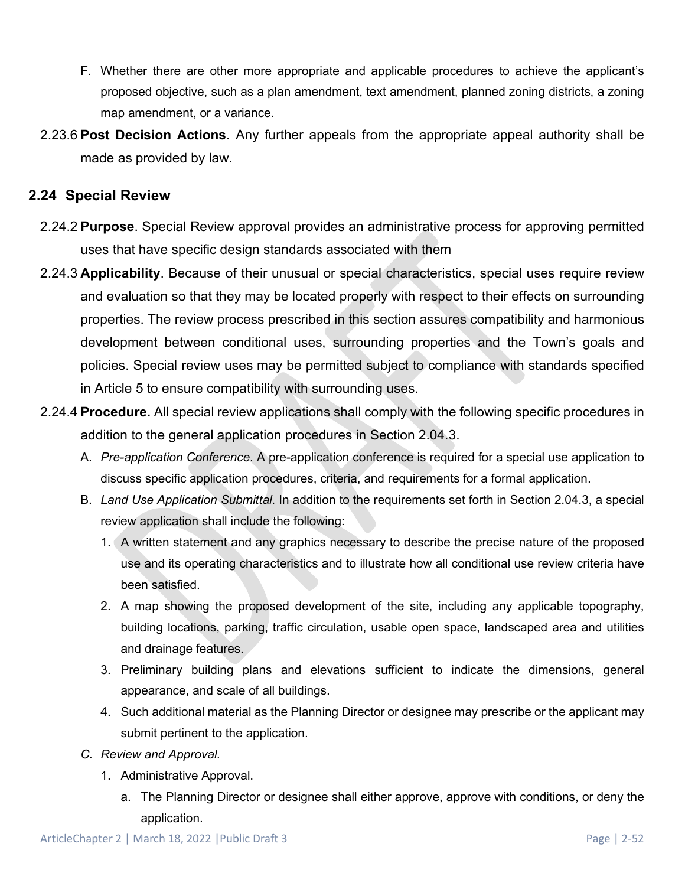F. Whether there are other more appropriate and applicable procedures to achieve the applicant's proposed objective, such as a plan amendment, text amendment, planned zoning districts, a zoning map amendment, or a variance.

2.23.6 **Post Decision Actions**. Any further appeals from the appropriate appeal authority shall be made as provided by law.

## 2.24 Special Review

2.24.2 **Purpose**. Special Review approval provides an administrative process for approving permitted uses that have specific design standards associated with them

2.24.3 **Applicability**. Because of their unusual or special characteristics, special uses require review and evaluation so that they may be located properly with respect to their effects on surrounding properties. The review process prescribed in this section assures compatibility and harmonious development between conditional uses, surrounding properties and the Town's goals and policies. Special review uses may be permitted subject to compliance with standards specified in Article 5 to ensure compatibility with surrounding uses.

2.24.4 **Procedure.** All special review applications shall comply with the following specific procedures in addition to the general application procedures in Section 2.04.3.

A. *Pre-application Conference*. A pre-application conference is required for a special use application to discuss specific application procedures, criteria, and requirements for a formal application.

B. *Land Use Application Submittal.* In addition to the requirements set forth in Section 2.04.3, a special review application shall include the following:

1. A written statement and any graphics necessary to describe the precise nature of the proposed use and its operating characteristics and to illustrate how all conditional use review criteria have been satisfied.
2. A map showing the proposed development of the site, including any applicable topography, building locations, parking, traffic circulation, usable open space, landscaped area and utilities and drainage features.
3. Preliminary building plans and elevations sufficient to indicate the dimensions, general appearance, and scale of all buildings.
4. Such additional material as the Planning Director or designee may prescribe or the applicant may submit pertinent to the application.

*C. Review and Approval.*

1. Administrative Approval.
   a. The Planning Director or designee shall either approve, approve with conditions, or deny the application.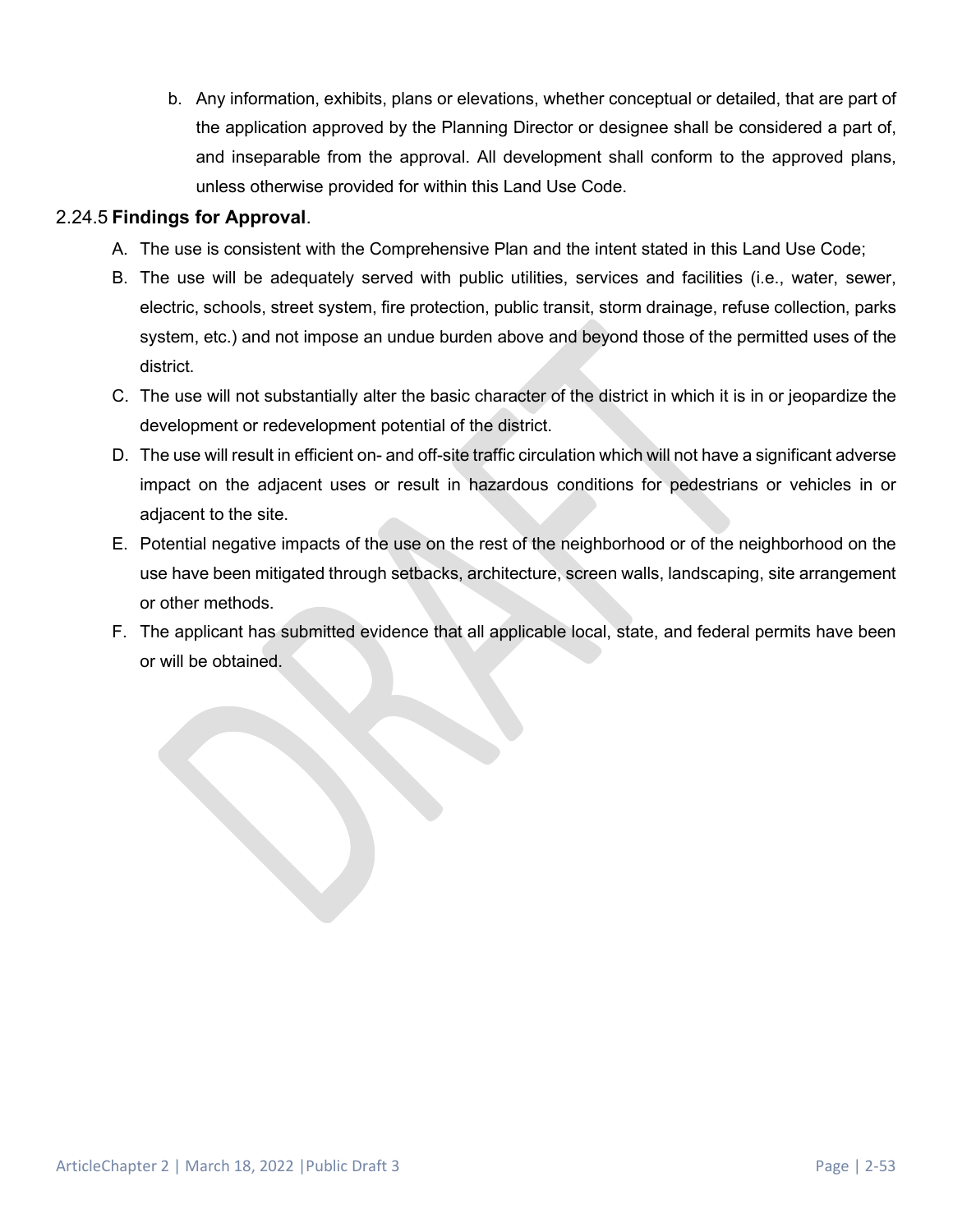b. Any information, exhibits, plans or elevations, whether conceptual or detailed, that are part of the application approved by the Planning Director or designee shall be considered a part of, and inseparable from the approval. All development shall conform to the approved plans, unless otherwise provided for within this Land Use Code.

### 2.24.5 **Findings for Approval**.

A. The use is consistent with the Comprehensive Plan and the intent stated in this Land Use Code;

B. The use will be adequately served with public utilities, services and facilities (i.e., water, sewer, electric, schools, street system, fire protection, public transit, storm drainage, refuse collection, parks system, etc.) and not impose an undue burden above and beyond those of the permitted uses of the district.

C. The use will not substantially alter the basic character of the district in which it is in or jeopardize the development or redevelopment potential of the district.

D. The use will result in efficient on- and off-site traffic circulation which will not have a significant adverse impact on the adjacent uses or result in hazardous conditions for pedestrians or vehicles in or adjacent to the site.

E. Potential negative impacts of the use on the rest of the neighborhood or of the neighborhood on the use have been mitigated through setbacks, architecture, screen walls, landscaping, site arrangement or other methods.

F. The applicant has submitted evidence that all applicable local, state, and federal permits have been or will be obtained.